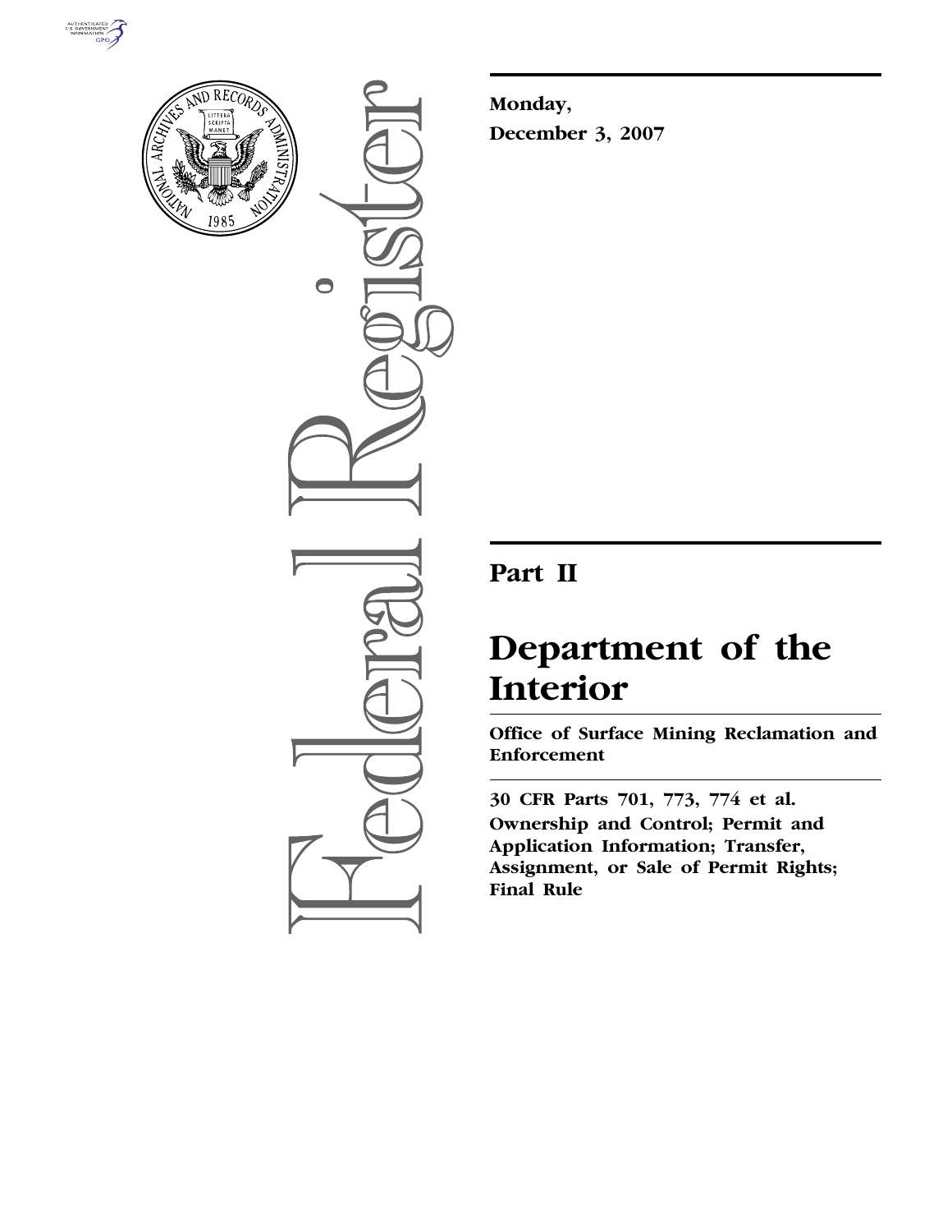**Monday,**

**December 3, 2007**

# Part II

# Department of the Interior

## Office of Surface Mining Reclamation and Enforcement

**30 CFR Parts 701, 773, 774 et al.**

**Ownership and Control; Permit and Application Information; Transfer, Assignment, or Sale of Permit Rights; Final Rule**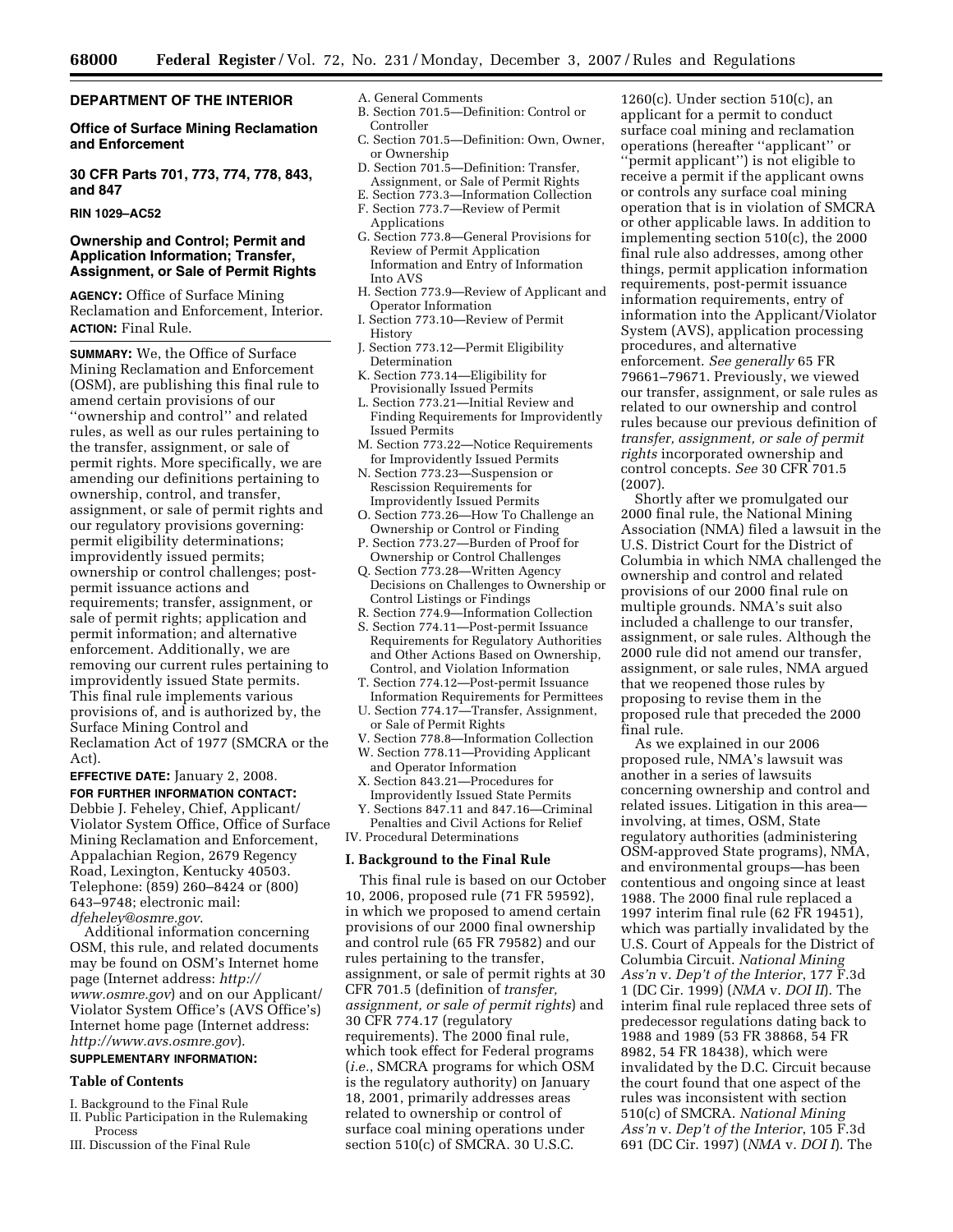**DEPARTMENT OF THE INTERIOR**

**Office of Surface Mining Reclamation and Enforcement**

**30 CFR Parts 701, 773, 774, 778, 843, and 847**

**RIN 1029–AC52**

## Ownership and Control; Permit and Application Information; Transfer, Assignment, or Sale of Permit Rights

**AGENCY:** Office of Surface Mining Reclamation and Enforcement, Interior.

**ACTION:** Final Rule.

**SUMMARY:** We, the Office of Surface Mining Reclamation and Enforcement (OSM), are publishing this final rule to amend certain provisions of our ''ownership and control'' and related rules, as well as our rules pertaining to the transfer, assignment, or sale of permit rights. More specifically, we are amending our definitions pertaining to ownership, control, and transfer, assignment, or sale of permit rights and our regulatory provisions governing: permit eligibility determinations; improvidently issued permits; ownership or control challenges; post-permit issuance actions and requirements; transfer, assignment, or sale of permit rights; application and permit information; and alternative enforcement. Additionally, we are removing our current rules pertaining to improvidently issued State permits. This final rule implements various provisions of, and is authorized by, the Surface Mining Control and Reclamation Act of 1977 (SMCRA or the Act).

**EFFECTIVE DATE:** January 2, 2008.

**FOR FURTHER INFORMATION CONTACT:** Debbie J. Feheley, Chief, Applicant/Violator System Office, Office of Surface Mining Reclamation and Enforcement, Appalachian Region, 2679 Regency Road, Lexington, Kentucky 40503. Telephone: (859) 260–8424 or (800) 643–9748; electronic mail: *dfeheley@osmre.gov*.

Additional information concerning OSM, this rule, and related documents may be found on OSM's Internet home page (Internet address: *http://www.osmre.gov*) and on our Applicant/Violator System Office's (AVS Office's) Internet home page (Internet address: *http://www.avs.osmre.gov*).

**SUPPLEMENTARY INFORMATION:**

**Table of Contents**

I. Background to the Final Rule
II. Public Participation in the Rulemaking Process
III. Discussion of the Final Rule
 A. General Comments
 B. Section 701.5—Definition: Control or Controller
 C. Section 701.5—Definition: Own, Owner, or Ownership
 D. Section 701.5—Definition: Transfer, Assignment, or Sale of Permit Rights
 E. Section 773.3—Information Collection
 F. Section 773.7—Review of Permit Applications
 G. Section 773.8—General Provisions for Review of Permit Application Information and Entry of Information Into AVS
 H. Section 773.9—Review of Applicant and Operator Information
 I. Section 773.10—Review of Permit History
 J. Section 773.12—Permit Eligibility Determination
 K. Section 773.14—Eligibility for Provisionally Issued Permits
 L. Section 773.21—Initial Review and Finding Requirements for Improvidently Issued Permits
 M. Section 773.22—Notice Requirements for Improvidently Issued Permits
 N. Section 773.23—Suspension or Rescission Requirements for Improvidently Issued Permits
 O. Section 773.26—How To Challenge an Ownership or Control or Finding
 P. Section 773.27—Burden of Proof for Ownership or Control Challenges
 Q. Section 773.28—Written Agency Decisions on Challenges to Ownership or Control Listings or Findings
 R. Section 774.9—Information Collection
 S. Section 774.11—Post-permit Issuance Requirements for Regulatory Authorities and Other Actions Based on Ownership, Control, and Violation Information
 T. Section 774.12—Post-permit Issuance Information Requirements for Permittees
 U. Section 774.17—Transfer, Assignment, or Sale of Permit Rights
 V. Section 778.8—Information Collection
 W. Section 778.11—Providing Applicant and Operator Information
 X. Section 843.21—Procedures for Improvidently Issued State Permits
 Y. Sections 847.11 and 847.16—Criminal Penalties and Civil Actions for Relief
IV. Procedural Determinations

### I. Background to the Final Rule

This final rule is based on our October 10, 2006, proposed rule (71 FR 59592), in which we proposed to amend certain provisions of our 2000 final ownership and control rule (65 FR 79582) and our rules pertaining to the transfer, assignment, or sale of permit rights at 30 CFR 701.5 (definition of *transfer, assignment, or sale of permit rights*) and 30 CFR 774.17 (regulatory requirements). The 2000 final rule, which took effect for Federal programs (*i.e.*, SMCRA programs for which OSM is the regulatory authority) on January 18, 2001, primarily addresses areas related to ownership or control of surface coal mining operations under section 510(c) of SMCRA. 30 U.S.C. 1260(c). Under section 510(c), an applicant for a permit to conduct surface coal mining and reclamation operations (hereafter ''applicant'' or ''permit applicant'') is not eligible to receive a permit if the applicant owns or controls any surface coal mining operation that is in violation of SMCRA or other applicable laws. In addition to implementing section 510(c), the 2000 final rule also addresses, among other things, permit application information requirements, post-permit issuance information requirements, entry of information into the Applicant/Violator System (AVS), application processing procedures, and alternative enforcement. *See generally* 65 FR 79661–79671. Previously, we viewed our transfer, assignment, or sale rules as related to our ownership and control rules because our previous definition of *transfer, assignment, or sale of permit rights* incorporated ownership and control concepts. *See* 30 CFR 701.5 (2007).

Shortly after we promulgated our 2000 final rule, the National Mining Association (NMA) filed a lawsuit in the U.S. District Court for the District of Columbia in which NMA challenged the ownership and control and related provisions of our 2000 final rule on multiple grounds. NMA's suit also included a challenge to our transfer, assignment, or sale rules. Although the 2000 rule did not amend our transfer, assignment, or sale rules, NMA argued that we reopened those rules by proposing to revise them in the proposed rule that preceded the 2000 final rule.

As we explained in our 2006 proposed rule, NMA's lawsuit was another in a series of lawsuits concerning ownership and control and related issues. Litigation in this area—involving, at times, OSM, State regulatory authorities (administering OSM-approved State programs), NMA, and environmental groups—has been contentious and ongoing since at least 1988. The 2000 final rule replaced a 1997 interim final rule (62 FR 19451), which was partially invalidated by the U.S. Court of Appeals for the District of Columbia Circuit. *National Mining Ass'n* v. *Dep't of the Interior*, 177 F.3d 1 (DC Cir. 1999) (*NMA* v. *DOI II*). The interim final rule replaced three sets of predecessor regulations dating back to 1988 and 1989 (53 FR 38868, 54 FR 8982, 54 FR 18438), which were invalidated by the D.C. Circuit because the court found that one aspect of the rules was inconsistent with section 510(c) of SMCRA. *National Mining Ass'n* v. *Dep't of the Interior*, 105 F.3d 691 (DC Cir. 1997) (*NMA* v. *DOI I*). The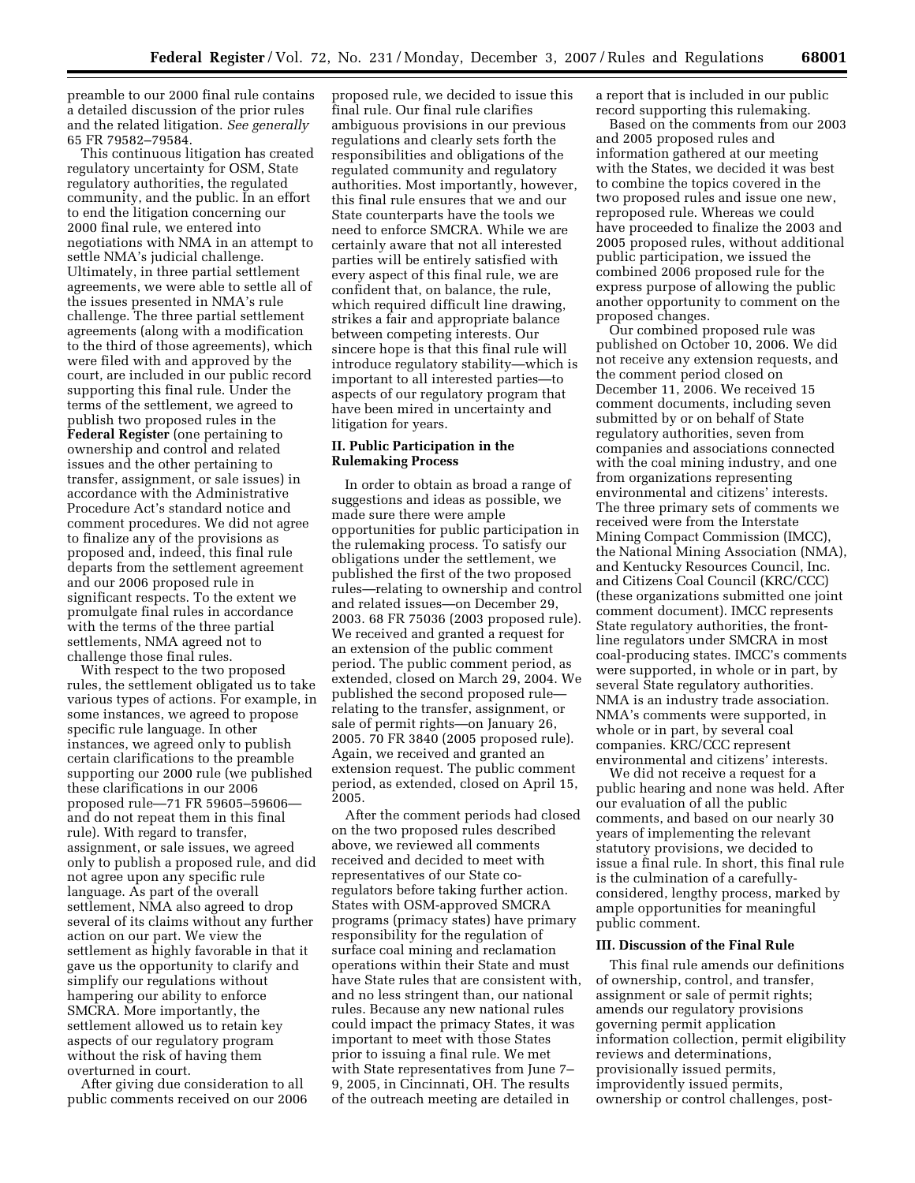preamble to our 2000 final rule contains a detailed discussion of the prior rules and the related litigation. *See generally* 65 FR 79582–79584.

This continuous litigation has created regulatory uncertainty for OSM, State regulatory authorities, the regulated community, and the public. In an effort to end the litigation concerning our 2000 final rule, we entered into negotiations with NMA in an attempt to settle NMA's judicial challenge. Ultimately, in three partial settlement agreements, we were able to settle all of the issues presented in NMA's rule challenge. The three partial settlement agreements (along with a modification to the third of those agreements), which were filed with and approved by the court, are included in our public record supporting this final rule. Under the terms of the settlement, we agreed to publish two proposed rules in the **Federal Register** (one pertaining to ownership and control and related issues and the other pertaining to transfer, assignment, or sale issues) in accordance with the Administrative Procedure Act's standard notice and comment procedures. We did not agree to finalize any of the provisions as proposed and, indeed, this final rule departs from the settlement agreement and our 2006 proposed rule in significant respects. To the extent we promulgate final rules in accordance with the terms of the three partial settlements, NMA agreed not to challenge those final rules.

With respect to the two proposed rules, the settlement obligated us to take various types of actions. For example, in some instances, we agreed to propose specific rule language. In other instances, we agreed only to publish certain clarifications to the preamble supporting our 2000 rule (we published these clarifications in our 2006 proposed rule—71 FR 59605–59606—and do not repeat them in this final rule). With regard to transfer, assignment, or sale issues, we agreed only to publish a proposed rule, and did not agree upon any specific rule language. As part of the overall settlement, NMA also agreed to drop several of its claims without any further action on our part. We view the settlement as highly favorable in that it gave us the opportunity to clarify and simplify our regulations without hampering our ability to enforce SMCRA. More importantly, the settlement allowed us to retain key aspects of our regulatory program without the risk of having them overturned in court.

After giving due consideration to all public comments received on our 2006 proposed rule, we decided to issue this final rule. Our final rule clarifies ambiguous provisions in our previous regulations and clearly sets forth the responsibilities and obligations of the regulated community and regulatory authorities. Most importantly, however, this final rule ensures that we and our State counterparts have the tools we need to enforce SMCRA. While we are certainly aware that not all interested parties will be entirely satisfied with every aspect of this final rule, we are confident that, on balance, the rule, which required difficult line drawing, strikes a fair and appropriate balance between competing interests. Our sincere hope is that this final rule will introduce regulatory stability—which is important to all interested parties—to aspects of our regulatory program that have been mired in uncertainty and litigation for years.

## II. Public Participation in the Rulemaking Process

In order to obtain as broad a range of suggestions and ideas as possible, we made sure there were ample opportunities for public participation in the rulemaking process. To satisfy our obligations under the settlement, we published the first of the two proposed rules—relating to ownership and control and related issues—on December 29, 2003. 68 FR 75036 (2003 proposed rule). We received and granted a request for an extension of the public comment period. The public comment period, as extended, closed on March 29, 2004. We published the second proposed rule—relating to the transfer, assignment, or sale of permit rights—on January 26, 2005. 70 FR 3840 (2005 proposed rule). Again, we received and granted an extension request. The public comment period, as extended, closed on April 15, 2005.

After the comment periods had closed on the two proposed rules described above, we reviewed all comments received and decided to meet with representatives of our State co-regulators before taking further action. States with OSM-approved SMCRA programs (primacy states) have primary responsibility for the regulation of surface coal mining and reclamation operations within their State and must have State rules that are consistent with, and no less stringent than, our national rules. Because any new national rules could impact the primacy States, it was important to meet with those States prior to issuing a final rule. We met with State representatives from June 7–9, 2005, in Cincinnati, OH. The results of the outreach meeting are detailed in a report that is included in our public record supporting this rulemaking.

Based on the comments from our 2003 and 2005 proposed rules and information gathered at our meeting with the States, we decided it was best to combine the topics covered in the two proposed rules and issue one new, reproposed rule. Whereas we could have proceeded to finalize the 2003 and 2005 proposed rules, without additional public participation, we issued the combined 2006 proposed rule for the express purpose of allowing the public another opportunity to comment on the proposed changes.

Our combined proposed rule was published on October 10, 2006. We did not receive any extension requests, and the comment period closed on December 11, 2006. We received 15 comment documents, including seven submitted by or on behalf of State regulatory authorities, seven from companies and associations connected with the coal mining industry, and one from organizations representing environmental and citizens' interests. The three primary sets of comments we received were from the Interstate Mining Compact Commission (IMCC), the National Mining Association (NMA), and Kentucky Resources Council, Inc. and Citizens Coal Council (KRC/CCC) (these organizations submitted one joint comment document). IMCC represents State regulatory authorities, the front-line regulators under SMCRA in most coal-producing states. IMCC's comments were supported, in whole or in part, by several State regulatory authorities. NMA is an industry trade association. NMA's comments were supported, in whole or in part, by several coal companies. KRC/CCC represent environmental and citizens' interests.

We did not receive a request for a public hearing and none was held. After our evaluation of all the public comments, and based on our nearly 30 years of implementing the relevant statutory provisions, we decided to issue a final rule. In short, this final rule is the culmination of a carefully-considered, lengthy process, marked by ample opportunities for meaningful public comment.

## III. Discussion of the Final Rule

This final rule amends our definitions of ownership, control, and transfer, assignment or sale of permit rights; amends our regulatory provisions governing permit application information collection, permit eligibility reviews and determinations, provisionally issued permits, improvidently issued permits, ownership or control challenges, post-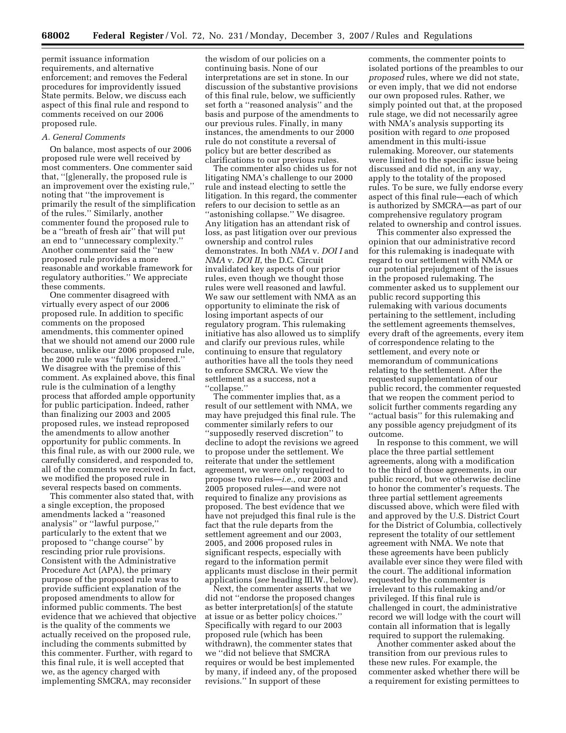permit issuance information requirements, and alternative enforcement; and removes the Federal procedures for improvidently issued State permits. Below, we discuss each aspect of this final rule and respond to comments received on our 2006 proposed rule.

### A. General Comments

On balance, most aspects of our 2006 proposed rule were well received by most commenters. One commenter said that, ''[g]enerally, the proposed rule is an improvement over the existing rule,'' noting that ''the improvement is primarily the result of the simplification of the rules.'' Similarly, another commenter found the proposed rule to be a ''breath of fresh air'' that will put an end to ''unnecessary complexity.'' Another commenter said the ''new proposed rule provides a more reasonable and workable framework for regulatory authorities.'' We appreciate these comments.

One commenter disagreed with virtually every aspect of our 2006 proposed rule. In addition to specific comments on the proposed amendments, this commenter opined that we should not amend our 2000 rule because, unlike our 2006 proposed rule, the 2000 rule was ''fully considered.'' We disagree with the premise of this comment. As explained above, this final rule is the culmination of a lengthy process that afforded ample opportunity for public participation. Indeed, rather than finalizing our 2003 and 2005 proposed rules, we instead reproposed the amendments to allow another opportunity for public comments. In this final rule, as with our 2000 rule, we carefully considered, and responded to, all of the comments we received. In fact, we modified the proposed rule in several respects based on comments.

This commenter also stated that, with a single exception, the proposed amendments lacked a ''reasoned analysis'' or ''lawful purpose,'' particularly to the extent that we proposed to ''change course'' by rescinding prior rule provisions. Consistent with the Administrative Procedure Act (APA), the primary purpose of the proposed rule was to provide sufficient explanation of the proposed amendments to allow for informed public comments. The best evidence that we achieved that objective is the quality of the comments we actually received on the proposed rule, including the comments submitted by this commenter. Further, with regard to this final rule, it is well accepted that we, as the agency charged with implementing SMCRA, may reconsider the wisdom of our policies on a continuing basis. None of our interpretations are set in stone. In our discussion of the substantive provisions of this final rule, below, we sufficiently set forth a ''reasoned analysis'' and the basis and purpose of the amendments to our previous rules. Finally, in many instances, the amendments to our 2000 rule do not constitute a reversal of policy but are better described as clarifications to our previous rules.

The commenter also chides us for not litigating NMA's challenge to our 2000 rule and instead electing to settle the litigation. In this regard, the commenter refers to our decision to settle as an ''astonishing collapse.'' We disagree. Any litigation has an attendant risk of loss, as past litigation over our previous ownership and control rules demonstrates. In both *NMA* v. *DOI I* and *NMA* v. *DOI II*, the D.C. Circuit invalidated key aspects of our prior rules, even though we thought those rules were well reasoned and lawful. We saw our settlement with NMA as an opportunity to eliminate the risk of losing important aspects of our regulatory program. This rulemaking initiative has also allowed us to simplify and clarify our previous rules, while continuing to ensure that regulatory authorities have all the tools they need to enforce SMCRA. We view the settlement as a success, not a ''collapse.''

The commenter implies that, as a result of our settlement with NMA, we may have prejudged this final rule. The commenter similarly refers to our ''supposedly reserved discretion'' to decline to adopt the revisions we agreed to propose under the settlement. We reiterate that under the settlement agreement, we were only required to propose two rules—*i.e.*, our 2003 and 2005 proposed rules—and were not required to finalize any provisions as proposed. The best evidence that we have not prejudged this final rule is the fact that the rule departs from the settlement agreement and our 2003, 2005, and 2006 proposed rules in significant respects, especially with regard to the information permit applicants must disclose in their permit applications (*see* heading III.W., below).

Next, the commenter asserts that we did not ''endorse the proposed changes as better interpretation[s] of the statute at issue or as better policy choices.'' Specifically with regard to our 2003 proposed rule (which has been withdrawn), the commenter states that we ''did not believe that SMCRA requires or would be best implemented by many, if indeed any, of the proposed revisions.'' In support of these comments, the commenter points to isolated portions of the preambles to our *proposed* rules, where we did not state, or even imply, that we did not endorse our own proposed rules. Rather, we simply pointed out that, at the proposed rule stage, we did not necessarily agree with NMA's analysis supporting its position with regard to *one* proposed amendment in this multi-issue rulemaking. Moreover, our statements were limited to the specific issue being discussed and did not, in any way, apply to the totality of the proposed rules. To be sure, we fully endorse every aspect of this final rule—each of which is authorized by SMCRA—as part of our comprehensive regulatory program related to ownership and control issues.

This commenter also expressed the opinion that our administrative record for this rulemaking is inadequate with regard to our settlement with NMA or our potential prejudgment of the issues in the proposed rulemaking. The commenter asked us to supplement our public record supporting this rulemaking with various documents pertaining to the settlement, including the settlement agreements themselves, every draft of the agreements, every item of correspondence relating to the settlement, and every note or memorandum of communications relating to the settlement. After the requested supplementation of our public record, the commenter requested that we reopen the comment period to solicit further comments regarding any ''actual basis'' for this rulemaking and any possible agency prejudgment of its outcome.

In response to this comment, we will place the three partial settlement agreements, along with a modification to the third of those agreements, in our public record, but we otherwise decline to honor the commenter's requests. The three partial settlement agreements discussed above, which were filed with and approved by the U.S. District Court for the District of Columbia, collectively represent the totality of our settlement agreement with NMA. We note that these agreements have been publicly available ever since they were filed with the court. The additional information requested by the commenter is irrelevant to this rulemaking and/or privileged. If this final rule is challenged in court, the administrative record we will lodge with the court will contain all information that is legally required to support the rulemaking.

Another commenter asked about the transition from our previous rules to these new rules. For example, the commenter asked whether there will be a requirement for existing permittees to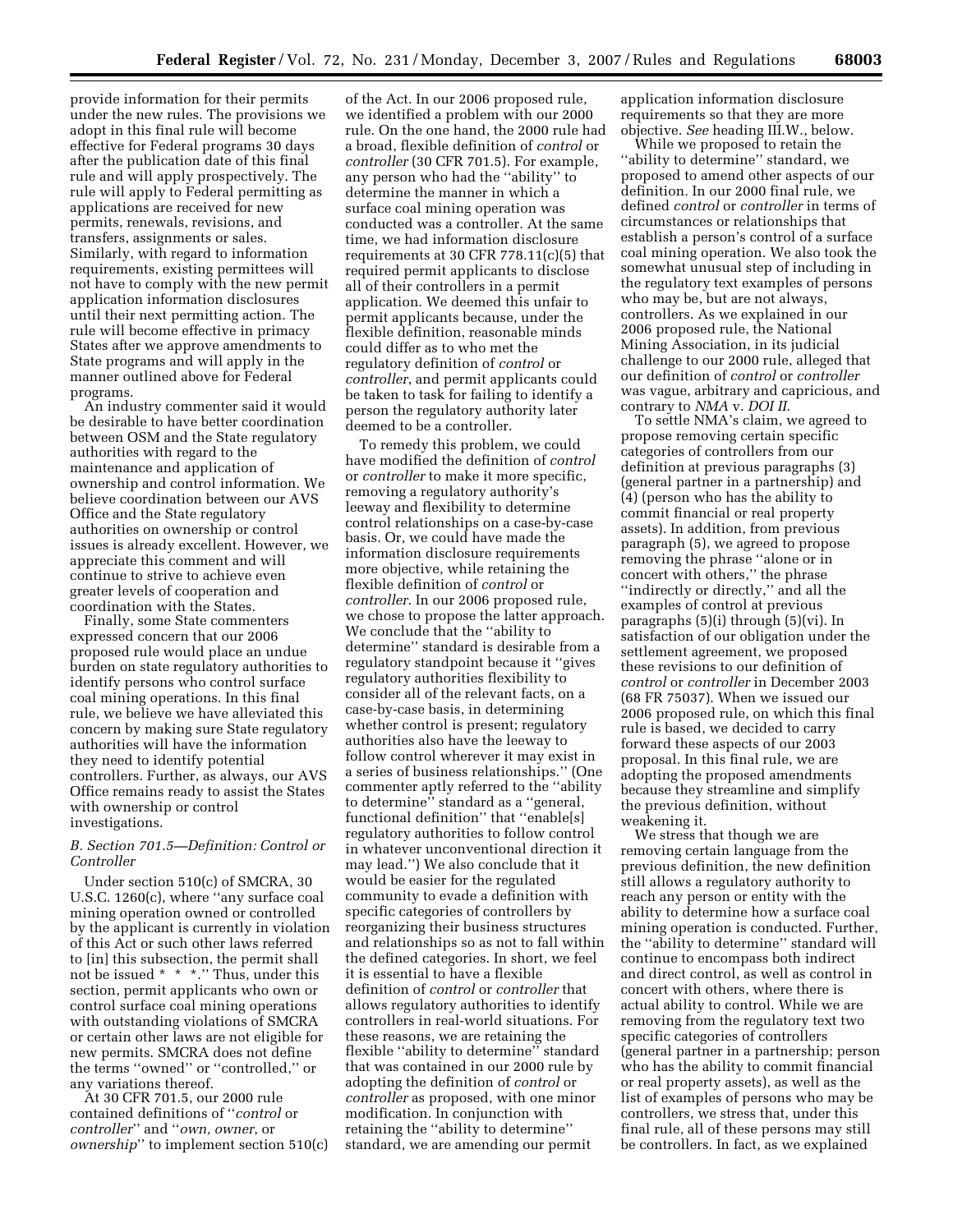provide information for their permits under the new rules. The provisions we adopt in this final rule will become effective for Federal programs 30 days after the publication date of this final rule and will apply prospectively. The rule will apply to Federal permitting as applications are received for new permits, renewals, revisions, and transfers, assignments or sales. Similarly, with regard to information requirements, existing permittees will not have to comply with the new permit application information disclosures until their next permitting action. The rule will become effective in primacy States after we approve amendments to State programs and will apply in the manner outlined above for Federal programs.

An industry commenter said it would be desirable to have better coordination between OSM and the State regulatory authorities with regard to the maintenance and application of ownership and control information. We believe coordination between our AVS Office and the State regulatory authorities on ownership or control issues is already excellent. However, we appreciate this comment and will continue to strive to achieve even greater levels of cooperation and coordination with the States.

Finally, some State commenters expressed concern that our 2006 proposed rule would place an undue burden on state regulatory authorities to identify persons who control surface coal mining operations. In this final rule, we believe we have alleviated this concern by making sure State regulatory authorities will have the information they need to identify potential controllers. Further, as always, our AVS Office remains ready to assist the States with ownership or control investigations.

### *B. Section 701.5—Definition: Control or Controller*

Under section 510(c) of SMCRA, 30 U.S.C. 1260(c), where ''any surface coal mining operation owned or controlled by the applicant is currently in violation of this Act or such other laws referred to [in] this subsection, the permit shall not be issued * * *.'' Thus, under this section, permit applicants who own or control surface coal mining operations with outstanding violations of SMCRA or certain other laws are not eligible for new permits. SMCRA does not define the terms ''owned'' or ''controlled,'' or any variations thereof.

At 30 CFR 701.5, our 2000 rule contained definitions of ''*control* or *controller*'' and ''*own, owner*, or *ownership*'' to implement section 510(c) of the Act. In our 2006 proposed rule, we identified a problem with our 2000 rule. On the one hand, the 2000 rule had a broad, flexible definition of *control* or *controller* (30 CFR 701.5). For example, any person who had the ''ability'' to determine the manner in which a surface coal mining operation was conducted was a controller. At the same time, we had information disclosure requirements at 30 CFR 778.11(c)(5) that required permit applicants to disclose all of their controllers in a permit application. We deemed this unfair to permit applicants because, under the flexible definition, reasonable minds could differ as to who met the regulatory definition of *control* or *controller*, and permit applicants could be taken to task for failing to identify a person the regulatory authority later deemed to be a controller.

To remedy this problem, we could have modified the definition of *control* or *controller* to make it more specific, removing a regulatory authority's leeway and flexibility to determine control relationships on a case-by-case basis. Or, we could have made the information disclosure requirements more objective, while retaining the flexible definition of *control* or *controller*. In our 2006 proposed rule, we chose to propose the latter approach. We conclude that the ''ability to determine'' standard is desirable from a regulatory standpoint because it ''gives regulatory authorities flexibility to consider all of the relevant facts, on a case-by-case basis, in determining whether control is present; regulatory authorities also have the leeway to follow control wherever it may exist in a series of business relationships.'' (One commenter aptly referred to the ''ability to determine'' standard as a ''general, functional definition'' that ''enable[s] regulatory authorities to follow control in whatever unconventional direction it may lead.'') We also conclude that it would be easier for the regulated community to evade a definition with specific categories of controllers by reorganizing their business structures and relationships so as not to fall within the defined categories. In short, we feel it is essential to have a flexible definition of *control* or *controller* that allows regulatory authorities to identify controllers in real-world situations. For these reasons, we are retaining the flexible ''ability to determine'' standard that was contained in our 2000 rule by adopting the definition of *control* or *controller* as proposed, with one minor modification. In conjunction with retaining the ''ability to determine'' standard, we are amending our permit application information disclosure requirements so that they are more objective. *See* heading III.W., below.

While we proposed to retain the ''ability to determine'' standard, we proposed to amend other aspects of our definition. In our 2000 final rule, we defined *control* or *controller* in terms of circumstances or relationships that establish a person's control of a surface coal mining operation. We also took the somewhat unusual step of including in the regulatory text examples of persons who may be, but are not always, controllers. As we explained in our 2006 proposed rule, the National Mining Association, in its judicial challenge to our 2000 rule, alleged that our definition of *control* or *controller* was vague, arbitrary and capricious, and contrary to *NMA* v. *DOI II*.

To settle NMA's claim, we agreed to propose removing certain specific categories of controllers from our definition at previous paragraphs (3) (general partner in a partnership) and (4) (person who has the ability to commit financial or real property assets). In addition, from previous paragraph (5), we agreed to propose removing the phrase ''alone or in concert with others,'' the phrase ''indirectly or directly,'' and all the examples of control at previous paragraphs (5)(i) through (5)(vi). In satisfaction of our obligation under the settlement agreement, we proposed these revisions to our definition of *control* or *controller* in December 2003 (68 FR 75037). When we issued our 2006 proposed rule, on which this final rule is based, we decided to carry forward these aspects of our 2003 proposal. In this final rule, we are adopting the proposed amendments because they streamline and simplify the previous definition, without weakening it.

We stress that though we are removing certain language from the previous definition, the new definition still allows a regulatory authority to reach any person or entity with the ability to determine how a surface coal mining operation is conducted. Further, the ''ability to determine'' standard will continue to encompass both indirect and direct control, as well as control in concert with others, where there is actual ability to control. While we are removing from the regulatory text two specific categories of controllers (general partner in a partnership; person who has the ability to commit financial or real property assets), as well as the list of examples of persons who may be controllers, we stress that, under this final rule, all of these persons may still be controllers. In fact, as we explained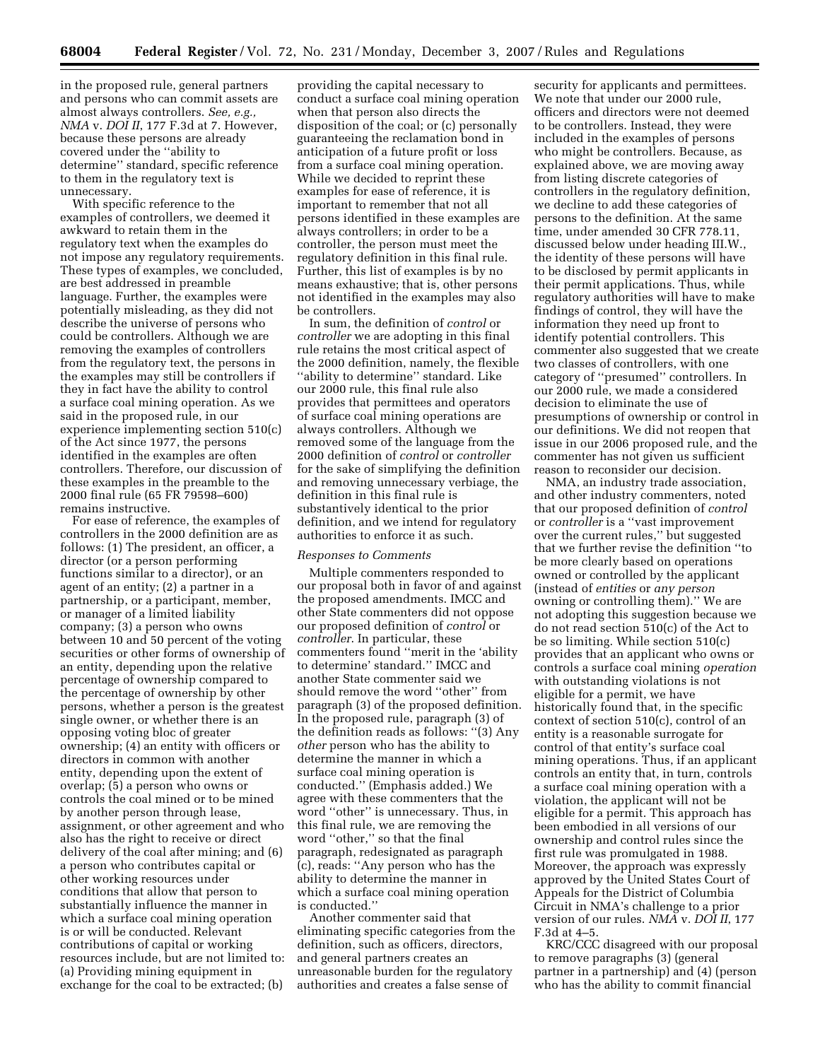in the proposed rule, general partners and persons who can commit assets are almost always controllers. *See, e.g., NMA* v. *DOI II*, 177 F.3d at 7. However, because these persons are already covered under the ''ability to determine'' standard, specific reference to them in the regulatory text is unnecessary.

With specific reference to the examples of controllers, we deemed it awkward to retain them in the regulatory text when the examples do not impose any regulatory requirements. These types of examples, we concluded, are best addressed in preamble language. Further, the examples were potentially misleading, as they did not describe the universe of persons who could be controllers. Although we are removing the examples of controllers from the regulatory text, the persons in the examples may still be controllers if they in fact have the ability to control a surface coal mining operation. As we said in the proposed rule, in our experience implementing section 510(c) of the Act since 1977, the persons identified in the examples are often controllers. Therefore, our discussion of these examples in the preamble to the 2000 final rule (65 FR 79598–600) remains instructive.

For ease of reference, the examples of controllers in the 2000 definition are as follows: (1) The president, an officer, a director (or a person performing functions similar to a director), or an agent of an entity; (2) a partner in a partnership, or a participant, member, or manager of a limited liability company; (3) a person who owns between 10 and 50 percent of the voting securities or other forms of ownership of an entity, depending upon the relative percentage of ownership compared to the percentage of ownership by other persons, whether a person is the greatest single owner, or whether there is an opposing voting bloc of greater ownership; (4) an entity with officers or directors in common with another entity, depending upon the extent of overlap; (5) a person who owns or controls the coal mined or to be mined by another person through lease, assignment, or other agreement and who also has the right to receive or direct delivery of the coal after mining; and (6) a person who contributes capital or other working resources under conditions that allow that person to substantially influence the manner in which a surface coal mining operation is or will be conducted. Relevant contributions of capital or working resources include, but are not limited to: (a) Providing mining equipment in exchange for the coal to be extracted; (b) providing the capital necessary to conduct a surface coal mining operation when that person also directs the disposition of the coal; or (c) personally guaranteeing the reclamation bond in anticipation of a future profit or loss from a surface coal mining operation. While we decided to reprint these examples for ease of reference, it is important to remember that not all persons identified in these examples are always controllers; in order to be a controller, the person must meet the regulatory definition in this final rule. Further, this list of examples is by no means exhaustive; that is, other persons not identified in the examples may also be controllers.

In sum, the definition of *control* or *controller* we are adopting in this final rule retains the most critical aspect of the 2000 definition, namely, the flexible ''ability to determine'' standard. Like our 2000 rule, this final rule also provides that permittees and operators of surface coal mining operations are always controllers. Although we removed some of the language from the 2000 definition of *control* or *controller* for the sake of simplifying the definition and removing unnecessary verbiage, the definition in this final rule is substantively identical to the prior definition, and we intend for regulatory authorities to enforce it as such.

### *Responses to Comments*

Multiple commenters responded to our proposal both in favor of and against the proposed amendments. IMCC and other State commenters did not oppose our proposed definition of *control* or *controller*. In particular, these commenters found ''merit in the 'ability to determine' standard.'' IMCC and another State commenter said we should remove the word ''other'' from paragraph (3) of the proposed definition. In the proposed rule, paragraph (3) of the definition reads as follows: ''(3) Any *other* person who has the ability to determine the manner in which a surface coal mining operation is conducted.'' (Emphasis added.) We agree with these commenters that the word ''other'' is unnecessary. Thus, in this final rule, we are removing the word ''other,'' so that the final paragraph, redesignated as paragraph (c), reads: ''Any person who has the ability to determine the manner in which a surface coal mining operation is conducted.''

Another commenter said that eliminating specific categories from the definition, such as officers, directors, and general partners creates an unreasonable burden for the regulatory authorities and creates a false sense of security for applicants and permittees. We note that under our 2000 rule, officers and directors were not deemed to be controllers. Instead, they were included in the examples of persons who might be controllers. Because, as explained above, we are moving away from listing discrete categories of controllers in the regulatory definition, we decline to add these categories of persons to the definition. At the same time, under amended 30 CFR 778.11, discussed below under heading III.W., the identity of these persons will have to be disclosed by permit applicants in their permit applications. Thus, while regulatory authorities will have to make findings of control, they will have the information they need up front to identify potential controllers. This commenter also suggested that we create two classes of controllers, with one category of ''presumed'' controllers. In our 2000 rule, we made a considered decision to eliminate the use of presumptions of ownership or control in our definitions. We did not reopen that issue in our 2006 proposed rule, and the commenter has not given us sufficient reason to reconsider our decision.

NMA, an industry trade association, and other industry commenters, noted that our proposed definition of *control* or *controller* is a ''vast improvement over the current rules,'' but suggested that we further revise the definition ''to be more clearly based on operations owned or controlled by the applicant (instead of *entities* or *any person* owning or controlling them).'' We are not adopting this suggestion because we do not read section 510(c) of the Act to be so limiting. While section 510(c) provides that an applicant who owns or controls a surface coal mining *operation* with outstanding violations is not eligible for a permit, we have historically found that, in the specific context of section 510(c), control of an entity is a reasonable surrogate for control of that entity's surface coal mining operations. Thus, if an applicant controls an entity that, in turn, controls a surface coal mining operation with a violation, the applicant will not be eligible for a permit. This approach has been embodied in all versions of our ownership and control rules since the first rule was promulgated in 1988. Moreover, the approach was expressly approved by the United States Court of Appeals for the District of Columbia Circuit in NMA's challenge to a prior version of our rules. *NMA* v. *DOI II*, 177 F.3d at 4–5.

KRC/CCC disagreed with our proposal to remove paragraphs (3) (general partner in a partnership) and (4) (person who has the ability to commit financial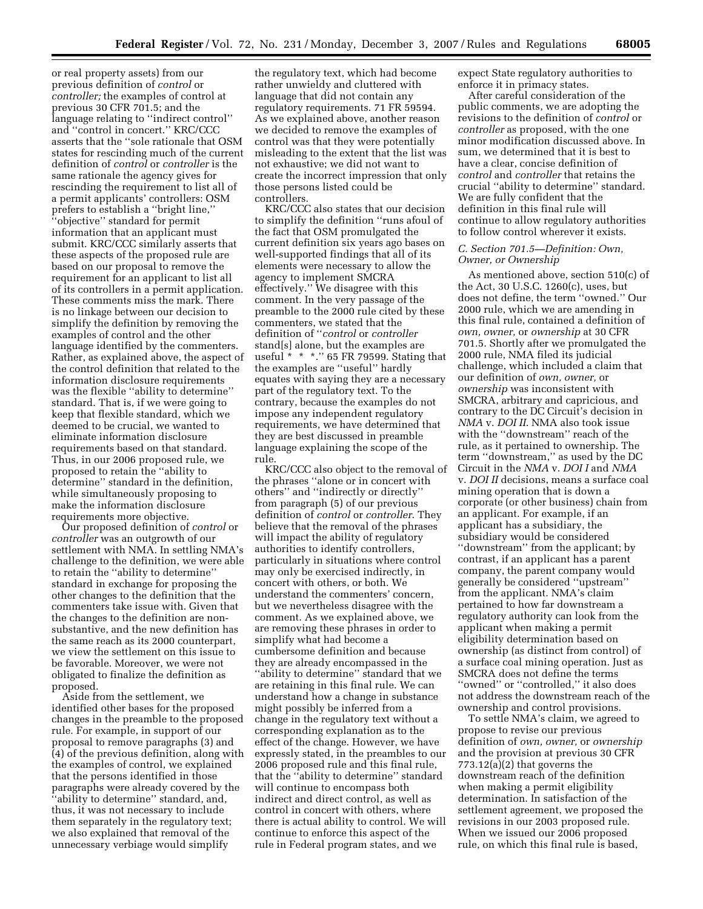or real property assets) from our previous definition of *control* or *controller;* the examples of control at previous 30 CFR 701.5; and the language relating to ''indirect control'' and ''control in concert.'' KRC/CCC asserts that the ''sole rationale that OSM states for rescinding much of the current definition of *control* or *controller* is the same rationale the agency gives for rescinding the requirement to list all of a permit applicants' controllers: OSM prefers to establish a ''bright line,'' ''objective'' standard for permit information that an applicant must submit. KRC/CCC similarly asserts that these aspects of the proposed rule are based on our proposal to remove the requirement for an applicant to list all of its controllers in a permit application. These comments miss the mark. There is no linkage between our decision to simplify the definition by removing the examples of control and the other language identified by the commenters. Rather, as explained above, the aspect of the control definition that related to the information disclosure requirements was the flexible ''ability to determine'' standard. That is, if we were going to keep that flexible standard, which we deemed to be crucial, we wanted to eliminate information disclosure requirements based on that standard. Thus, in our 2006 proposed rule, we proposed to retain the ''ability to determine'' standard in the definition, while simultaneously proposing to make the information disclosure requirements more objective.

Our proposed definition of *control* or *controller* was an outgrowth of our settlement with NMA. In settling NMA's challenge to the definition, we were able to retain the ''ability to determine'' standard in exchange for proposing the other changes to the definition that the commenters take issue with. Given that the changes to the definition are non-substantive, and the new definition has the same reach as its 2000 counterpart, we view the settlement on this issue to be favorable. Moreover, we were not obligated to finalize the definition as proposed.

Aside from the settlement, we identified other bases for the proposed changes in the preamble to the proposed rule. For example, in support of our proposal to remove paragraphs (3) and (4) of the previous definition, along with the examples of control, we explained that the persons identified in those paragraphs were already covered by the ''ability to determine'' standard, and, thus, it was not necessary to include them separately in the regulatory text; we also explained that removal of the unnecessary verbiage would simplify the regulatory text, which had become rather unwieldy and cluttered with language that did not contain any regulatory requirements. 71 FR 59594. As we explained above, another reason we decided to remove the examples of control was that they were potentially misleading to the extent that the list was not exhaustive; we did not want to create the incorrect impression that only those persons listed could be controllers.

KRC/CCC also states that our decision to simplify the definition ''runs afoul of the fact that OSM promulgated the current definition six years ago bases on well-supported findings that all of its elements were necessary to allow the agency to implement SMCRA effectively.'' We disagree with this comment. In the very passage of the preamble to the 2000 rule cited by these commenters, we stated that the definition of ''*control* or *controller* stand[s] alone, but the examples are useful * * *.'' 65 FR 79599. Stating that the examples are ''useful'' hardly equates with saying they are a necessary part of the regulatory text. To the contrary, because the examples do not impose any independent regulatory requirements, we have determined that they are best discussed in preamble language explaining the scope of the rule.

KRC/CCC also object to the removal of the phrases ''alone or in concert with others'' and ''indirectly or directly'' from paragraph (5) of our previous definition of *control* or *controller*. They believe that the removal of the phrases will impact the ability of regulatory authorities to identify controllers, particularly in situations where control may only be exercised indirectly, in concert with others, or both. We understand the commenters' concern, but we nevertheless disagree with the comment. As we explained above, we are removing these phrases in order to simplify what had become a cumbersome definition and because they are already encompassed in the ''ability to determine'' standard that we are retaining in this final rule. We can understand how a change in substance might possibly be inferred from a change in the regulatory text without a corresponding explanation as to the effect of the change. However, we have expressly stated, in the preambles to our 2006 proposed rule and this final rule, that the ''ability to determine'' standard will continue to encompass both indirect and direct control, as well as control in concert with others, where there is actual ability to control. We will continue to enforce this aspect of the rule in Federal program states, and we expect State regulatory authorities to enforce it in primacy states.

After careful consideration of the public comments, we are adopting the revisions to the definition of *control* or *controller* as proposed, with the one minor modification discussed above. In sum, we determined that it is best to have a clear, concise definition of *control* and *controller* that retains the crucial ''ability to determine'' standard. We are fully confident that the definition in this final rule will continue to allow regulatory authorities to follow control wherever it exists.

### *C. Section 701.5—Definition: Own, Owner, or Ownership*

As mentioned above, section 510(c) of the Act, 30 U.S.C. 1260(c), uses, but does not define, the term ''owned.'' Our 2000 rule, which we are amending in this final rule, contained a definition of *own, owner,* or *ownership* at 30 CFR 701.5. Shortly after we promulgated the 2000 rule, NMA filed its judicial challenge, which included a claim that our definition of *own, owner,* or *ownership* was inconsistent with SMCRA, arbitrary and capricious, and contrary to the DC Circuit's decision in *NMA* v. *DOI II*. NMA also took issue with the ''downstream'' reach of the rule, as it pertained to ownership. The term ''downstream,'' as used by the DC Circuit in the *NMA* v. *DOI I* and *NMA* v. *DOI II* decisions, means a surface coal mining operation that is down a corporate (or other business) chain from an applicant. For example, if an applicant has a subsidiary, the subsidiary would be considered ''downstream'' from the applicant; by contrast, if an applicant has a parent company, the parent company would generally be considered ''upstream'' from the applicant. NMA's claim pertained to how far downstream a regulatory authority can look from the applicant when making a permit eligibility determination based on ownership (as distinct from control) of a surface coal mining operation. Just as SMCRA does not define the terms ''owned'' or ''controlled,'' it also does not address the downstream reach of the ownership and control provisions.

To settle NMA's claim, we agreed to propose to revise our previous definition of *own, owner,* or *ownership* and the provision at previous 30 CFR 773.12(a)(2) that governs the downstream reach of the definition when making a permit eligibility determination. In satisfaction of the settlement agreement, we proposed the revisions in our 2003 proposed rule. When we issued our 2006 proposed rule, on which this final rule is based,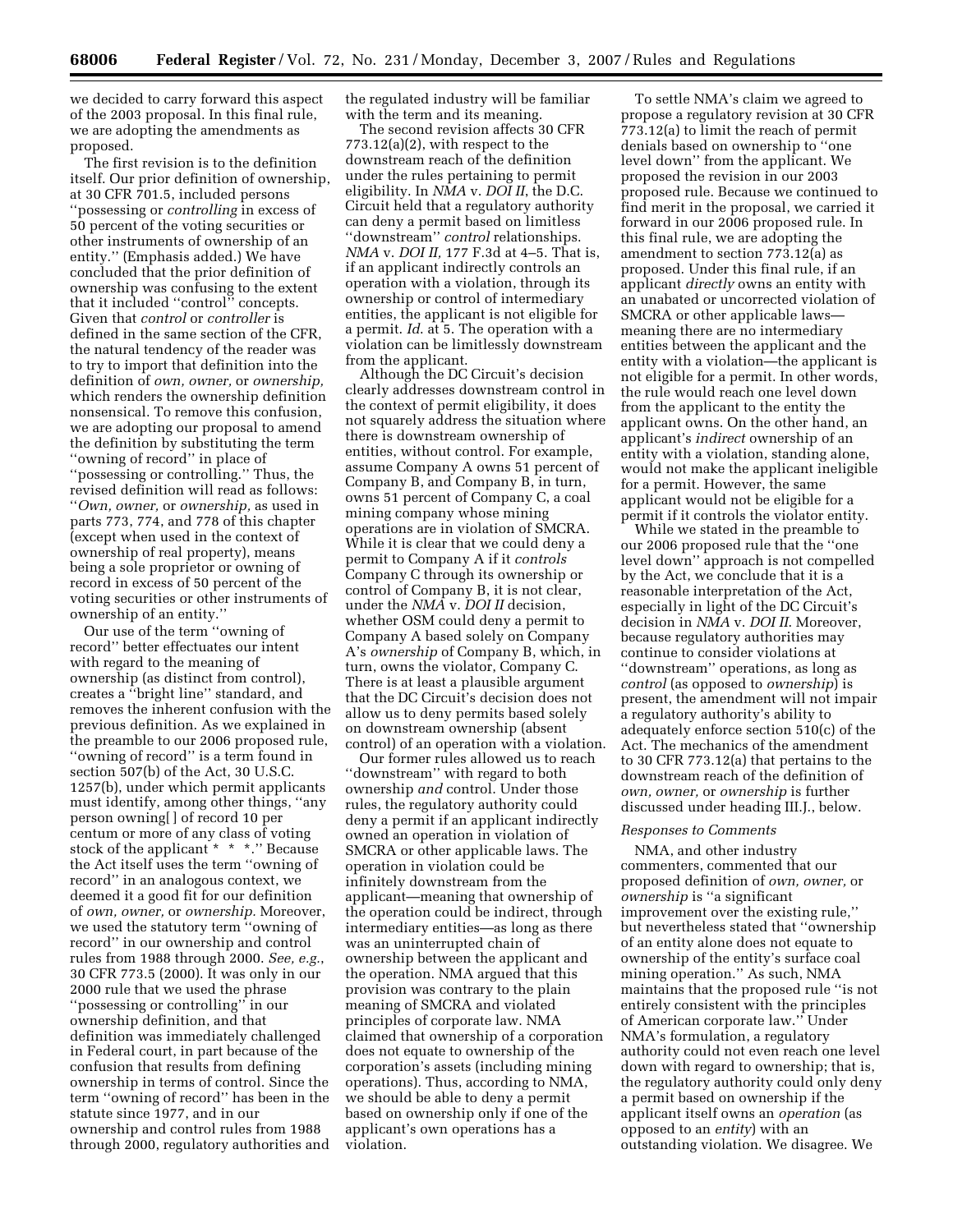we decided to carry forward this aspect of the 2003 proposal. In this final rule, we are adopting the amendments as proposed.

The first revision is to the definition itself. Our prior definition of ownership, at 30 CFR 701.5, included persons ''possessing or *controlling* in excess of 50 percent of the voting securities or other instruments of ownership of an entity.'' (Emphasis added.) We have concluded that the prior definition of ownership was confusing to the extent that it included ''control'' concepts. Given that *control* or *controller* is defined in the same section of the CFR, the natural tendency of the reader was to try to import that definition into the definition of *own, owner,* or *ownership,* which renders the ownership definition nonsensical. To remove this confusion, we are adopting our proposal to amend the definition by substituting the term ''owning of record'' in place of ''possessing or controlling.'' Thus, the revised definition will read as follows: ''*Own, owner,* or *ownership,* as used in parts 773, 774, and 778 of this chapter (except when used in the context of ownership of real property), means being a sole proprietor or owning of record in excess of 50 percent of the voting securities or other instruments of ownership of an entity.''

Our use of the term ''owning of record'' better effectuates our intent with regard to the meaning of ownership (as distinct from control), creates a ''bright line'' standard, and removes the inherent confusion with the previous definition. As we explained in the preamble to our 2006 proposed rule, ''owning of record'' is a term found in section 507(b) of the Act, 30 U.S.C. 1257(b), under which permit applicants must identify, among other things, ''any person owning[ ] of record 10 per centum or more of any class of voting stock of the applicant * * *.'' Because the Act itself uses the term ''owning of record'' in an analogous context, we deemed it a good fit for our definition of *own, owner,* or *ownership.* Moreover, we used the statutory term ''owning of record'' in our ownership and control rules from 1988 through 2000. *See, e.g.*, 30 CFR 773.5 (2000). It was only in our 2000 rule that we used the phrase ''possessing or controlling'' in our ownership definition, and that definition was immediately challenged in Federal court, in part because of the confusion that results from defining ownership in terms of control. Since the term ''owning of record'' has been in the statute since 1977, and in our ownership and control rules from 1988 through 2000, regulatory authorities and the regulated industry will be familiar with the term and its meaning.

The second revision affects 30 CFR 773.12(a)(2), with respect to the downstream reach of the definition under the rules pertaining to permit eligibility. In *NMA* v. *DOI II*, the D.C. Circuit held that a regulatory authority can deny a permit based on limitless ''downstream'' *control* relationships. *NMA* v. *DOI II,* 177 F.3d at 4–5. That is, if an applicant indirectly controls an operation with a violation, through its ownership or control of intermediary entities, the applicant is not eligible for a permit. *Id.* at 5. The operation with a violation can be limitlessly downstream from the applicant.

Although the DC Circuit's decision clearly addresses downstream control in the context of permit eligibility, it does not squarely address the situation where there is downstream ownership of entities, without control. For example, assume Company A owns 51 percent of Company B, and Company B, in turn, owns 51 percent of Company C, a coal mining company whose mining operations are in violation of SMCRA. While it is clear that we could deny a permit to Company A if it *controls* Company C through its ownership or control of Company B, it is not clear, under the *NMA* v. *DOI II* decision, whether OSM could deny a permit to Company A based solely on Company A's *ownership* of Company B, which, in turn, owns the violator, Company C. There is at least a plausible argument that the DC Circuit's decision does not allow us to deny permits based solely on downstream ownership (absent control) of an operation with a violation.

Our former rules allowed us to reach ''downstream'' with regard to both ownership *and* control. Under those rules, the regulatory authority could deny a permit if an applicant indirectly owned an operation in violation of SMCRA or other applicable laws. The operation in violation could be infinitely downstream from the applicant—meaning that ownership of the operation could be indirect, through intermediary entities—as long as there was an uninterrupted chain of ownership between the applicant and the operation. NMA argued that this provision was contrary to the plain meaning of SMCRA and violated principles of corporate law. NMA claimed that ownership of a corporation does not equate to ownership of the corporation's assets (including mining operations). Thus, according to NMA, we should be able to deny a permit based on ownership only if one of the applicant's own operations has a violation.

To settle NMA's claim we agreed to propose a regulatory revision at 30 CFR 773.12(a) to limit the reach of permit denials based on ownership to ''one level down'' from the applicant. We proposed the revision in our 2003 proposed rule. Because we continued to find merit in the proposal, we carried it forward in our 2006 proposed rule. In this final rule, we are adopting the amendment to section 773.12(a) as proposed. Under this final rule, if an applicant *directly* owns an entity with an unabated or uncorrected violation of SMCRA or other applicable laws—meaning there are no intermediary entities between the applicant and the entity with a violation—the applicant is not eligible for a permit. In other words, the rule would reach one level down from the applicant to the entity the applicant owns. On the other hand, an applicant's *indirect* ownership of an entity with a violation, standing alone, would not make the applicant ineligible for a permit. However, the same applicant would not be eligible for a permit if it controls the violator entity.

While we stated in the preamble to our 2006 proposed rule that the ''one level down'' approach is not compelled by the Act, we conclude that it is a reasonable interpretation of the Act, especially in light of the DC Circuit's decision in *NMA* v. *DOI II*. Moreover, because regulatory authorities may continue to consider violations at ''downstream'' operations, as long as *control* (as opposed to *ownership*) is present, the amendment will not impair a regulatory authority's ability to adequately enforce section 510(c) of the Act. The mechanics of the amendment to 30 CFR 773.12(a) that pertains to the downstream reach of the definition of *own, owner,* or *ownership* is further discussed under heading III.J., below.

*Responses to Comments*

NMA, and other industry commenters, commented that our proposed definition of *own, owner,* or *ownership* is ''a significant improvement over the existing rule,'' but nevertheless stated that ''ownership of an entity alone does not equate to ownership of the entity's surface coal mining operation.'' As such, NMA maintains that the proposed rule ''is not entirely consistent with the principles of American corporate law.'' Under NMA's formulation, a regulatory authority could not even reach one level down with regard to ownership; that is, the regulatory authority could only deny a permit based on ownership if the applicant itself owns an *operation* (as opposed to an *entity*) with an outstanding violation. We disagree. We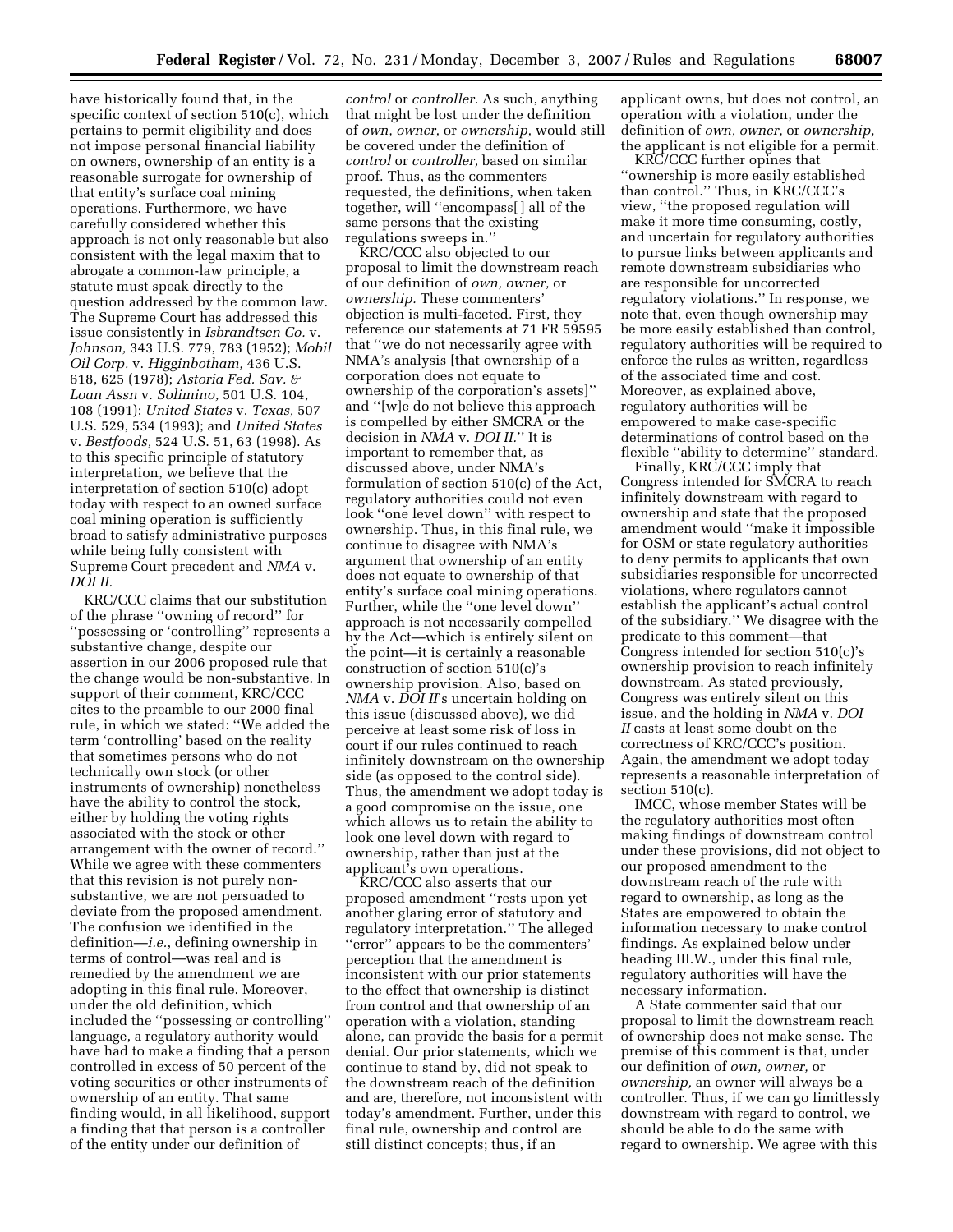have historically found that, in the specific context of section 510(c), which pertains to permit eligibility and does not impose personal financial liability on owners, ownership of an entity is a reasonable surrogate for ownership of that entity's surface coal mining operations. Furthermore, we have carefully considered whether this approach is not only reasonable but also consistent with the legal maxim that to abrogate a common-law principle, a statute must speak directly to the question addressed by the common law. The Supreme Court has addressed this issue consistently in *Isbrandtsen Co.* v. *Johnson,* 343 U.S. 779, 783 (1952); *Mobil Oil Corp.* v. *Higginbotham,* 436 U.S. 618, 625 (1978); *Astoria Fed. Sav. & Loan Assn* v. *Solimino,* 501 U.S. 104, 108 (1991); *United States* v. *Texas,* 507 U.S. 529, 534 (1993); and *United States* v. *Bestfoods,* 524 U.S. 51, 63 (1998). As to this specific principle of statutory interpretation, we believe that the interpretation of section 510(c) adopt today with respect to an owned surface coal mining operation is sufficiently broad to satisfy administrative purposes while being fully consistent with Supreme Court precedent and *NMA* v. *DOI II.*

KRC/CCC claims that our substitution of the phrase ''owning of record'' for ''possessing or 'controlling'' represents a substantive change, despite our assertion in our 2006 proposed rule that the change would be non-substantive. In support of their comment, KRC/CCC cites to the preamble to our 2000 final rule, in which we stated: ''We added the term 'controlling' based on the reality that sometimes persons who do not technically own stock (or other instruments of ownership) nonetheless have the ability to control the stock, either by holding the voting rights associated with the stock or other arrangement with the owner of record.'' While we agree with these commenters that this revision is not purely non-substantive, we are not persuaded to deviate from the proposed amendment. The confusion we identified in the definition—*i.e.*, defining ownership in terms of control—was real and is remedied by the amendment we are adopting in this final rule. Moreover, under the old definition, which included the ''possessing or controlling'' language, a regulatory authority would have had to make a finding that a person controlled in excess of 50 percent of the voting securities or other instruments of ownership of an entity. That same finding would, in all likelihood, support a finding that that person is a controller of the entity under our definition of *control* or *controller.* As such, anything that might be lost under the definition of *own, owner,* or *ownership,* would still be covered under the definition of *control* or *controller,* based on similar proof. Thus, as the commenters requested, the definitions, when taken together, will ''encompass[ ] all of the same persons that the existing regulations sweeps in.''

KRC/CCC also objected to our proposal to limit the downstream reach of our definition of *own, owner,* or *ownership.* These commenters' objection is multi-faceted. First, they reference our statements at 71 FR 59595 that ''we do not necessarily agree with NMA's analysis [that ownership of a corporation does not equate to ownership of the corporation's assets]'' and ''[w]e do not believe this approach is compelled by either SMCRA or the decision in *NMA* v. *DOI II.*'' It is important to remember that, as discussed above, under NMA's formulation of section 510(c) of the Act, regulatory authorities could not even look ''one level down'' with respect to ownership. Thus, in this final rule, we continue to disagree with NMA's argument that ownership of an entity does not equate to ownership of that entity's surface coal mining operations. Further, while the ''one level down'' approach is not necessarily compelled by the Act—which is entirely silent on the point—it is certainly a reasonable construction of section 510(c)'s ownership provision. Also, based on *NMA* v. *DOI II*'s uncertain holding on this issue (discussed above), we did perceive at least some risk of loss in court if our rules continued to reach infinitely downstream on the ownership side (as opposed to the control side). Thus, the amendment we adopt today is a good compromise on the issue, one which allows us to retain the ability to look one level down with regard to ownership, rather than just at the applicant's own operations.

KRC/CCC also asserts that our proposed amendment ''rests upon yet another glaring error of statutory and regulatory interpretation.'' The alleged ''error'' appears to be the commenters' perception that the amendment is inconsistent with our prior statements to the effect that ownership is distinct from control and that ownership of an operation with a violation, standing alone, can provide the basis for a permit denial. Our prior statements, which we continue to stand by, did not speak to the downstream reach of the definition and are, therefore, not inconsistent with today's amendment. Further, under this final rule, ownership and control are still distinct concepts; thus, if an applicant owns, but does not control, an operation with a violation, under the definition of *own, owner,* or *ownership,* the applicant is not eligible for a permit.

KRC/CCC further opines that ''ownership is more easily established than control.'' Thus, in KRC/CCC's view, ''the proposed regulation will make it more time consuming, costly, and uncertain for regulatory authorities to pursue links between applicants and remote downstream subsidiaries who are responsible for uncorrected regulatory violations.'' In response, we note that, even though ownership may be more easily established than control, regulatory authorities will be required to enforce the rules as written, regardless of the associated time and cost. Moreover, as explained above, regulatory authorities will be empowered to make case-specific determinations of control based on the flexible ''ability to determine'' standard.

Finally, KRC/CCC imply that Congress intended for SMCRA to reach infinitely downstream with regard to ownership and state that the proposed amendment would ''make it impossible for OSM or state regulatory authorities to deny permits to applicants that own subsidiaries responsible for uncorrected violations, where regulators cannot establish the applicant's actual control of the subsidiary.'' We disagree with the predicate to this comment—that Congress intended for section 510(c)'s ownership provision to reach infinitely downstream. As stated previously, Congress was entirely silent on this issue, and the holding in *NMA* v. *DOI II* casts at least some doubt on the correctness of KRC/CCC's position. Again, the amendment we adopt today represents a reasonable interpretation of section 510(c).

IMCC, whose member States will be the regulatory authorities most often making findings of downstream control under these provisions, did not object to our proposed amendment to the downstream reach of the rule with regard to ownership, as long as the States are empowered to obtain the information necessary to make control findings. As explained below under heading III.W., under this final rule, regulatory authorities will have the necessary information.

A State commenter said that our proposal to limit the downstream reach of ownership does not make sense. The premise of this comment is that, under our definition of *own, owner,* or *ownership,* an owner will always be a controller. Thus, if we can go limitlessly downstream with regard to control, we should be able to do the same with regard to ownership. We agree with this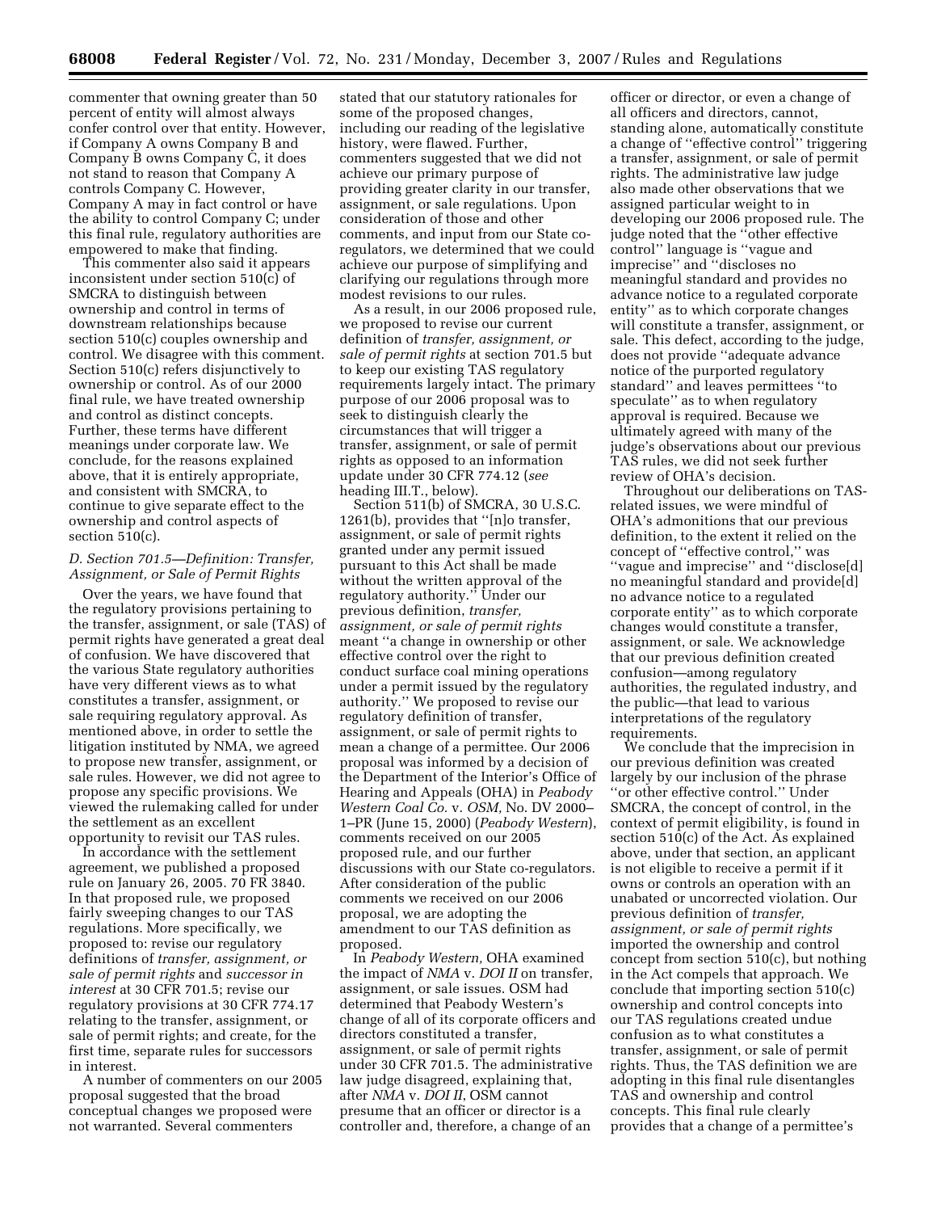commenter that owning greater than 50 percent of entity will almost always confer control over that entity. However, if Company A owns Company B and Company B owns Company C, it does not stand to reason that Company A controls Company C. However, Company A may in fact control or have the ability to control Company C; under this final rule, regulatory authorities are empowered to make that finding.

This commenter also said it appears inconsistent under section 510(c) of SMCRA to distinguish between ownership and control in terms of downstream relationships because section 510(c) couples ownership and control. We disagree with this comment. Section 510(c) refers disjunctively to ownership or control. As of our 2000 final rule, we have treated ownership and control as distinct concepts. Further, these terms have different meanings under corporate law. We conclude, for the reasons explained above, that it is entirely appropriate, and consistent with SMCRA, to continue to give separate effect to the ownership and control aspects of section 510(c).

### *D. Section 701.5—Definition: Transfer, Assignment, or Sale of Permit Rights*

Over the years, we have found that the regulatory provisions pertaining to the transfer, assignment, or sale (TAS) of permit rights have generated a great deal of confusion. We have discovered that the various State regulatory authorities have very different views as to what constitutes a transfer, assignment, or sale requiring regulatory approval. As mentioned above, in order to settle the litigation instituted by NMA, we agreed to propose new transfer, assignment, or sale rules. However, we did not agree to propose any specific provisions. We viewed the rulemaking called for under the settlement as an excellent opportunity to revisit our TAS rules.

In accordance with the settlement agreement, we published a proposed rule on January 26, 2005. 70 FR 3840. In that proposed rule, we proposed fairly sweeping changes to our TAS regulations. More specifically, we proposed to: revise our regulatory definitions of *transfer, assignment, or sale of permit rights* and *successor in interest* at 30 CFR 701.5; revise our regulatory provisions at 30 CFR 774.17 relating to the transfer, assignment, or sale of permit rights; and create, for the first time, separate rules for successors in interest.

A number of commenters on our 2005 proposal suggested that the broad conceptual changes we proposed were not warranted. Several commenters stated that our statutory rationales for some of the proposed changes, including our reading of the legislative history, were flawed. Further, commenters suggested that we did not achieve our primary purpose of providing greater clarity in our transfer, assignment, or sale regulations. Upon consideration of those and other comments, and input from our State co-regulators, we determined that we could achieve our purpose of simplifying and clarifying our regulations through more modest revisions to our rules.

As a result, in our 2006 proposed rule, we proposed to revise our current definition of *transfer, assignment, or sale of permit rights* at section 701.5 but to keep our existing TAS regulatory requirements largely intact. The primary purpose of our 2006 proposal was to seek to distinguish clearly the circumstances that will trigger a transfer, assignment, or sale of permit rights as opposed to an information update under 30 CFR 774.12 (*see* heading III.T., below).

Section 511(b) of SMCRA, 30 U.S.C. 1261(b), provides that ''[n]o transfer, assignment, or sale of permit rights granted under any permit issued pursuant to this Act shall be made without the written approval of the regulatory authority.'' Under our previous definition, *transfer, assignment, or sale of permit rights* meant ''a change in ownership or other effective control over the right to conduct surface coal mining operations under a permit issued by the regulatory authority.'' We proposed to revise our regulatory definition of transfer, assignment, or sale of permit rights to mean a change of a permittee. Our 2006 proposal was informed by a decision of the Department of the Interior's Office of Hearing and Appeals (OHA) in *Peabody Western Coal Co.* v. *OSM,* No. DV 2000–1–PR (June 15, 2000) (*Peabody Western*), comments received on our 2005 proposed rule, and our further discussions with our State co-regulators. After consideration of the public comments we received on our 2006 proposal, we are adopting the amendment to our TAS definition as proposed.

In *Peabody Western,* OHA examined the impact of *NMA* v. *DOI II* on transfer, assignment, or sale issues. OSM had determined that Peabody Western's change of all of its corporate officers and directors constituted a transfer, assignment, or sale of permit rights under 30 CFR 701.5. The administrative law judge disagreed, explaining that, after *NMA* v. *DOI II*, OSM cannot presume that an officer or director is a controller and, therefore, a change of an officer or director, or even a change of all officers and directors, cannot, standing alone, automatically constitute a change of ''effective control'' triggering a transfer, assignment, or sale of permit rights. The administrative law judge also made other observations that we assigned particular weight to in developing our 2006 proposed rule. The judge noted that the ''other effective control'' language is ''vague and imprecise'' and ''discloses no meaningful standard and provides no advance notice to a regulated corporate entity'' as to which corporate changes will constitute a transfer, assignment, or sale. This defect, according to the judge, does not provide ''adequate advance notice of the purported regulatory standard'' and leaves permittees ''to speculate'' as to when regulatory approval is required. Because we ultimately agreed with many of the judge's observations about our previous TAS rules, we did not seek further review of OHA's decision.

Throughout our deliberations on TAS-related issues, we were mindful of OHA's admonitions that our previous definition, to the extent it relied on the concept of ''effective control,'' was ''vague and imprecise'' and ''disclose[d] no meaningful standard and provide[d] no advance notice to a regulated corporate entity'' as to which corporate changes would constitute a transfer, assignment, or sale. We acknowledge that our previous definition created confusion—among regulatory authorities, the regulated industry, and the public—that lead to various interpretations of the regulatory requirements.

We conclude that the imprecision in our previous definition was created largely by our inclusion of the phrase ''or other effective control.'' Under SMCRA, the concept of control, in the context of permit eligibility, is found in section 510(c) of the Act. As explained above, under that section, an applicant is not eligible to receive a permit if it owns or controls an operation with an unabated or uncorrected violation. Our previous definition of *transfer, assignment, or sale of permit rights* imported the ownership and control concept from section 510(c), but nothing in the Act compels that approach. We conclude that importing section 510(c) ownership and control concepts into our TAS regulations created undue confusion as to what constitutes a transfer, assignment, or sale of permit rights. Thus, the TAS definition we are adopting in this final rule disentangles TAS and ownership and control concepts. This final rule clearly provides that a change of a permittee's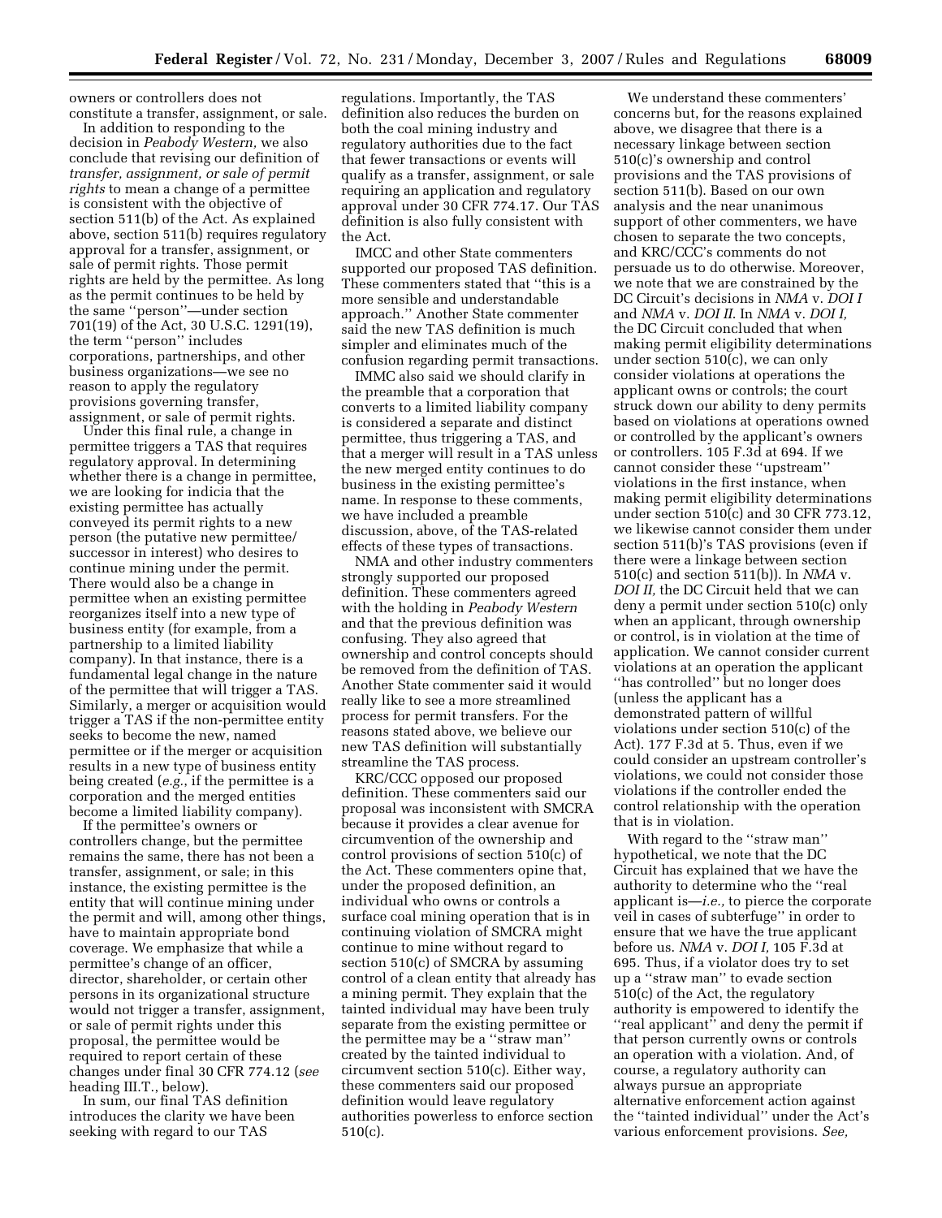owners or controllers does not constitute a transfer, assignment, or sale.

In addition to responding to the decision in *Peabody Western,* we also conclude that revising our definition of *transfer, assignment, or sale of permit rights* to mean a change of a permittee is consistent with the objective of section 511(b) of the Act. As explained above, section 511(b) requires regulatory approval for a transfer, assignment, or sale of permit rights. Those permit rights are held by the permittee. As long as the permit continues to be held by the same ''person''—under section 701(19) of the Act, 30 U.S.C. 1291(19), the term ''person'' includes corporations, partnerships, and other business organizations—we see no reason to apply the regulatory provisions governing transfer, assignment, or sale of permit rights.

Under this final rule, a change in permittee triggers a TAS that requires regulatory approval. In determining whether there is a change in permittee, we are looking for indicia that the existing permittee has actually conveyed its permit rights to a new person (the putative new permittee/successor in interest) who desires to continue mining under the permit. There would also be a change in permittee when an existing permittee reorganizes itself into a new type of business entity (for example, from a partnership to a limited liability company). In that instance, there is a fundamental legal change in the nature of the permittee that will trigger a TAS. Similarly, a merger or acquisition would trigger a TAS if the non-permittee entity seeks to become the new, named permittee or if the merger or acquisition results in a new type of business entity being created (*e.g.*, if the permittee is a corporation and the merged entities become a limited liability company).

If the permittee's owners or controllers change, but the permittee remains the same, there has not been a transfer, assignment, or sale; in this instance, the existing permittee is the entity that will continue mining under the permit and will, among other things, have to maintain appropriate bond coverage. We emphasize that while a permittee's change of an officer, director, shareholder, or certain other persons in its organizational structure would not trigger a transfer, assignment, or sale of permit rights under this proposal, the permittee would be required to report certain of these changes under final 30 CFR 774.12 (*see* heading III.T., below).

In sum, our final TAS definition introduces the clarity we have been seeking with regard to our TAS regulations. Importantly, the TAS definition also reduces the burden on both the coal mining industry and regulatory authorities due to the fact that fewer transactions or events will qualify as a transfer, assignment, or sale requiring an application and regulatory approval under 30 CFR 774.17. Our TAS definition is also fully consistent with the Act.

IMCC and other State commenters supported our proposed TAS definition. These commenters stated that ''this is a more sensible and understandable approach.'' Another State commenter said the new TAS definition is much simpler and eliminates much of the confusion regarding permit transactions.

IMMC also said we should clarify in the preamble that a corporation that converts to a limited liability company is considered a separate and distinct permittee, thus triggering a TAS, and that a merger will result in a TAS unless the new merged entity continues to do business in the existing permittee's name. In response to these comments, we have included a preamble discussion, above, of the TAS-related effects of these types of transactions.

NMA and other industry commenters strongly supported our proposed definition. These commenters agreed with the holding in *Peabody Western* and that the previous definition was confusing. They also agreed that ownership and control concepts should be removed from the definition of TAS. Another State commenter said it would really like to see a more streamlined process for permit transfers. For the reasons stated above, we believe our new TAS definition will substantially streamline the TAS process.

KRC/CCC opposed our proposed definition. These commenters said our proposal was inconsistent with SMCRA because it provides a clear avenue for circumvention of the ownership and control provisions of section 510(c) of the Act. These commenters opine that, under the proposed definition, an individual who owns or controls a surface coal mining operation that is in continuing violation of SMCRA might continue to mine without regard to section 510(c) of SMCRA by assuming control of a clean entity that already has a mining permit. They explain that the tainted individual may have been truly separate from the existing permittee or the permittee may be a ''straw man'' created by the tainted individual to circumvent section 510(c). Either way, these commenters said our proposed definition would leave regulatory authorities powerless to enforce section 510(c).

We understand these commenters' concerns but, for the reasons explained above, we disagree that there is a necessary linkage between section 510(c)'s ownership and control provisions and the TAS provisions of section 511(b). Based on our own analysis and the near unanimous support of other commenters, we have chosen to separate the two concepts, and KRC/CCC's comments do not persuade us to do otherwise. Moreover, we note that we are constrained by the DC Circuit's decisions in *NMA* v. *DOI I* and *NMA* v. *DOI II.* In *NMA* v. *DOI I,* the DC Circuit concluded that when making permit eligibility determinations under section 510(c), we can only consider violations at operations the applicant owns or controls; the court struck down our ability to deny permits based on violations at operations owned or controlled by the applicant's owners or controllers. 105 F.3d at 694. If we cannot consider these ''upstream'' violations in the first instance, when making permit eligibility determinations under section 510(c) and 30 CFR 773.12, we likewise cannot consider them under section 511(b)'s TAS provisions (even if there were a linkage between section 510(c) and section 511(b)). In *NMA* v. *DOI II,* the DC Circuit held that we can deny a permit under section 510(c) only when an applicant, through ownership or control, is in violation at the time of application. We cannot consider current violations at an operation the applicant ''has controlled'' but no longer does (unless the applicant has a demonstrated pattern of willful violations under section 510(c) of the Act). 177 F.3d at 5. Thus, even if we could consider an upstream controller's violations, we could not consider those violations if the controller ended the control relationship with the operation that is in violation.

With regard to the ''straw man'' hypothetical, we note that the DC Circuit has explained that we have the authority to determine who the ''real applicant is—*i.e.,* to pierce the corporate veil in cases of subterfuge'' in order to ensure that we have the true applicant before us. *NMA* v. *DOI I,* 105 F.3d at 695. Thus, if a violator does try to set up a ''straw man'' to evade section 510(c) of the Act, the regulatory authority is empowered to identify the ''real applicant'' and deny the permit if that person currently owns or controls an operation with a violation. And, of course, a regulatory authority can always pursue an appropriate alternative enforcement action against the ''tainted individual'' under the Act's various enforcement provisions. *See,*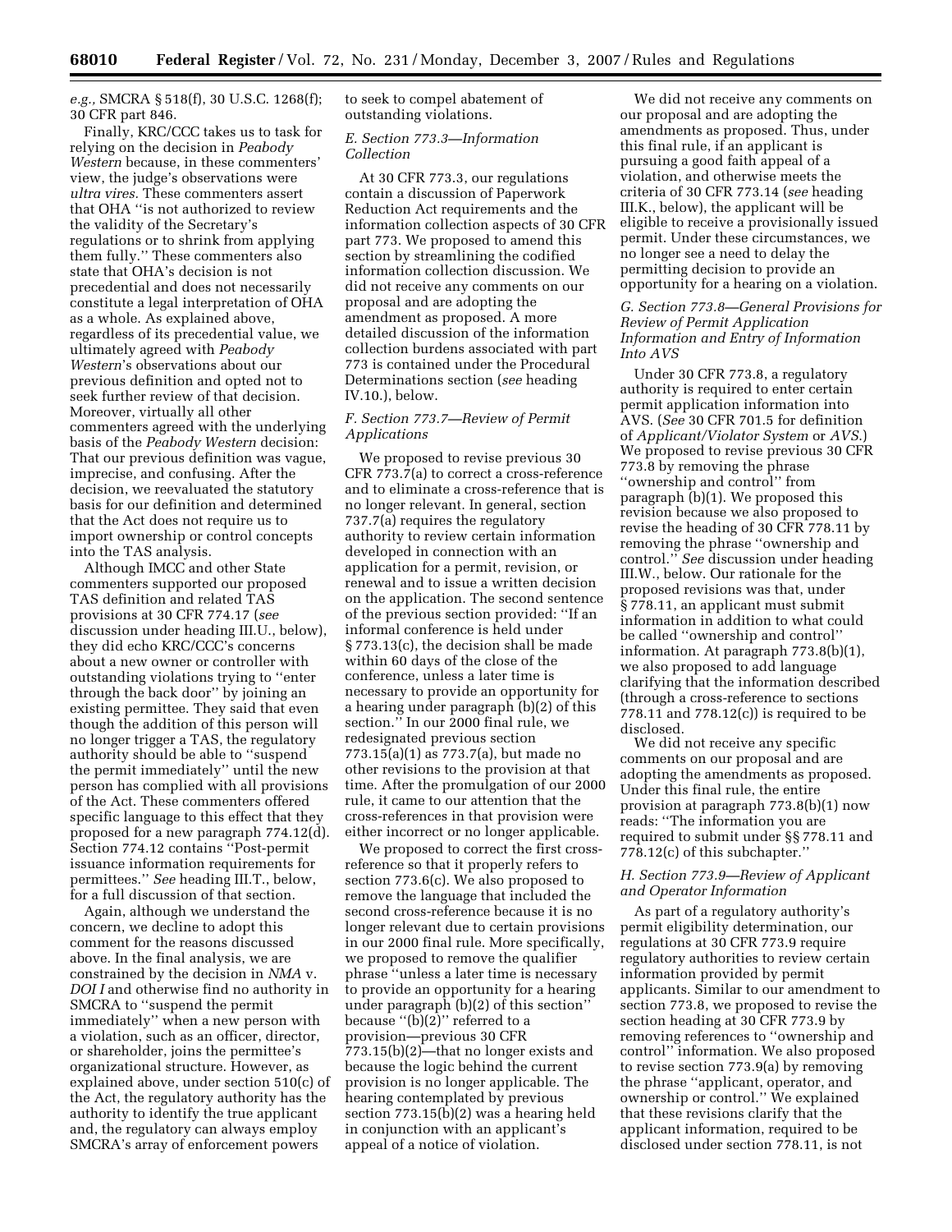*e.g.,* SMCRA § 518(f), 30 U.S.C. 1268(f); 30 CFR part 846.

Finally, KRC/CCC takes us to task for relying on the decision in *Peabody Western* because, in these commenters' view, the judge's observations were *ultra vires.* These commenters assert that OHA "is not authorized to review the validity of the Secretary's regulations or to shrink from applying them fully." These commenters also state that OHA's decision is not precedential and does not necessarily constitute a legal interpretation of OHA as a whole. As explained above, regardless of its precedential value, we ultimately agreed with *Peabody Western*'s observations about our previous definition and opted not to seek further review of that decision. Moreover, virtually all other commenters agreed with the underlying basis of the *Peabody Western* decision: That our previous definition was vague, imprecise, and confusing. After the decision, we reevaluated the statutory basis for our definition and determined that the Act does not require us to import ownership or control concepts into the TAS analysis.

Although IMCC and other State commenters supported our proposed TAS definition and related TAS provisions at 30 CFR 774.17 (*see* discussion under heading III.U., below), they did echo KRC/CCC's concerns about a new owner or controller with outstanding violations trying to "enter through the back door" by joining an existing permittee. They said that even though the addition of this person will no longer trigger a TAS, the regulatory authority should be able to "suspend the permit immediately" until the new person has complied with all provisions of the Act. These commenters offered specific language to this effect that they proposed for a new paragraph 774.12(d). Section 774.12 contains "Post-permit issuance information requirements for permittees." *See* heading III.T., below, for a full discussion of that section.

Again, although we understand the concern, we decline to adopt this comment for the reasons discussed above. In the final analysis, we are constrained by the decision in *NMA* v. *DOI I* and otherwise find no authority in SMCRA to "suspend the permit immediately" when a new person with a violation, such as an officer, director, or shareholder, joins the permittee's organizational structure. However, as explained above, under section 510(c) of the Act, the regulatory authority has the authority to identify the true applicant and, the regulatory can always employ SMCRA's array of enforcement powers to seek to compel abatement of outstanding violations.

### *E. Section 773.3—Information Collection*

At 30 CFR 773.3, our regulations contain a discussion of Paperwork Reduction Act requirements and the information collection aspects of 30 CFR part 773. We proposed to amend this section by streamlining the codified information collection discussion. We did not receive any comments on our proposal and are adopting the amendment as proposed. A more detailed discussion of the information collection burdens associated with part 773 is contained under the Procedural Determinations section (*see* heading IV.10.), below.

### *F. Section 773.7—Review of Permit Applications*

We proposed to revise previous 30 CFR 773.7(a) to correct a cross-reference and to eliminate a cross-reference that is no longer relevant. In general, section 737.7(a) requires the regulatory authority to review certain information developed in connection with an application for a permit, revision, or renewal and to issue a written decision on the application. The second sentence of the previous section provided: "If an informal conference is held under § 773.13(c), the decision shall be made within 60 days of the close of the conference, unless a later time is necessary to provide an opportunity for a hearing under paragraph (b)(2) of this section." In our 2000 final rule, we redesignated previous section 773.15(a)(1) as 773.7(a), but made no other revisions to the provision at that time. After the promulgation of our 2000 rule, it came to our attention that the cross-references in that provision were either incorrect or no longer applicable.

We proposed to correct the first cross-reference so that it properly refers to section 773.6(c). We also proposed to remove the language that included the second cross-reference because it is no longer relevant due to certain provisions in our 2000 final rule. More specifically, we proposed to remove the qualifier phrase "unless a later time is necessary to provide an opportunity for a hearing under paragraph (b)(2) of this section" because "(b)(2)" referred to a provision—previous 30 CFR 773.15(b)(2)—that no longer exists and because the logic behind the current provision is no longer applicable. The hearing contemplated by previous section 773.15(b)(2) was a hearing held in conjunction with an applicant's appeal of a notice of violation.

We did not receive any comments on our proposal and are adopting the amendments as proposed. Thus, under this final rule, if an applicant is pursuing a good faith appeal of a violation, and otherwise meets the criteria of 30 CFR 773.14 (*see* heading III.K., below), the applicant will be eligible to receive a provisionally issued permit. Under these circumstances, we no longer see a need to delay the permitting decision to provide an opportunity for a hearing on a violation.

### *G. Section 773.8—General Provisions for Review of Permit Application Information and Entry of Information Into AVS*

Under 30 CFR 773.8, a regulatory authority is required to enter certain permit application information into AVS. (*See* 30 CFR 701.5 for definition of *Applicant/Violator System* or *AVS.*) We proposed to revise previous 30 CFR 773.8 by removing the phrase "ownership and control" from paragraph (b)(1). We proposed this revision because we also proposed to revise the heading of 30 CFR 778.11 by removing the phrase "ownership and control." *See* discussion under heading III.W., below. Our rationale for the proposed revisions was that, under § 778.11, an applicant must submit information in addition to what could be called "ownership and control" information. At paragraph 773.8(b)(1), we also proposed to add language clarifying that the information described (through a cross-reference to sections 778.11 and 778.12(c)) is required to be disclosed.

We did not receive any specific comments on our proposal and are adopting the amendments as proposed. Under this final rule, the entire provision at paragraph 773.8(b)(1) now reads: "The information you are required to submit under §§ 778.11 and 778.12(c) of this subchapter."

### *H. Section 773.9—Review of Applicant and Operator Information*

As part of a regulatory authority's permit eligibility determination, our regulations at 30 CFR 773.9 require regulatory authorities to review certain information provided by permit applicants. Similar to our amendment to section 773.8, we proposed to revise the section heading at 30 CFR 773.9 by removing references to "ownership and control" information. We also proposed to revise section 773.9(a) by removing the phrase "applicant, operator, and ownership or control." We explained that these revisions clarify that the applicant information, required to be disclosed under section 778.11, is not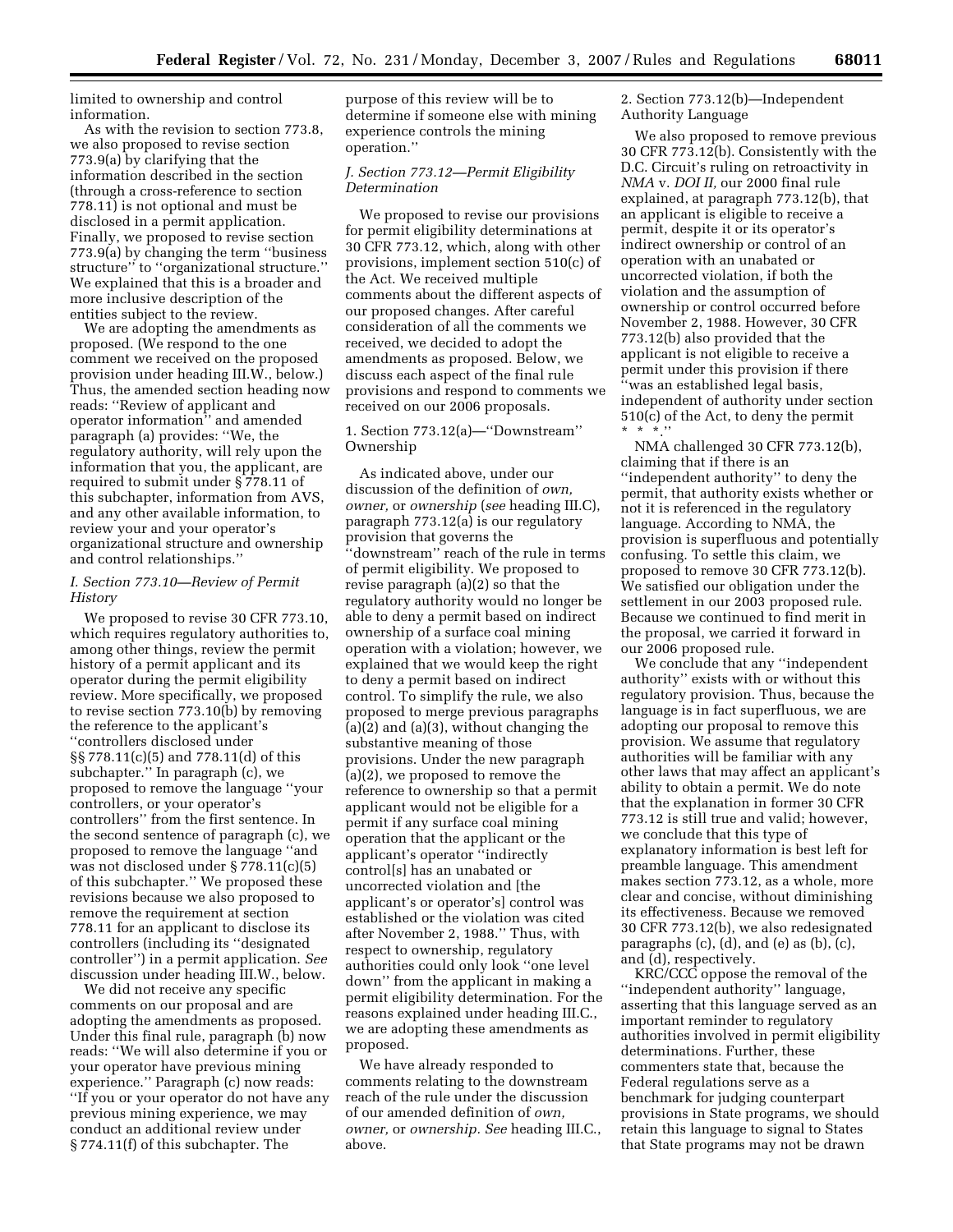limited to ownership and control information.

As with the revision to section 773.8, we also proposed to revise section 773.9(a) by clarifying that the information described in the section (through a cross-reference to section 778.11) is not optional and must be disclosed in a permit application. Finally, we proposed to revise section 773.9(a) by changing the term ''business structure'' to ''organizational structure.'' We explained that this is a broader and more inclusive description of the entities subject to the review.

We are adopting the amendments as proposed. (We respond to the one comment we received on the proposed provision under heading III.W., below.) Thus, the amended section heading now reads: ''Review of applicant and operator information'' and amended paragraph (a) provides: ''We, the regulatory authority, will rely upon the information that you, the applicant, are required to submit under § 778.11 of this subchapter, information from AVS, and any other available information, to review your and your operator's organizational structure and ownership and control relationships.''

### *I. Section 773.10—Review of Permit History*

We proposed to revise 30 CFR 773.10, which requires regulatory authorities to, among other things, review the permit history of a permit applicant and its operator during the permit eligibility review. More specifically, we proposed to revise section 773.10(b) by removing the reference to the applicant's ''controllers disclosed under §§ 778.11(c)(5) and 778.11(d) of this subchapter.'' In paragraph (c), we proposed to remove the language ''your controllers, or your operator's controllers'' from the first sentence. In the second sentence of paragraph (c), we proposed to remove the language ''and was not disclosed under § 778.11(c)(5) of this subchapter.'' We proposed these revisions because we also proposed to remove the requirement at section 778.11 for an applicant to disclose its controllers (including its ''designated controller'') in a permit application. *See* discussion under heading III.W., below.

We did not receive any specific comments on our proposal and are adopting the amendments as proposed. Under this final rule, paragraph (b) now reads: ''We will also determine if you or your operator have previous mining experience.'' Paragraph (c) now reads: ''If you or your operator do not have any previous mining experience, we may conduct an additional review under § 774.11(f) of this subchapter. The purpose of this review will be to determine if someone else with mining experience controls the mining operation.''

### *J. Section 773.12—Permit Eligibility Determination*

We proposed to revise our provisions for permit eligibility determinations at 30 CFR 773.12, which, along with other provisions, implement section 510(c) of the Act. We received multiple comments about the different aspects of our proposed changes. After careful consideration of all the comments we received, we decided to adopt the amendments as proposed. Below, we discuss each aspect of the final rule provisions and respond to comments we received on our 2006 proposals.

#### 1. Section 773.12(a)—''Downstream'' Ownership

As indicated above, under our discussion of the definition of *own, owner,* or *ownership* (*see* heading III.C), paragraph 773.12(a) is our regulatory provision that governs the ''downstream'' reach of the rule in terms of permit eligibility. We proposed to revise paragraph (a)(2) so that the regulatory authority would no longer be able to deny a permit based on indirect ownership of a surface coal mining operation with a violation; however, we explained that we would keep the right to deny a permit based on indirect control. To simplify the rule, we also proposed to merge previous paragraphs (a)(2) and (a)(3), without changing the substantive meaning of those provisions. Under the new paragraph (a)(2), we proposed to remove the reference to ownership so that a permit applicant would not be eligible for a permit if any surface coal mining operation that the applicant or the applicant's operator ''indirectly control[s] has an unabated or uncorrected violation and [the applicant's or operator's] control was established or the violation was cited after November 2, 1988.'' Thus, with respect to ownership, regulatory authorities could only look ''one level down'' from the applicant in making a permit eligibility determination. For the reasons explained under heading III.C., we are adopting these amendments as proposed.

We have already responded to comments relating to the downstream reach of the rule under the discussion of our amended definition of *own, owner,* or *ownership. See* heading III.C., above.

#### 2. Section 773.12(b)—Independent Authority Language

We also proposed to remove previous 30 CFR 773.12(b). Consistently with the D.C. Circuit's ruling on retroactivity in *NMA* v. *DOI II,* our 2000 final rule explained, at paragraph 773.12(b), that an applicant is eligible to receive a permit, despite it or its operator's indirect ownership or control of an operation with an unabated or uncorrected violation, if both the violation and the assumption of ownership or control occurred before November 2, 1988. However, 30 CFR 773.12(b) also provided that the applicant is not eligible to receive a permit under this provision if there ''was an established legal basis, independent of authority under section 510(c) of the Act, to deny the permit * * *.''

NMA challenged 30 CFR 773.12(b), claiming that if there is an ''independent authority'' to deny the permit, that authority exists whether or not it is referenced in the regulatory language. According to NMA, the provision is superfluous and potentially confusing. To settle this claim, we proposed to remove 30 CFR 773.12(b). We satisfied our obligation under the settlement in our 2003 proposed rule. Because we continued to find merit in the proposal, we carried it forward in our 2006 proposed rule.

We conclude that any ''independent authority'' exists with or without this regulatory provision. Thus, because the language is in fact superfluous, we are adopting our proposal to remove this provision. We assume that regulatory authorities will be familiar with any other laws that may affect an applicant's ability to obtain a permit. We do note that the explanation in former 30 CFR 773.12 is still true and valid; however, we conclude that this type of explanatory information is best left for preamble language. This amendment makes section 773.12, as a whole, more clear and concise, without diminishing its effectiveness. Because we removed 30 CFR 773.12(b), we also redesignated paragraphs (c), (d), and (e) as (b), (c), and (d), respectively.

KRC/CCC oppose the removal of the ''independent authority'' language, asserting that this language served as an important reminder to regulatory authorities involved in permit eligibility determinations. Further, these commenters state that, because the Federal regulations serve as a benchmark for judging counterpart provisions in State programs, we should retain this language to signal to States that State programs may not be drawn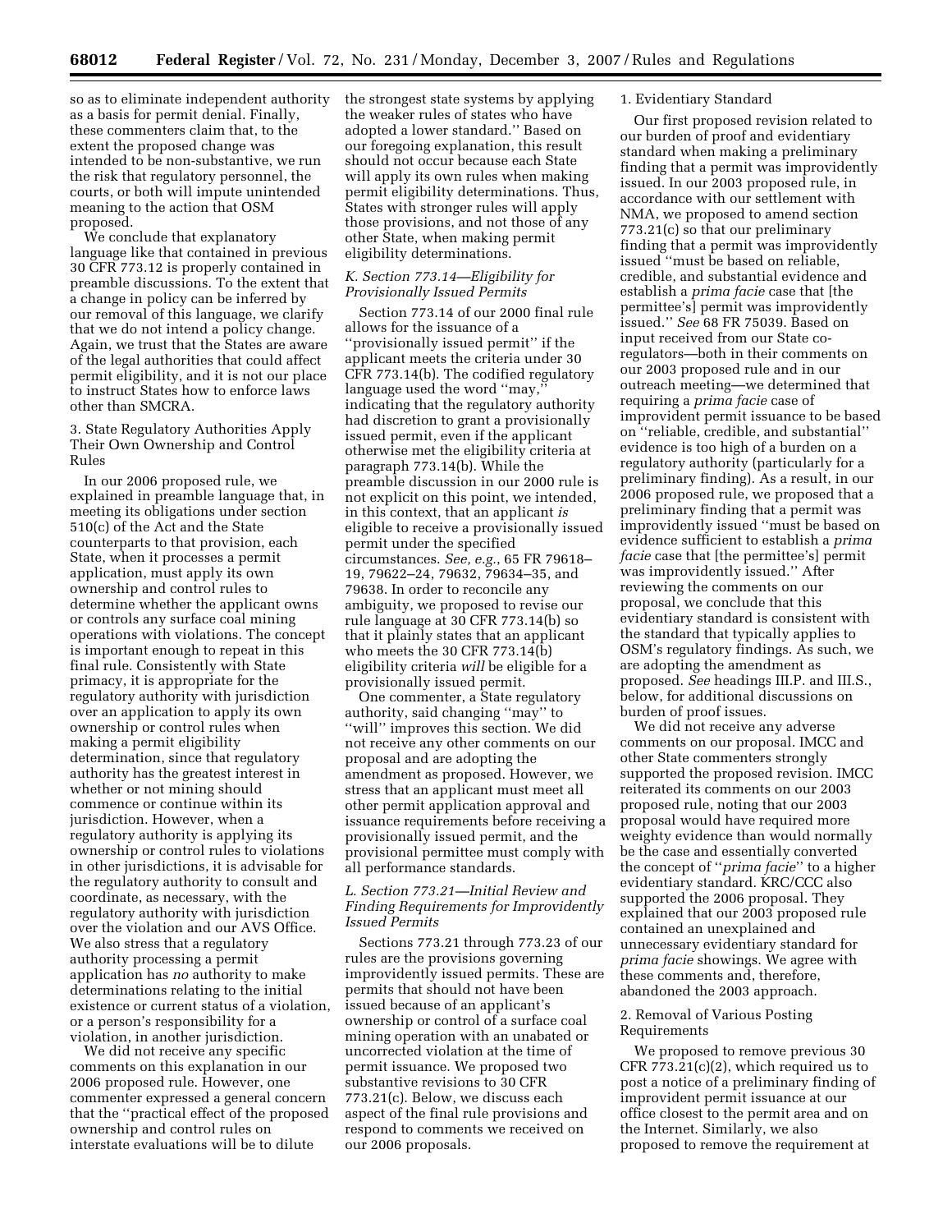so as to eliminate independent authority as a basis for permit denial. Finally, these commenters claim that, to the extent the proposed change was intended to be non-substantive, we run the risk that regulatory personnel, the courts, or both will impute unintended meaning to the action that OSM proposed.

We conclude that explanatory language like that contained in previous 30 CFR 773.12 is properly contained in preamble discussions. To the extent that a change in policy can be inferred by our removal of this language, we clarify that we do not intend a policy change. Again, we trust that the States are aware of the legal authorities that could affect permit eligibility, and it is not our place to instruct States how to enforce laws other than SMCRA.

3. State Regulatory Authorities Apply Their Own Ownership and Control Rules

In our 2006 proposed rule, we explained in preamble language that, in meeting its obligations under section 510(c) of the Act and the State counterparts to that provision, each State, when it processes a permit application, must apply its own ownership and control rules to determine whether the applicant owns or controls any surface coal mining operations with violations. The concept is important enough to repeat in this final rule. Consistently with State primacy, it is appropriate for the regulatory authority with jurisdiction over an application to apply its own ownership or control rules when making a permit eligibility determination, since that regulatory authority has the greatest interest in whether or not mining should commence or continue within its jurisdiction. However, when a regulatory authority is applying its ownership or control rules to violations in other jurisdictions, it is advisable for the regulatory authority to consult and coordinate, as necessary, with the regulatory authority with jurisdiction over the violation and our AVS Office. We also stress that a regulatory authority processing a permit application has *no* authority to make determinations relating to the initial existence or current status of a violation, or a person's responsibility for a violation, in another jurisdiction.

We did not receive any specific comments on this explanation in our 2006 proposed rule. However, one commenter expressed a general concern that the ''practical effect of the proposed ownership and control rules on interstate evaluations will be to dilute the strongest state systems by applying the weaker rules of states who have adopted a lower standard.'' Based on our foregoing explanation, this result should not occur because each State will apply its own rules when making permit eligibility determinations. Thus, States with stronger rules will apply those provisions, and not those of any other State, when making permit eligibility determinations.

### *K. Section 773.14—Eligibility for Provisionally Issued Permits*

Section 773.14 of our 2000 final rule allows for the issuance of a ''provisionally issued permit'' if the applicant meets the criteria under 30 CFR 773.14(b). The codified regulatory language used the word ''may,'' indicating that the regulatory authority had discretion to grant a provisionally issued permit, even if the applicant otherwise met the eligibility criteria at paragraph 773.14(b). While the preamble discussion in our 2000 rule is not explicit on this point, we intended, in this context, that an applicant *is* eligible to receive a provisionally issued permit under the specified circumstances. *See, e.g.*, 65 FR 79618–19, 79622–24, 79632, 79634–35, and 79638. In order to reconcile any ambiguity, we proposed to revise our rule language at 30 CFR 773.14(b) so that it plainly states that an applicant who meets the 30 CFR 773.14(b) eligibility criteria *will* be eligible for a provisionally issued permit.

One commenter, a State regulatory authority, said changing ''may'' to ''will'' improves this section. We did not receive any other comments on our proposal and are adopting the amendment as proposed. However, we stress that an applicant must meet all other permit application approval and issuance requirements before receiving a provisionally issued permit, and the provisional permittee must comply with all performance standards.

### *L. Section 773.21—Initial Review and Finding Requirements for Improvidently Issued Permits*

Sections 773.21 through 773.23 of our rules are the provisions governing improvidently issued permits. These are permits that should not have been issued because of an applicant's ownership or control of a surface coal mining operation with an unabated or uncorrected violation at the time of permit issuance. We proposed two substantive revisions to 30 CFR 773.21(c). Below, we discuss each aspect of the final rule provisions and respond to comments we received on our 2006 proposals.

1. Evidentiary Standard

Our first proposed revision related to our burden of proof and evidentiary standard when making a preliminary finding that a permit was improvidently issued. In our 2003 proposed rule, in accordance with our settlement with NMA, we proposed to amend section 773.21(c) so that our preliminary finding that a permit was improvidently issued ''must be based on reliable, credible, and substantial evidence and establish a *prima facie* case that [the permittee's] permit was improvidently issued.'' *See* 68 FR 75039. Based on input received from our State co-regulators—both in their comments on our 2003 proposed rule and in our outreach meeting—we determined that requiring a *prima facie* case of improvident permit issuance to be based on ''reliable, credible, and substantial'' evidence is too high of a burden on a regulatory authority (particularly for a preliminary finding). As a result, in our 2006 proposed rule, we proposed that a preliminary finding that a permit was improvidently issued ''must be based on evidence sufficient to establish a *prima facie* case that [the permittee's] permit was improvidently issued.'' After reviewing the comments on our proposal, we conclude that this evidentiary standard is consistent with the standard that typically applies to OSM's regulatory findings. As such, we are adopting the amendment as proposed. *See* headings III.P. and III.S., below, for additional discussions on burden of proof issues.

We did not receive any adverse comments on our proposal. IMCC and other State commenters strongly supported the proposed revision. IMCC reiterated its comments on our 2003 proposed rule, noting that our 2003 proposal would have required more weighty evidence than would normally be the case and essentially converted the concept of ''*prima facie*'' to a higher evidentiary standard. KRC/CCC also supported the 2006 proposal. They explained that our 2003 proposed rule contained an unexplained and unnecessary evidentiary standard for *prima facie* showings. We agree with these comments and, therefore, abandoned the 2003 approach.

2. Removal of Various Posting Requirements

We proposed to remove previous 30 CFR 773.21(c)(2), which required us to post a notice of a preliminary finding of improvident permit issuance at our office closest to the permit area and on the Internet. Similarly, we also proposed to remove the requirement at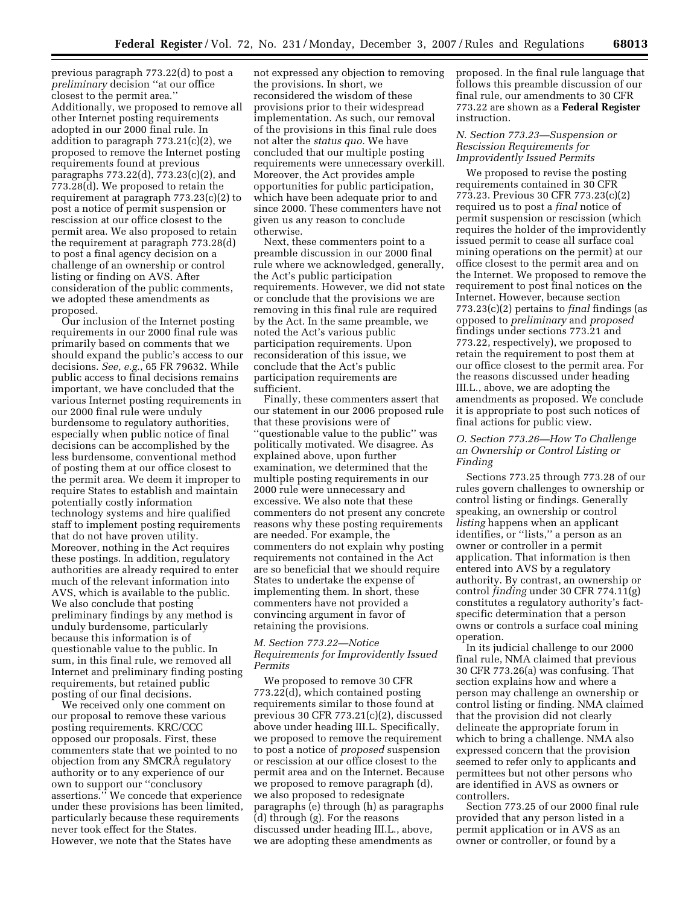previous paragraph 773.22(d) to post a *preliminary* decision ''at our office closest to the permit area.'' Additionally, we proposed to remove all other Internet posting requirements adopted in our 2000 final rule. In addition to paragraph 773.21(c)(2), we proposed to remove the Internet posting requirements found at previous paragraphs 773.22(d), 773.23(c)(2), and 773.28(d). We proposed to retain the requirement at paragraph 773.23(c)(2) to post a notice of permit suspension or rescission at our office closest to the permit area. We also proposed to retain the requirement at paragraph 773.28(d) to post a final agency decision on a challenge of an ownership or control listing or finding on AVS. After consideration of the public comments, we adopted these amendments as proposed.

Our inclusion of the Internet posting requirements in our 2000 final rule was primarily based on comments that we should expand the public's access to our decisions. *See, e.g.*, 65 FR 79632. While public access to final decisions remains important, we have concluded that the various Internet posting requirements in our 2000 final rule were unduly burdensome to regulatory authorities, especially when public notice of final decisions can be accomplished by the less burdensome, conventional method of posting them at our office closest to the permit area. We deem it improper to require States to establish and maintain potentially costly information technology systems and hire qualified staff to implement posting requirements that do not have proven utility. Moreover, nothing in the Act requires these postings. In addition, regulatory authorities are already required to enter much of the relevant information into AVS, which is available to the public. We also conclude that posting preliminary findings by any method is unduly burdensome, particularly because this information is of questionable value to the public. In sum, in this final rule, we removed all Internet and preliminary finding posting requirements, but retained public posting of our final decisions.

We received only one comment on our proposal to remove these various posting requirements. KRC/CCC opposed our proposals. First, these commenters state that we pointed to no objection from any SMCRA regulatory authority or to any experience of our own to support our ''conclusory assertions.'' We concede that experience under these provisions has been limited, particularly because these requirements never took effect for the States. However, we note that the States have not expressed any objection to removing the provisions. In short, we reconsidered the wisdom of these provisions prior to their widespread implementation. As such, our removal of the provisions in this final rule does not alter the *status quo*. We have concluded that our multiple posting requirements were unnecessary overkill. Moreover, the Act provides ample opportunities for public participation, which have been adequate prior to and since 2000. These commenters have not given us any reason to conclude otherwise.

Next, these commenters point to a preamble discussion in our 2000 final rule where we acknowledged, generally, the Act's public participation requirements. However, we did not state or conclude that the provisions we are removing in this final rule are required by the Act. In the same preamble, we noted the Act's various public participation requirements. Upon reconsideration of this issue, we conclude that the Act's public participation requirements are sufficient.

Finally, these commenters assert that our statement in our 2006 proposed rule that these provisions were of ''questionable value to the public'' was politically motivated. We disagree. As explained above, upon further examination, we determined that the multiple posting requirements in our 2000 rule were unnecessary and excessive. We also note that these commenters do not present any concrete reasons why these posting requirements are needed. For example, the commenters do not explain why posting requirements not contained in the Act are so beneficial that we should require States to undertake the expense of implementing them. In short, these commenters have not provided a convincing argument in favor of retaining the provisions.

### *M. Section 773.22—Notice Requirements for Improvidently Issued Permits*

We proposed to remove 30 CFR 773.22(d), which contained posting requirements similar to those found at previous 30 CFR 773.21(c)(2), discussed above under heading III.L. Specifically, we proposed to remove the requirement to post a notice of *proposed* suspension or rescission at our office closest to the permit area and on the Internet. Because we proposed to remove paragraph (d), we also proposed to redesignate paragraphs (e) through (h) as paragraphs (d) through (g). For the reasons discussed under heading III.L., above, we are adopting these amendments as proposed. In the final rule language that follows this preamble discussion of our final rule, our amendments to 30 CFR 773.22 are shown as a **Federal Register** instruction.

### *N. Section 773.23—Suspension or Rescission Requirements for Improvidently Issued Permits*

We proposed to revise the posting requirements contained in 30 CFR 773.23. Previous 30 CFR 773.23(c)(2) required us to post a *final* notice of permit suspension or rescission (which requires the holder of the improvidently issued permit to cease all surface coal mining operations on the permit) at our office closest to the permit area and on the Internet. We proposed to remove the requirement to post final notices on the Internet. However, because section 773.23(c)(2) pertains to *final* findings (as opposed to *preliminary* and *proposed* findings under sections 773.21 and 773.22, respectively), we proposed to retain the requirement to post them at our office closest to the permit area. For the reasons discussed under heading III.L., above, we are adopting the amendments as proposed. We conclude it is appropriate to post such notices of final actions for public view.

### *O. Section 773.26—How To Challenge an Ownership or Control Listing or Finding*

Sections 773.25 through 773.28 of our rules govern challenges to ownership or control listing or findings. Generally speaking, an ownership or control *listing* happens when an applicant identifies, or ''lists,'' a person as an owner or controller in a permit application. That information is then entered into AVS by a regulatory authority. By contrast, an ownership or control *finding* under 30 CFR 774.11(g) constitutes a regulatory authority's fact-specific determination that a person owns or controls a surface coal mining operation.

In its judicial challenge to our 2000 final rule, NMA claimed that previous 30 CFR 773.26(a) was confusing. That section explains how and where a person may challenge an ownership or control listing or finding. NMA claimed that the provision did not clearly delineate the appropriate forum in which to bring a challenge. NMA also expressed concern that the provision seemed to refer only to applicants and permittees but not other persons who are identified in AVS as owners or controllers.

Section 773.25 of our 2000 final rule provided that any person listed in a permit application or in AVS as an owner or controller, or found by a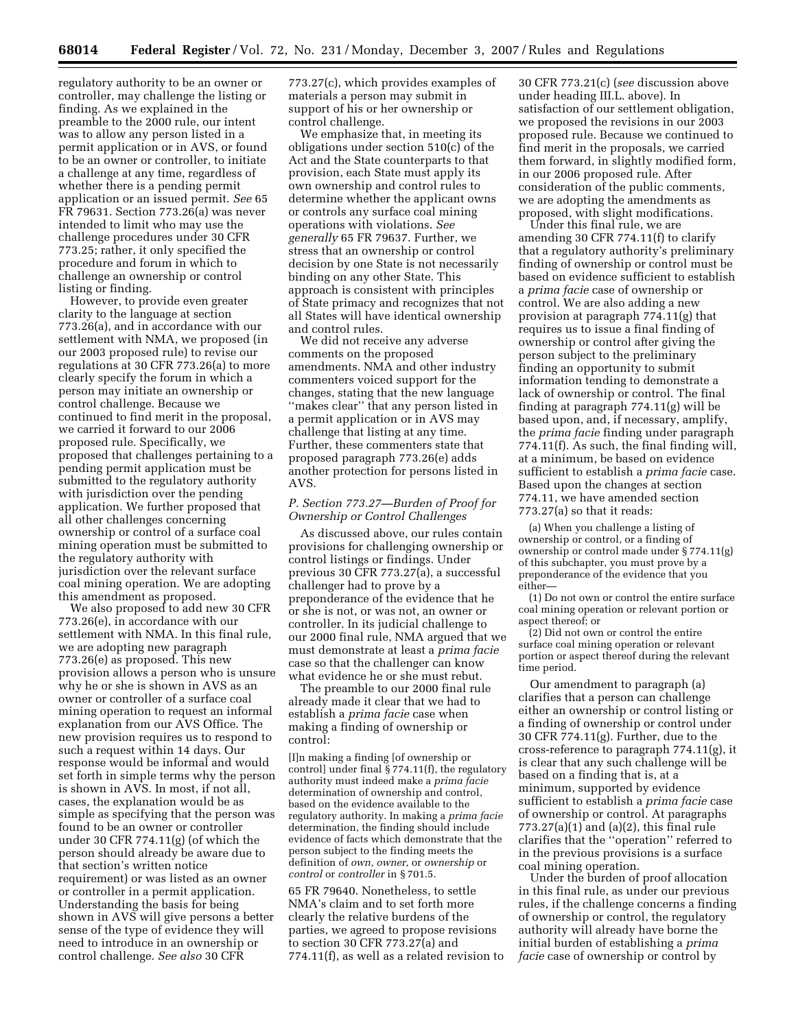regulatory authority to be an owner or controller, may challenge the listing or finding. As we explained in the preamble to the 2000 rule, our intent was to allow any person listed in a permit application or in AVS, or found to be an owner or controller, to initiate a challenge at any time, regardless of whether there is a pending permit application or an issued permit. *See* 65 FR 79631. Section 773.26(a) was never intended to limit who may use the challenge procedures under 30 CFR 773.25; rather, it only specified the procedure and forum in which to challenge an ownership or control listing or finding.

However, to provide even greater clarity to the language at section 773.26(a), and in accordance with our settlement with NMA, we proposed (in our 2003 proposed rule) to revise our regulations at 30 CFR 773.26(a) to more clearly specify the forum in which a person may initiate an ownership or control challenge. Because we continued to find merit in the proposal, we carried it forward to our 2006 proposed rule. Specifically, we proposed that challenges pertaining to a pending permit application must be submitted to the regulatory authority with jurisdiction over the pending application. We further proposed that all other challenges concerning ownership or control of a surface coal mining operation must be submitted to the regulatory authority with jurisdiction over the relevant surface coal mining operation. We are adopting this amendment as proposed.

We also proposed to add new 30 CFR 773.26(e), in accordance with our settlement with NMA. In this final rule, we are adopting new paragraph 773.26(e) as proposed. This new provision allows a person who is unsure why he or she is shown in AVS as an owner or controller of a surface coal mining operation to request an informal explanation from our AVS Office. The new provision requires us to respond to such a request within 14 days. Our response would be informal and would set forth in simple terms why the person is shown in AVS. In most, if not all, cases, the explanation would be as simple as specifying that the person was found to be an owner or controller under 30 CFR 774.11(g) (of which the person should already be aware due to that section's written notice requirement) or was listed as an owner or controller in a permit application. Understanding the basis for being shown in AVS will give persons a better sense of the type of evidence they will need to introduce in an ownership or control challenge. *See also* 30 CFR 773.27(c), which provides examples of materials a person may submit in support of his or her ownership or control challenge.

We emphasize that, in meeting its obligations under section 510(c) of the Act and the State counterparts to that provision, each State must apply its own ownership and control rules to determine whether the applicant owns or controls any surface coal mining operations with violations. *See generally* 65 FR 79637. Further, we stress that an ownership or control decision by one State is not necessarily binding on any other State. This approach is consistent with principles of State primacy and recognizes that not all States will have identical ownership and control rules.

We did not receive any adverse comments on the proposed amendments. NMA and other industry commenters voiced support for the changes, stating that the new language ''makes clear'' that any person listed in a permit application or in AVS may challenge that listing at any time. Further, these commenters state that proposed paragraph 773.26(e) adds another protection for persons listed in AVS.

### *P. Section 773.27—Burden of Proof for Ownership or Control Challenges*

As discussed above, our rules contain provisions for challenging ownership or control listings or findings. Under previous 30 CFR 773.27(a), a successful challenger had to prove by a preponderance of the evidence that he or she is not, or was not, an owner or controller. In its judicial challenge to our 2000 final rule, NMA argued that we must demonstrate at least a *prima facie* case so that the challenger can know what evidence he or she must rebut.

The preamble to our 2000 final rule already made it clear that we had to establish a *prima facie* case when making a finding of ownership or control:

> [I]n making a finding [of ownership or control] under final § 774.11(f), the regulatory authority must indeed make a *prima facie* determination of ownership and control, based on the evidence available to the regulatory authority. In making a *prima facie* determination, the finding should include evidence of facts which demonstrate that the person subject to the finding meets the definition of *own, owner,* or *ownership* or *control* or *controller* in § 701.5.

65 FR 79640. Nonetheless, to settle NMA's claim and to set forth more clearly the relative burdens of the parties, we agreed to propose revisions to section 30 CFR 773.27(a) and 774.11(f), as well as a related revision to 30 CFR 773.21(c) (*see* discussion above under heading III.L. above). In satisfaction of our settlement obligation, we proposed the revisions in our 2003 proposed rule. Because we continued to find merit in the proposals, we carried them forward, in slightly modified form, in our 2006 proposed rule. After consideration of the public comments, we are adopting the amendments as proposed, with slight modifications.

Under this final rule, we are amending 30 CFR 774.11(f) to clarify that a regulatory authority's preliminary finding of ownership or control must be based on evidence sufficient to establish a *prima facie* case of ownership or control. We are also adding a new provision at paragraph 774.11(g) that requires us to issue a final finding of ownership or control after giving the person subject to the preliminary finding an opportunity to submit information tending to demonstrate a lack of ownership or control. The final finding at paragraph 774.11(g) will be based upon, and, if necessary, amplify, the *prima facie* finding under paragraph 774.11(f). As such, the final finding will, at a minimum, be based on evidence sufficient to establish a *prima facie* case. Based upon the changes at section 774.11, we have amended section 773.27(a) so that it reads:

> (a) When you challenge a listing of ownership or control, or a finding of ownership or control made under § 774.11(g) of this subchapter, you must prove by a preponderance of the evidence that you either—
>
> (1) Do not own or control the entire surface coal mining operation or relevant portion or aspect thereof; or
>
> (2) Did not own or control the entire surface coal mining operation or relevant portion or aspect thereof during the relevant time period.

Our amendment to paragraph (a) clarifies that a person can challenge either an ownership or control listing or a finding of ownership or control under 30 CFR 774.11(g). Further, due to the cross-reference to paragraph 774.11(g), it is clear that any such challenge will be based on a finding that is, at a minimum, supported by evidence sufficient to establish a *prima facie* case of ownership or control. At paragraphs 773.27(a)(1) and (a)(2), this final rule clarifies that the ''operation'' referred to in the previous provisions is a surface coal mining operation.

Under the burden of proof allocation in this final rule, as under our previous rules, if the challenge concerns a finding of ownership or control, the regulatory authority will already have borne the initial burden of establishing a *prima facie* case of ownership or control by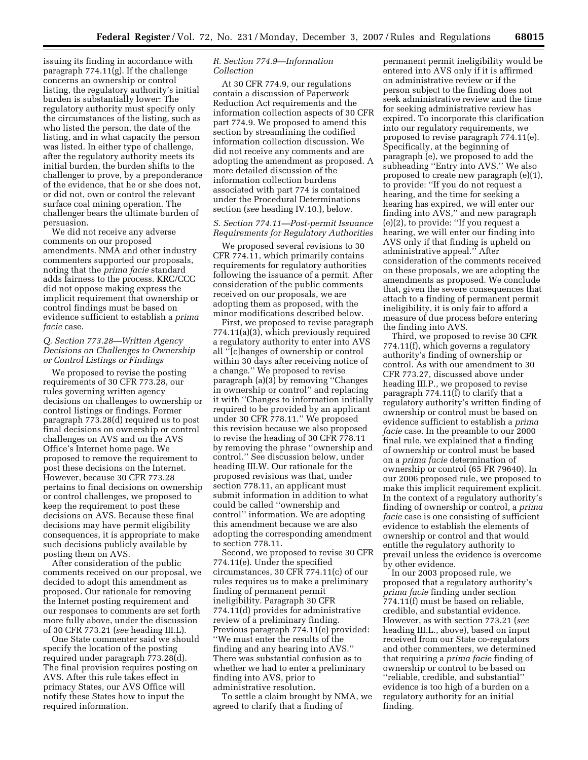issuing its finding in accordance with paragraph 774.11(g). If the challenge concerns an ownership or control listing, the regulatory authority's initial burden is substantially lower: The regulatory authority must specify only the circumstances of the listing, such as who listed the person, the date of the listing, and in what capacity the person was listed. In either type of challenge, after the regulatory authority meets its initial burden, the burden shifts to the challenger to prove, by a preponderance of the evidence, that he or she does not, or did not, own or control the relevant surface coal mining operation. The challenger bears the ultimate burden of persuasion.

We did not receive any adverse comments on our proposed amendments. NMA and other industry commenters supported our proposals, noting that the *prima facie* standard adds fairness to the process. KRC/CCC did not oppose making express the implicit requirement that ownership or control findings must be based on evidence sufficient to establish a *prima facie* case.

### *Q. Section 773.28—Written Agency Decisions on Challenges to Ownership or Control Listings or Findings*

We proposed to revise the posting requirements of 30 CFR 773.28, our rules governing written agency decisions on challenges to ownership or control listings or findings. Former paragraph 773.28(d) required us to post final decisions on ownership or control challenges on AVS and on the AVS Office's Internet home page. We proposed to remove the requirement to post these decisions on the Internet. However, because 30 CFR 773.28 pertains to final decisions on ownership or control challenges, we proposed to keep the requirement to post these decisions on AVS. Because these final decisions may have permit eligibility consequences, it is appropriate to make such decisions publicly available by posting them on AVS.

After consideration of the public comments received on our proposal, we decided to adopt this amendment as proposed. Our rationale for removing the Internet posting requirement and our responses to comments are set forth more fully above, under the discussion of 30 CFR 773.21 (*see* heading III.L).

One State commenter said we should specify the location of the posting required under paragraph 773.28(d). The final provision requires posting on AVS. After this rule takes effect in primacy States, our AVS Office will notify these States how to input the required information.

### *R. Section 774.9—Information Collection*

At 30 CFR 774.9, our regulations contain a discussion of Paperwork Reduction Act requirements and the information collection aspects of 30 CFR part 774.9. We proposed to amend this section by streamlining the codified information collection discussion. We did not receive any comments and are adopting the amendment as proposed. A more detailed discussion of the information collection burdens associated with part 774 is contained under the Procedural Determinations section (*see* heading IV.10.), below.

### *S. Section 774.11—Post-permit Issuance Requirements for Regulatory Authorities*

We proposed several revisions to 30 CFR 774.11, which primarily contains requirements for regulatory authorities following the issuance of a permit. After consideration of the public comments received on our proposals, we are adopting them as proposed, with the minor modifications described below.

First, we proposed to revise paragraph 774.11(a)(3), which previously required a regulatory authority to enter into AVS all "[c]hanges of ownership or control within 30 days after receiving notice of a change." We proposed to revise paragraph (a)(3) by removing "Changes in ownership or control" and replacing it with "Changes to information initially required to be provided by an applicant under 30 CFR 778.11." We proposed this revision because we also proposed to revise the heading of 30 CFR 778.11 by removing the phrase "ownership and control." See discussion below, under heading III.W. Our rationale for the proposed revisions was that, under section 778.11, an applicant must submit information in addition to what could be called "ownership and control" information. We are adopting this amendment because we are also adopting the corresponding amendment to section 778.11.

Second, we proposed to revise 30 CFR 774.11(e). Under the specified circumstances, 30 CFR 774.11(c) of our rules requires us to make a preliminary finding of permanent permit ineligibility. Paragraph 30 CFR 774.11(d) provides for administrative review of a preliminary finding. Previous paragraph 774.11(e) provided: "We must enter the results of the finding and any hearing into AVS." There was substantial confusion as to whether we had to enter a preliminary finding into AVS, prior to administrative resolution.

To settle a claim brought by NMA, we agreed to clarify that a finding of permanent permit ineligibility would be entered into AVS only if it is affirmed on administrative review or if the person subject to the finding does not seek administrative review and the time for seeking administrative review has expired. To incorporate this clarification into our regulatory requirements, we proposed to revise paragraph 774.11(e). Specifically, at the beginning of paragraph (e), we proposed to add the subheading "Entry into AVS." We also proposed to create new paragraph (e)(1), to provide: "If you do not request a hearing, and the time for seeking a hearing has expired, we will enter our finding into AVS," and new paragraph (e)(2), to provide: "If you request a hearing, we will enter our finding into AVS only if that finding is upheld on administrative appeal." After consideration of the comments received on these proposals, we are adopting the amendments as proposed. We conclude that, given the severe consequences that attach to a finding of permanent permit ineligibility, it is only fair to afford a measure of due process before entering the finding into AVS.

Third, we proposed to revise 30 CFR 774.11(f), which governs a regulatory authority's finding of ownership or control. As with our amendment to 30 CFR 773.27, discussed above under heading III.P., we proposed to revise paragraph 774.11(f) to clarify that a regulatory authority's written finding of ownership or control must be based on evidence sufficient to establish a *prima facie* case. In the preamble to our 2000 final rule, we explained that a finding of ownership or control must be based on a *prima facie* determination of ownership or control (65 FR 79640). In our 2006 proposed rule, we proposed to make this implicit requirement explicit. In the context of a regulatory authority's finding of ownership or control, a *prima facie* case is one consisting of sufficient evidence to establish the elements of ownership or control and that would entitle the regulatory authority to prevail unless the evidence is overcome by other evidence.

In our 2003 proposed rule, we proposed that a regulatory authority's *prima facie* finding under section 774.11(f) must be based on reliable, credible, and substantial evidence. However, as with section 773.21 (*see* heading III.L., above), based on input received from our State co-regulators and other commenters, we determined that requiring a *prima facie* finding of ownership or control to be based on "reliable, credible, and substantial" evidence is too high of a burden on a regulatory authority for an initial finding.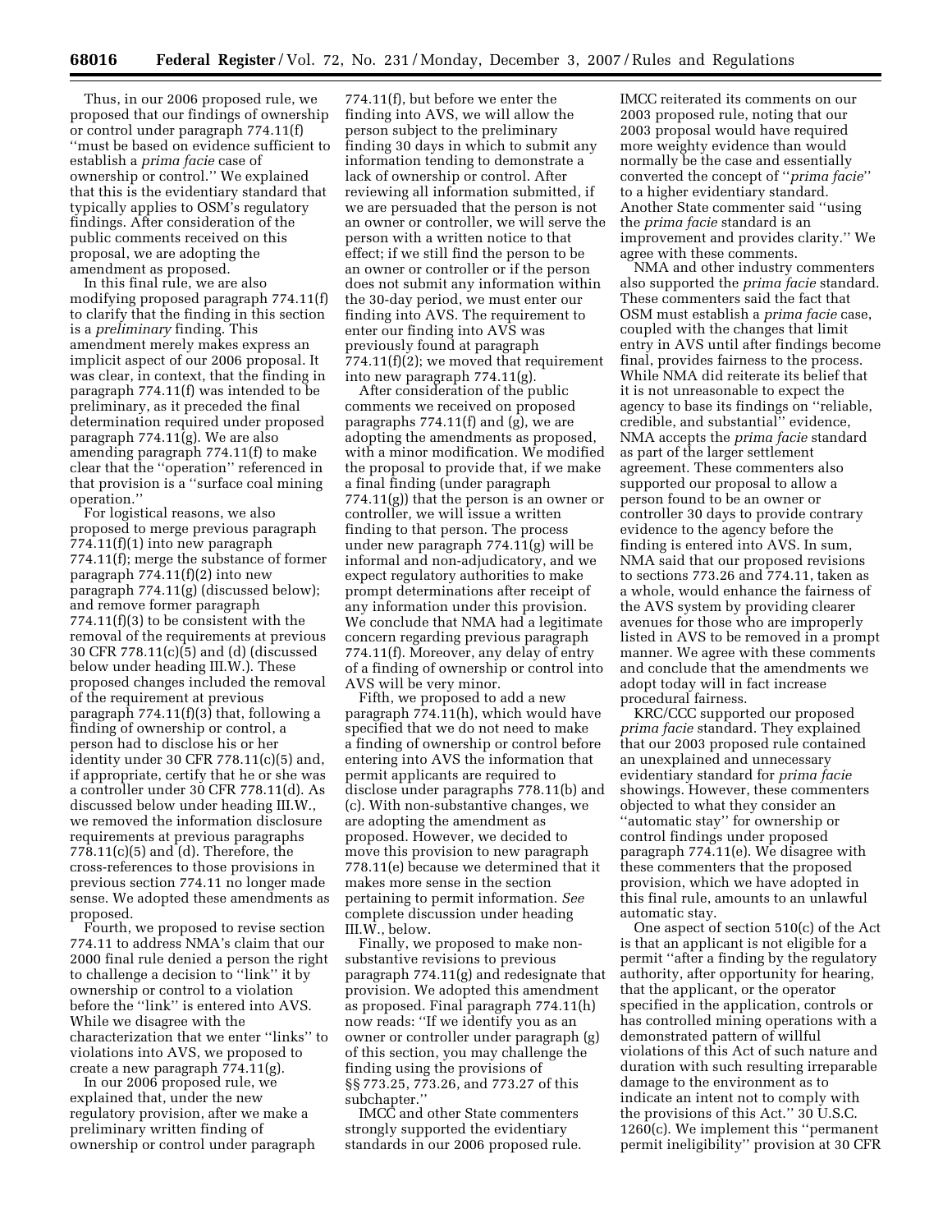Thus, in our 2006 proposed rule, we proposed that our findings of ownership or control under paragraph 774.11(f) ''must be based on evidence sufficient to establish a *prima facie* case of ownership or control.'' We explained that this is the evidentiary standard that typically applies to OSM's regulatory findings. After consideration of the public comments received on this proposal, we are adopting the amendment as proposed.

In this final rule, we are also modifying proposed paragraph 774.11(f) to clarify that the finding in this section is a *preliminary* finding. This amendment merely makes express an implicit aspect of our 2006 proposal. It was clear, in context, that the finding in paragraph 774.11(f) was intended to be preliminary, as it preceded the final determination required under proposed paragraph 774.11(g). We are also amending paragraph 774.11(f) to make clear that the ''operation'' referenced in that provision is a ''surface coal mining operation.''

For logistical reasons, we also proposed to merge previous paragraph 774.11(f)(1) into new paragraph 774.11(f); merge the substance of former paragraph 774.11(f)(2) into new paragraph 774.11(g) (discussed below); and remove former paragraph 774.11(f)(3) to be consistent with the removal of the requirements at previous 30 CFR 778.11(c)(5) and (d) (discussed below under heading III.W.). These proposed changes included the removal of the requirement at previous paragraph 774.11(f)(3) that, following a finding of ownership or control, a person had to disclose his or her identity under 30 CFR 778.11(c)(5) and, if appropriate, certify that he or she was a controller under 30 CFR 778.11(d). As discussed below under heading III.W., we removed the information disclosure requirements at previous paragraphs 778.11(c)(5) and (d). Therefore, the cross-references to those provisions in previous section 774.11 no longer made sense. We adopted these amendments as proposed.

Fourth, we proposed to revise section 774.11 to address NMA's claim that our 2000 final rule denied a person the right to challenge a decision to ''link'' it by ownership or control to a violation before the ''link'' is entered into AVS. While we disagree with the characterization that we enter ''links'' to violations into AVS, we proposed to create a new paragraph 774.11(g).

In our 2006 proposed rule, we explained that, under the new regulatory provision, after we make a preliminary written finding of ownership or control under paragraph 774.11(f), but before we enter the finding into AVS, we will allow the person subject to the preliminary finding 30 days in which to submit any information tending to demonstrate a lack of ownership or control. After reviewing all information submitted, if we are persuaded that the person is not an owner or controller, we will serve the person with a written notice to that effect; if we still find the person to be an owner or controller or if the person does not submit any information within the 30-day period, we must enter our finding into AVS. The requirement to enter our finding into AVS was previously found at paragraph 774.11(f)(2); we moved that requirement into new paragraph 774.11(g).

After consideration of the public comments we received on proposed paragraphs 774.11(f) and (g), we are adopting the amendments as proposed, with a minor modification. We modified the proposal to provide that, if we make a final finding (under paragraph 774.11(g)) that the person is an owner or controller, we will issue a written finding to that person. The process under new paragraph 774.11(g) will be informal and non-adjudicatory, and we expect regulatory authorities to make prompt determinations after receipt of any information under this provision. We conclude that NMA had a legitimate concern regarding previous paragraph 774.11(f). Moreover, any delay of entry of a finding of ownership or control into AVS will be very minor.

Fifth, we proposed to add a new paragraph 774.11(h), which would have specified that we do not need to make a finding of ownership or control before entering into AVS the information that permit applicants are required to disclose under paragraphs 778.11(b) and (c). With non-substantive changes, we are adopting the amendment as proposed. However, we decided to move this provision to new paragraph 778.11(e) because we determined that it makes more sense in the section pertaining to permit information. *See* complete discussion under heading III.W., below.

Finally, we proposed to make non-substantive revisions to previous paragraph 774.11(g) and redesignate that provision. We adopted this amendment as proposed. Final paragraph 774.11(h) now reads: ''If we identify you as an owner or controller under paragraph (g) of this section, you may challenge the finding using the provisions of §§ 773.25, 773.26, and 773.27 of this subchapter.''

IMCC and other State commenters strongly supported the evidentiary standards in our 2006 proposed rule. IMCC reiterated its comments on our 2003 proposed rule, noting that our 2003 proposal would have required more weighty evidence than would normally be the case and essentially converted the concept of ''*prima facie*'' to a higher evidentiary standard. Another State commenter said ''using the *prima facie* standard is an improvement and provides clarity.'' We agree with these comments.

NMA and other industry commenters also supported the *prima facie* standard. These commenters said the fact that OSM must establish a *prima facie* case, coupled with the changes that limit entry in AVS until after findings become final, provides fairness to the process. While NMA did reiterate its belief that it is not unreasonable to expect the agency to base its findings on ''reliable, credible, and substantial'' evidence, NMA accepts the *prima facie* standard as part of the larger settlement agreement. These commenters also supported our proposal to allow a person found to be an owner or controller 30 days to provide contrary evidence to the agency before the finding is entered into AVS. In sum, NMA said that our proposed revisions to sections 773.26 and 774.11, taken as a whole, would enhance the fairness of the AVS system by providing clearer avenues for those who are improperly listed in AVS to be removed in a prompt manner. We agree with these comments and conclude that the amendments we adopt today will in fact increase procedural fairness.

KRC/CCC supported our proposed *prima facie* standard. They explained that our 2003 proposed rule contained an unexplained and unnecessary evidentiary standard for *prima facie* showings. However, these commenters objected to what they consider an ''automatic stay'' for ownership or control findings under proposed paragraph 774.11(e). We disagree with these commenters that the proposed provision, which we have adopted in this final rule, amounts to an unlawful automatic stay.

One aspect of section 510(c) of the Act is that an applicant is not eligible for a permit ''after a finding by the regulatory authority, after opportunity for hearing, that the applicant, or the operator specified in the application, controls or has controlled mining operations with a demonstrated pattern of willful violations of this Act of such nature and duration with such resulting irreparable damage to the environment as to indicate an intent not to comply with the provisions of this Act.'' 30 U.S.C. 1260(c). We implement this ''permanent permit ineligibility'' provision at 30 CFR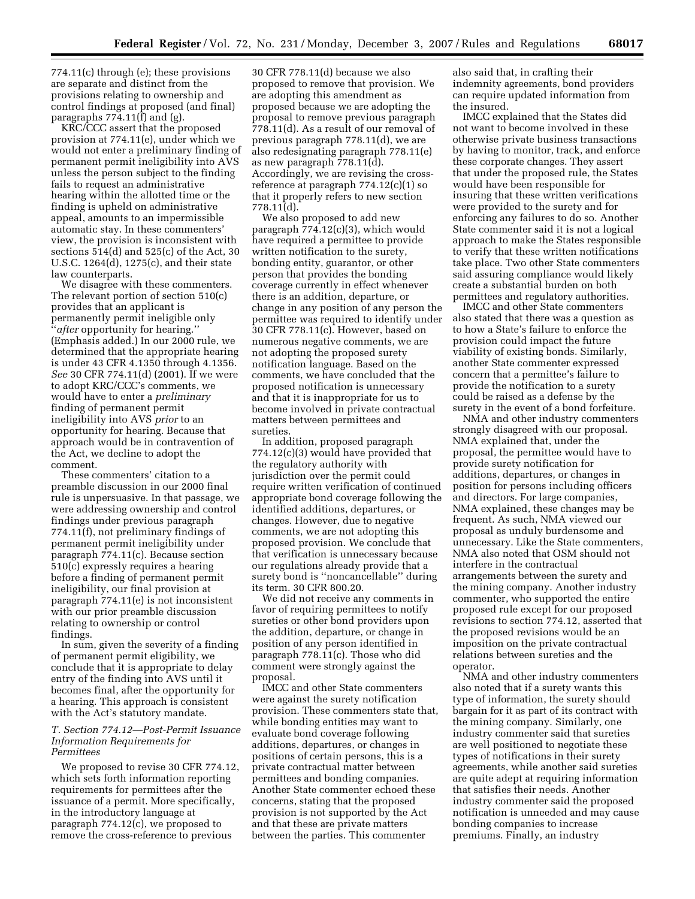774.11(c) through (e); these provisions are separate and distinct from the provisions relating to ownership and control findings at proposed (and final) paragraphs 774.11(f) and (g).

KRC/CCC assert that the proposed provision at 774.11(e), under which we would not enter a preliminary finding of permanent permit ineligibility into AVS unless the person subject to the finding fails to request an administrative hearing within the allotted time or the finding is upheld on administrative appeal, amounts to an impermissible automatic stay. In these commenters' view, the provision is inconsistent with sections 514(d) and 525(c) of the Act, 30 U.S.C. 1264(d), 1275(c), and their state law counterparts.

We disagree with these commenters. The relevant portion of section 510(c) provides that an applicant is permanently permit ineligible only ''*after* opportunity for hearing.'' (Emphasis added.) In our 2000 rule, we determined that the appropriate hearing is under 43 CFR 4.1350 through 4.1356. *See* 30 CFR 774.11(d) (2001). If we were to adopt KRC/CCC's comments, we would have to enter a *preliminary* finding of permanent permit ineligibility into AVS *prior* to an opportunity for hearing. Because that approach would be in contravention of the Act, we decline to adopt the comment.

These commenters' citation to a preamble discussion in our 2000 final rule is unpersuasive. In that passage, we were addressing ownership and control findings under previous paragraph 774.11(f), not preliminary findings of permanent permit ineligibility under paragraph 774.11(c). Because section 510(c) expressly requires a hearing before a finding of permanent permit ineligibility, our final provision at paragraph 774.11(e) is not inconsistent with our prior preamble discussion relating to ownership or control findings.

In sum, given the severity of a finding of permanent permit eligibility, we conclude that it is appropriate to delay entry of the finding into AVS until it becomes final, after the opportunity for a hearing. This approach is consistent with the Act's statutory mandate.

### *T. Section 774.12—Post-Permit Issuance Information Requirements for Permittees*

We proposed to revise 30 CFR 774.12, which sets forth information reporting requirements for permittees after the issuance of a permit. More specifically, in the introductory language at paragraph 774.12(c), we proposed to remove the cross-reference to previous 30 CFR 778.11(d) because we also proposed to remove that provision. We are adopting this amendment as proposed because we are adopting the proposal to remove previous paragraph 778.11(d). As a result of our removal of previous paragraph 778.11(d), we are also redesignating paragraph 778.11(e) as new paragraph 778.11(d). Accordingly, we are revising the cross-reference at paragraph 774.12(c)(1) so that it properly refers to new section 778.11(d).

We also proposed to add new paragraph 774.12(c)(3), which would have required a permittee to provide written notification to the surety, bonding entity, guarantor, or other person that provides the bonding coverage currently in effect whenever there is an addition, departure, or change in any position of any person the permittee was required to identify under 30 CFR 778.11(c). However, based on numerous negative comments, we are not adopting the proposed surety notification language. Based on the comments, we have concluded that the proposed notification is unnecessary and that it is inappropriate for us to become involved in private contractual matters between permittees and sureties.

In addition, proposed paragraph 774.12(c)(3) would have provided that the regulatory authority with jurisdiction over the permit could require written verification of continued appropriate bond coverage following the identified additions, departures, or changes. However, due to negative comments, we are not adopting this proposed provision. We conclude that that verification is unnecessary because our regulations already provide that a surety bond is ''noncancellable'' during its term. 30 CFR 800.20.

We did not receive any comments in favor of requiring permittees to notify sureties or other bond providers upon the addition, departure, or change in position of any person identified in paragraph 778.11(c). Those who did comment were strongly against the proposal.

IMCC and other State commenters were against the surety notification provision. These commenters state that, while bonding entities may want to evaluate bond coverage following additions, departures, or changes in positions of certain persons, this is a private contractual matter between permittees and bonding companies. Another State commenter echoed these concerns, stating that the proposed provision is not supported by the Act and that these are private matters between the parties. This commenter also said that, in crafting their indemnity agreements, bond providers can require updated information from the insured.

IMCC explained that the States did not want to become involved in these otherwise private business transactions by having to monitor, track, and enforce these corporate changes. They assert that under the proposed rule, the States would have been responsible for insuring that these written verifications were provided to the surety and for enforcing any failures to do so. Another State commenter said it is not a logical approach to make the States responsible to verify that these written notifications take place. Two other State commenters said assuring compliance would likely create a substantial burden on both permittees and regulatory authorities.

IMCC and other State commenters also stated that there was a question as to how a State's failure to enforce the provision could impact the future viability of existing bonds. Similarly, another State commenter expressed concern that a permittee's failure to provide the notification to a surety could be raised as a defense by the surety in the event of a bond forfeiture.

NMA and other industry commenters strongly disagreed with our proposal. NMA explained that, under the proposal, the permittee would have to provide surety notification for additions, departures, or changes in position for persons including officers and directors. For large companies, NMA explained, these changes may be frequent. As such, NMA viewed our proposal as unduly burdensome and unnecessary. Like the State commenters, NMA also noted that OSM should not interfere in the contractual arrangements between the surety and the mining company. Another industry commenter, who supported the entire proposed rule except for our proposed revisions to section 774.12, asserted that the proposed revisions would be an imposition on the private contractual relations between sureties and the operator.

NMA and other industry commenters also noted that if a surety wants this type of information, the surety should bargain for it as part of its contract with the mining company. Similarly, one industry commenter said that sureties are well positioned to negotiate these types of notifications in their surety agreements, while another said sureties are quite adept at requiring information that satisfies their needs. Another industry commenter said the proposed notification is unneeded and may cause bonding companies to increase premiums. Finally, an industry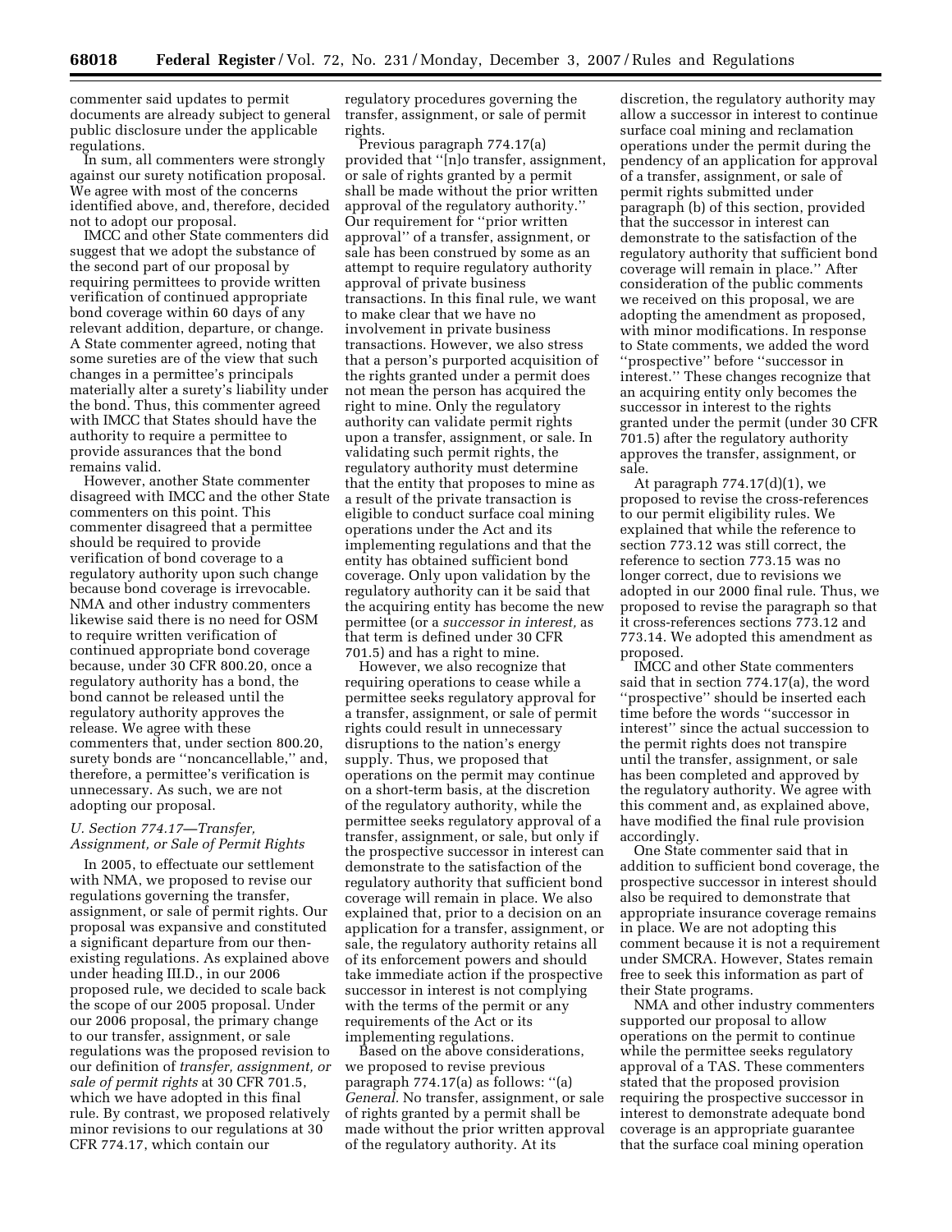commenter said updates to permit documents are already subject to general public disclosure under the applicable regulations.

In sum, all commenters were strongly against our surety notification proposal. We agree with most of the concerns identified above, and, therefore, decided not to adopt our proposal.

IMCC and other State commenters did suggest that we adopt the substance of the second part of our proposal by requiring permittees to provide written verification of continued appropriate bond coverage within 60 days of any relevant addition, departure, or change. A State commenter agreed, noting that some sureties are of the view that such changes in a permittee's principals materially alter a surety's liability under the bond. Thus, this commenter agreed with IMCC that States should have the authority to require a permittee to provide assurances that the bond remains valid.

However, another State commenter disagreed with IMCC and the other State commenters on this point. This commenter disagreed that a permittee should be required to provide verification of bond coverage to a regulatory authority upon such change because bond coverage is irrevocable. NMA and other industry commenters likewise said there is no need for OSM to require written verification of continued appropriate bond coverage because, under 30 CFR 800.20, once a regulatory authority has a bond, the bond cannot be released until the regulatory authority approves the release. We agree with these commenters that, under section 800.20, surety bonds are ''noncancellable,'' and, therefore, a permittee's verification is unnecessary. As such, we are not adopting our proposal.

### U. Section 774.17—Transfer, Assignment, or Sale of Permit Rights

In 2005, to effectuate our settlement with NMA, we proposed to revise our regulations governing the transfer, assignment, or sale of permit rights. Our proposal was expansive and constituted a significant departure from our then-existing regulations. As explained above under heading III.D., in our 2006 proposed rule, we decided to scale back the scope of our 2005 proposal. Under our 2006 proposal, the primary change to our transfer, assignment, or sale regulations was the proposed revision to our definition of *transfer, assignment, or sale of permit rights* at 30 CFR 701.5, which we have adopted in this final rule. By contrast, we proposed relatively minor revisions to our regulations at 30 CFR 774.17, which contain our regulatory procedures governing the transfer, assignment, or sale of permit rights.

Previous paragraph 774.17(a) provided that ''[n]o transfer, assignment, or sale of rights granted by a permit shall be made without the prior written approval of the regulatory authority.'' Our requirement for ''prior written approval'' of a transfer, assignment, or sale has been construed by some as an attempt to require regulatory authority approval of private business transactions. In this final rule, we want to make clear that we have no involvement in private business transactions. However, we also stress that a person's purported acquisition of the rights granted under a permit does not mean the person has acquired the right to mine. Only the regulatory authority can validate permit rights upon a transfer, assignment, or sale. In validating such permit rights, the regulatory authority must determine that the entity that proposes to mine as a result of the private transaction is eligible to conduct surface coal mining operations under the Act and its implementing regulations and that the entity has obtained sufficient bond coverage. Only upon validation by the regulatory authority can it be said that the acquiring entity has become the new permittee (or a *successor in interest,* as that term is defined under 30 CFR 701.5) and has a right to mine.

However, we also recognize that requiring operations to cease while a permittee seeks regulatory approval for a transfer, assignment, or sale of permit rights could result in unnecessary disruptions to the nation's energy supply. Thus, we proposed that operations on the permit may continue on a short-term basis, at the discretion of the regulatory authority, while the permittee seeks regulatory approval of a transfer, assignment, or sale, but only if the prospective successor in interest can demonstrate to the satisfaction of the regulatory authority that sufficient bond coverage will remain in place. We also explained that, prior to a decision on an application for a transfer, assignment, or sale, the regulatory authority retains all of its enforcement powers and should take immediate action if the prospective successor in interest is not complying with the terms of the permit or any requirements of the Act or its implementing regulations.

Based on the above considerations, we proposed to revise previous paragraph 774.17(a) as follows: ''(a) *General.* No transfer, assignment, or sale of rights granted by a permit shall be made without the prior written approval of the regulatory authority. At its discretion, the regulatory authority may allow a successor in interest to continue surface coal mining and reclamation operations under the permit during the pendency of an application for approval of a transfer, assignment, or sale of permit rights submitted under paragraph (b) of this section, provided that the successor in interest can demonstrate to the satisfaction of the regulatory authority that sufficient bond coverage will remain in place.'' After consideration of the public comments we received on this proposal, we are adopting the amendment as proposed, with minor modifications. In response to State comments, we added the word ''prospective'' before ''successor in interest.'' These changes recognize that an acquiring entity only becomes the successor in interest to the rights granted under the permit (under 30 CFR 701.5) after the regulatory authority approves the transfer, assignment, or sale.

At paragraph 774.17(d)(1), we proposed to revise the cross-references to our permit eligibility rules. We explained that while the reference to section 773.12 was still correct, the reference to section 773.15 was no longer correct, due to revisions we adopted in our 2000 final rule. Thus, we proposed to revise the paragraph so that it cross-references sections 773.12 and 773.14. We adopted this amendment as proposed.

IMCC and other State commenters said that in section 774.17(a), the word ''prospective'' should be inserted each time before the words ''successor in interest'' since the actual succession to the permit rights does not transpire until the transfer, assignment, or sale has been completed and approved by the regulatory authority. We agree with this comment and, as explained above, have modified the final rule provision accordingly.

One State commenter said that in addition to sufficient bond coverage, the prospective successor in interest should also be required to demonstrate that appropriate insurance coverage remains in place. We are not adopting this comment because it is not a requirement under SMCRA. However, States remain free to seek this information as part of their State programs.

NMA and other industry commenters supported our proposal to allow operations on the permit to continue while the permittee seeks regulatory approval of a TAS. These commenters stated that the proposed provision requiring the prospective successor in interest to demonstrate adequate bond coverage is an appropriate guarantee that the surface coal mining operation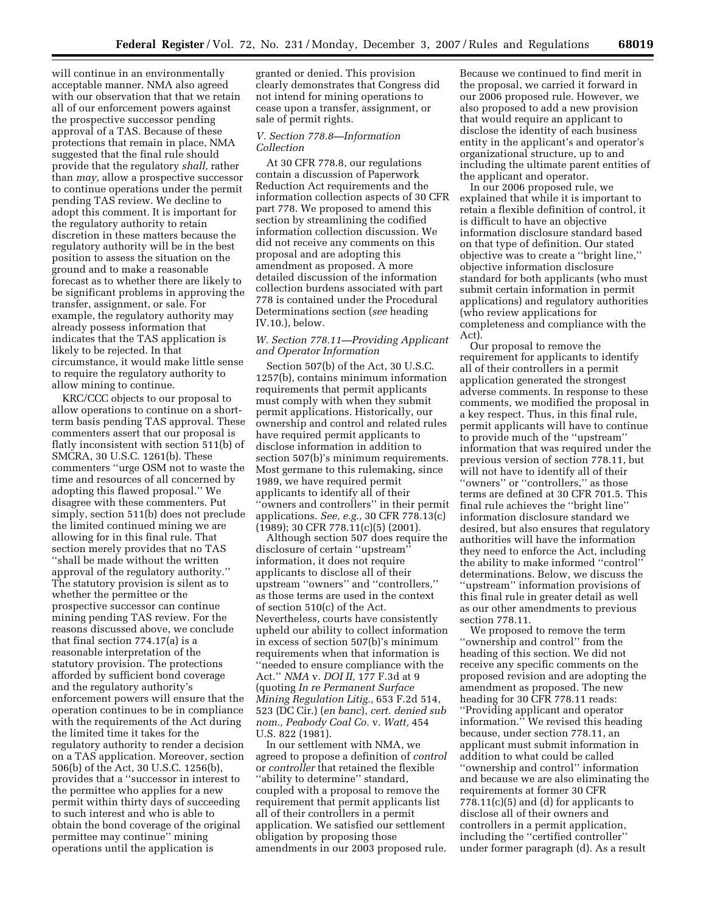will continue in an environmentally acceptable manner. NMA also agreed with our observation that that we retain all of our enforcement powers against the prospective successor pending approval of a TAS. Because of these protections that remain in place, NMA suggested that the final rule should provide that the regulatory *shall,* rather than *may,* allow a prospective successor to continue operations under the permit pending TAS review. We decline to adopt this comment. It is important for the regulatory authority to retain discretion in these matters because the regulatory authority will be in the best position to assess the situation on the ground and to make a reasonable forecast as to whether there are likely to be significant problems in approving the transfer, assignment, or sale. For example, the regulatory authority may already possess information that indicates that the TAS application is likely to be rejected. In that circumstance, it would make little sense to require the regulatory authority to allow mining to continue.

KRC/CCC objects to our proposal to allow operations to continue on a short-term basis pending TAS approval. These commenters assert that our proposal is flatly inconsistent with section 511(b) of SMCRA, 30 U.S.C. 1261(b). These commenters ''urge OSM not to waste the time and resources of all concerned by adopting this flawed proposal.'' We disagree with these commenters. Put simply, section 511(b) does not preclude the limited continued mining we are allowing for in this final rule. That section merely provides that no TAS ''shall be made without the written approval of the regulatory authority.'' The statutory provision is silent as to whether the permittee or the prospective successor can continue mining pending TAS review. For the reasons discussed above, we conclude that final section 774.17(a) is a reasonable interpretation of the statutory provision. The protections afforded by sufficient bond coverage and the regulatory authority's enforcement powers will ensure that the operation continues to be in compliance with the requirements of the Act during the limited time it takes for the regulatory authority to render a decision on a TAS application. Moreover, section 506(b) of the Act, 30 U.S.C. 1256(b), provides that a ''successor in interest to the permittee who applies for a new permit within thirty days of succeeding to such interest and who is able to obtain the bond coverage of the original permittee may continue'' mining operations until the application is granted or denied. This provision clearly demonstrates that Congress did not intend for mining operations to cease upon a transfer, assignment, or sale of permit rights.

### *V. Section 778.8—Information Collection*

At 30 CFR 778.8, our regulations contain a discussion of Paperwork Reduction Act requirements and the information collection aspects of 30 CFR part 778. We proposed to amend this section by streamlining the codified information collection discussion. We did not receive any comments on this proposal and are adopting this amendment as proposed. A more detailed discussion of the information collection burdens associated with part 778 is contained under the Procedural Determinations section (*see* heading IV.10.), below.

### *W. Section 778.11—Providing Applicant and Operator Information*

Section 507(b) of the Act, 30 U.S.C. 1257(b), contains minimum information requirements that permit applicants must comply with when they submit permit applications. Historically, our ownership and control and related rules have required permit applicants to disclose information in addition to section 507(b)'s minimum requirements. Most germane to this rulemaking, since 1989, we have required permit applicants to identify all of their ''owners and controllers'' in their permit applications. *See, e.g.,* 30 CFR 778.13(c) (1989); 30 CFR 778.11(c)(5) (2001).

Although section 507 does require the disclosure of certain ''upstream'' information, it does not require applicants to disclose all of their upstream ''owners'' and ''controllers,'' as those terms are used in the context of section 510(c) of the Act. Nevertheless, courts have consistently upheld our ability to collect information in excess of section 507(b)'s minimum requirements when that information is ''needed to ensure compliance with the Act.'' *NMA* v. *DOI II,* 177 F.3d at 9 (quoting *In re Permanent Surface Mining Regulation Litig.,* 653 F.2d 514, 523 (DC Cir.) (*en banc*), *cert. denied sub nom., Peabody Coal Co.* v. *Watt,* 454 U.S. 822 (1981).

In our settlement with NMA, we agreed to propose a definition of *control* or *controller* that retained the flexible ''ability to determine'' standard, coupled with a proposal to remove the requirement that permit applicants list all of their controllers in a permit application. We satisfied our settlement obligation by proposing those amendments in our 2003 proposed rule. Because we continued to find merit in the proposal, we carried it forward in our 2006 proposed rule. However, we also proposed to add a new provision that would require an applicant to disclose the identity of each business entity in the applicant's and operator's organizational structure, up to and including the ultimate parent entities of the applicant and operator.

In our 2006 proposed rule, we explained that while it is important to retain a flexible definition of control, it is difficult to have an objective information disclosure standard based on that type of definition. Our stated objective was to create a ''bright line,'' objective information disclosure standard for both applicants (who must submit certain information in permit applications) and regulatory authorities (who review applications for completeness and compliance with the Act).

Our proposal to remove the requirement for applicants to identify all of their controllers in a permit application generated the strongest adverse comments. In response to these comments, we modified the proposal in a key respect. Thus, in this final rule, permit applicants will have to continue to provide much of the ''upstream'' information that was required under the previous version of section 778.11, but will not have to identify all of their ''owners'' or ''controllers,'' as those terms are defined at 30 CFR 701.5. This final rule achieves the ''bright line'' information disclosure standard we desired, but also ensures that regulatory authorities will have the information they need to enforce the Act, including the ability to make informed ''control'' determinations. Below, we discuss the ''upstream'' information provisions of this final rule in greater detail as well as our other amendments to previous section 778.11.

We proposed to remove the term ''ownership and control'' from the heading of this section. We did not receive any specific comments on the proposed revision and are adopting the amendment as proposed. The new heading for 30 CFR 778.11 reads: ''Providing applicant and operator information.'' We revised this heading because, under section 778.11, an applicant must submit information in addition to what could be called ''ownership and control'' information and because we are also eliminating the requirements at former 30 CFR 778.11(c)(5) and (d) for applicants to disclose all of their owners and controllers in a permit application, including the ''certified controller'' under former paragraph (d). As a result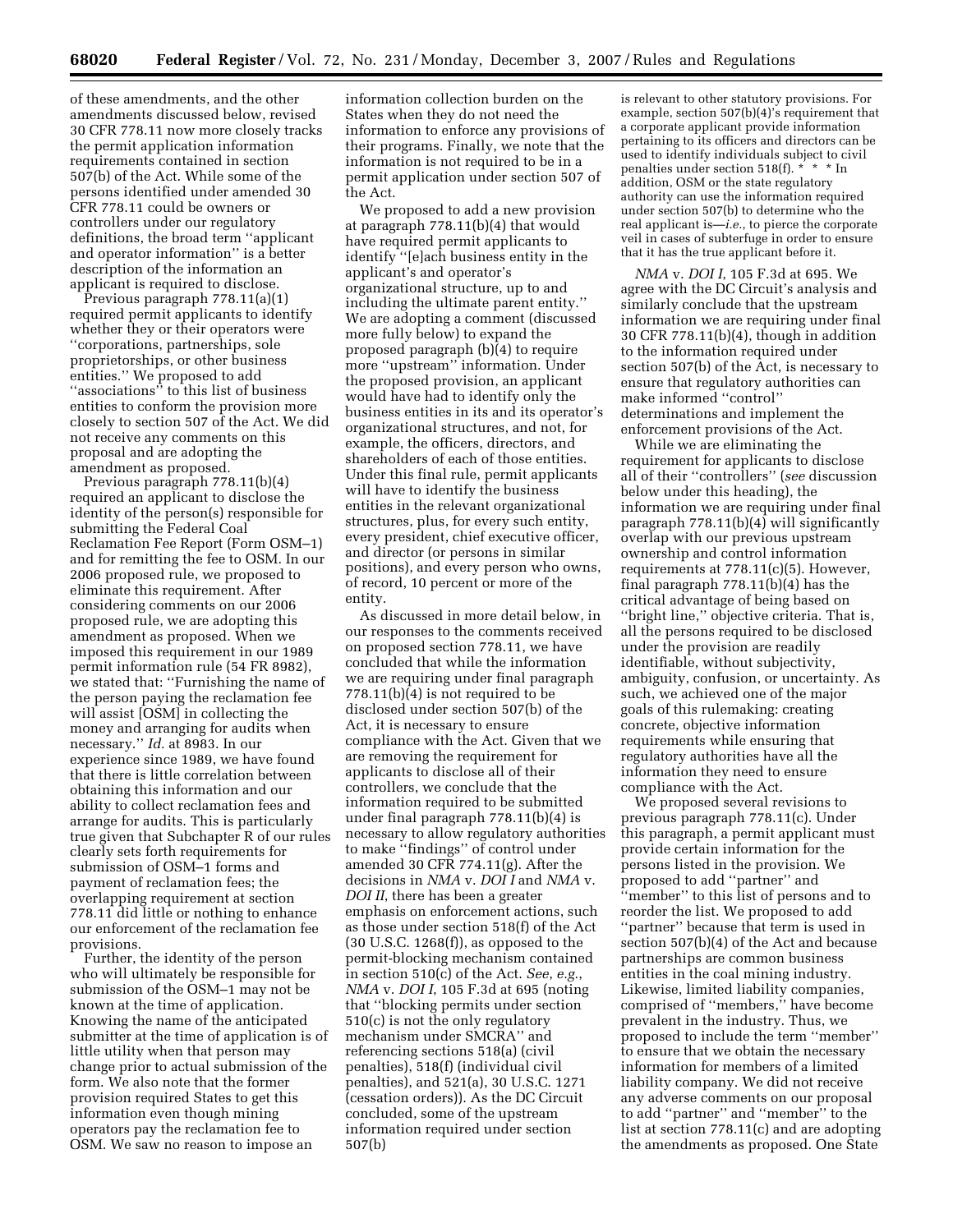of these amendments, and the other amendments discussed below, revised 30 CFR 778.11 now more closely tracks the permit application information requirements contained in section 507(b) of the Act. While some of the persons identified under amended 30 CFR 778.11 could be owners or controllers under our regulatory definitions, the broad term ''applicant and operator information'' is a better description of the information an applicant is required to disclose.

Previous paragraph 778.11(a)(1) required permit applicants to identify whether they or their operators were ''corporations, partnerships, sole proprietorships, or other business entities.'' We proposed to add ''associations'' to this list of business entities to conform the provision more closely to section 507 of the Act. We did not receive any comments on this proposal and are adopting the amendment as proposed.

Previous paragraph 778.11(b)(4) required an applicant to disclose the identity of the person(s) responsible for submitting the Federal Coal Reclamation Fee Report (Form OSM–1) and for remitting the fee to OSM. In our 2006 proposed rule, we proposed to eliminate this requirement. After considering comments on our 2006 proposed rule, we are adopting this amendment as proposed. When we imposed this requirement in our 1989 permit information rule (54 FR 8982), we stated that: ''Furnishing the name of the person paying the reclamation fee will assist [OSM] in collecting the money and arranging for audits when necessary.'' *Id.* at 8983. In our experience since 1989, we have found that there is little correlation between obtaining this information and our ability to collect reclamation fees and arrange for audits. This is particularly true given that Subchapter R of our rules clearly sets forth requirements for submission of OSM–1 forms and payment of reclamation fees; the overlapping requirement at section 778.11 did little or nothing to enhance our enforcement of the reclamation fee provisions.

Further, the identity of the person who will ultimately be responsible for submission of the OSM–1 may not be known at the time of application. Knowing the name of the anticipated submitter at the time of application is of little utility when that person may change prior to actual submission of the form. We also note that the former provision required States to get this information even though mining operators pay the reclamation fee to OSM. We saw no reason to impose an information collection burden on the States when they do not need the information to enforce any provisions of their programs. Finally, we note that the information is not required to be in a permit application under section 507 of the Act.

We proposed to add a new provision at paragraph 778.11(b)(4) that would have required permit applicants to identify ''[e]ach business entity in the applicant's and operator's organizational structure, up to and including the ultimate parent entity.'' We are adopting a comment (discussed more fully below) to expand the proposed paragraph (b)(4) to require more ''upstream'' information. Under the proposed provision, an applicant would have had to identify only the business entities in its and its operator's organizational structures, and not, for example, the officers, directors, and shareholders of each of those entities. Under this final rule, permit applicants will have to identify the business entities in the relevant organizational structures, plus, for every such entity, every president, chief executive officer, and director (or persons in similar positions), and every person who owns, of record, 10 percent or more of the entity.

As discussed in more detail below, in our responses to the comments received on proposed section 778.11, we have concluded that while the information we are requiring under final paragraph 778.11(b)(4) is not required to be disclosed under section 507(b) of the Act, it is necessary to ensure compliance with the Act. Given that we are removing the requirement for applicants to disclose all of their controllers, we conclude that the information required to be submitted under final paragraph 778.11(b)(4) is necessary to allow regulatory authorities to make ''findings'' of control under amended 30 CFR 774.11(g). After the decisions in *NMA* v. *DOI I* and *NMA* v. *DOI II*, there has been a greater emphasis on enforcement actions, such as those under section 518(f) of the Act (30 U.S.C. 1268(f)), as opposed to the permit-blocking mechanism contained in section 510(c) of the Act. *See, e.g., NMA* v. *DOI I*, 105 F.3d at 695 (noting that ''blocking permits under section 510(c) is not the only regulatory mechanism under SMCRA'' and referencing sections 518(a) (civil penalties), 518(f) (individual civil penalties), and 521(a), 30 U.S.C. 1271 (cessation orders)). As the DC Circuit concluded, some of the upstream information required under section 507(b) is relevant to other statutory provisions. For example, section 507(b)(4)'s requirement that a corporate applicant provide information pertaining to its officers and directors can be used to identify individuals subject to civil penalties under section 518(f). * * * In addition, OSM or the state regulatory authority can use the information required under section 507(b) to determine who the real applicant is—*i.e.*, to pierce the corporate veil in cases of subterfuge in order to ensure that it has the true applicant before it.

*NMA* v. *DOI I*, 105 F.3d at 695. We agree with the DC Circuit's analysis and similarly conclude that the upstream information we are requiring under final 30 CFR 778.11(b)(4), though in addition to the information required under section 507(b) of the Act, is necessary to ensure that regulatory authorities can make informed ''control'' determinations and implement the enforcement provisions of the Act.

While we are eliminating the requirement for applicants to disclose all of their ''controllers'' (*see* discussion below under this heading), the information we are requiring under final paragraph 778.11(b)(4) will significantly overlap with our previous upstream ownership and control information requirements at 778.11(c)(5). However, final paragraph 778.11(b)(4) has the critical advantage of being based on ''bright line,'' objective criteria. That is, all the persons required to be disclosed under the provision are readily identifiable, without subjectivity, ambiguity, confusion, or uncertainty. As such, we achieved one of the major goals of this rulemaking: creating concrete, objective information requirements while ensuring that regulatory authorities have all the information they need to ensure compliance with the Act.

We proposed several revisions to previous paragraph 778.11(c). Under this paragraph, a permit applicant must provide certain information for the persons listed in the provision. We proposed to add ''partner'' and ''member'' to this list of persons and to reorder the list. We proposed to add ''partner'' because that term is used in section 507(b)(4) of the Act and because partnerships are common business entities in the coal mining industry. Likewise, limited liability companies, comprised of ''members,'' have become prevalent in the industry. Thus, we proposed to include the term ''member'' to ensure that we obtain the necessary information for members of a limited liability company. We did not receive any adverse comments on our proposal to add ''partner'' and ''member'' to the list at section 778.11(c) and are adopting the amendments as proposed. One State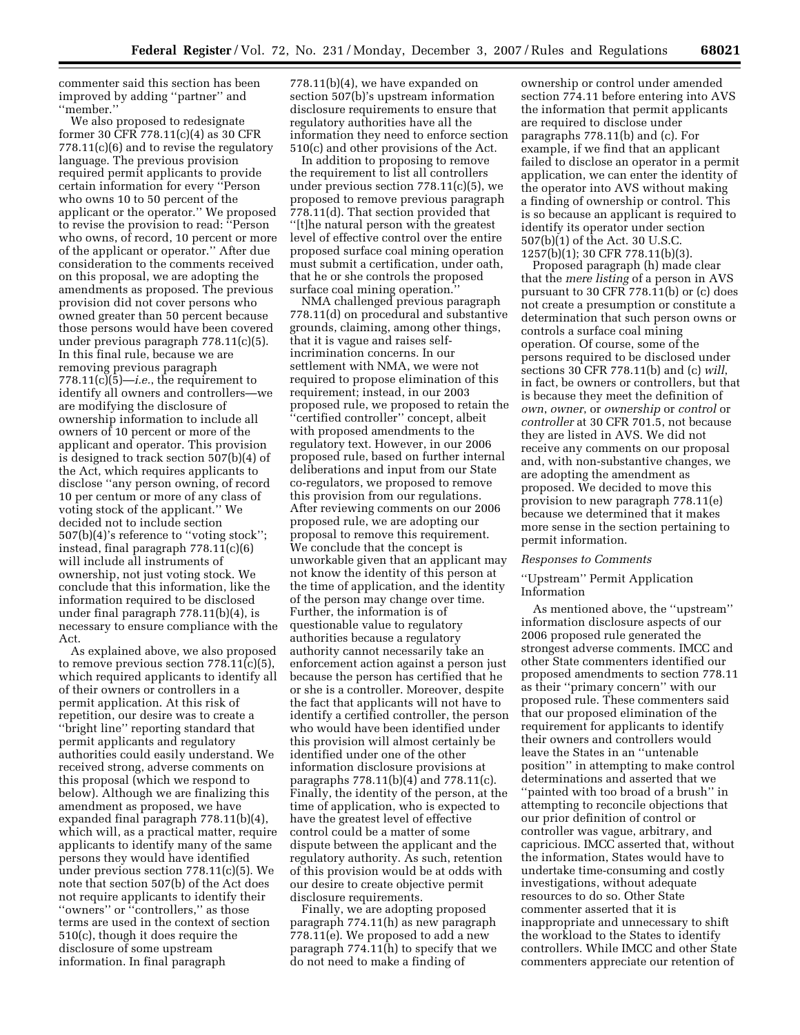commenter said this section has been improved by adding ''partner'' and ''member.''

We also proposed to redesignate former 30 CFR 778.11(c)(4) as 30 CFR 778.11(c)(6) and to revise the regulatory language. The previous provision required permit applicants to provide certain information for every ''Person who owns 10 to 50 percent of the applicant or the operator.'' We proposed to revise the provision to read: ''Person who owns, of record, 10 percent or more of the applicant or operator.'' After due consideration to the comments received on this proposal, we are adopting the amendments as proposed. The previous provision did not cover persons who owned greater than 50 percent because those persons would have been covered under previous paragraph 778.11(c)(5). In this final rule, because we are removing previous paragraph 778.11(c)(5)—*i.e.*, the requirement to identify all owners and controllers—we are modifying the disclosure of ownership information to include all owners of 10 percent or more of the applicant and operator. This provision is designed to track section 507(b)(4) of the Act, which requires applicants to disclose ''any person owning, of record 10 per centum or more of any class of voting stock of the applicant.'' We decided not to include section 507(b)(4)'s reference to ''voting stock''; instead, final paragraph 778.11(c)(6) will include all instruments of ownership, not just voting stock. We conclude that this information, like the information required to be disclosed under final paragraph 778.11(b)(4), is necessary to ensure compliance with the Act.

As explained above, we also proposed to remove previous section 778.11(c)(5), which required applicants to identify all of their owners or controllers in a permit application. At this risk of repetition, our desire was to create a ''bright line'' reporting standard that permit applicants and regulatory authorities could easily understand. We received strong, adverse comments on this proposal (which we respond to below). Although we are finalizing this amendment as proposed, we have expanded final paragraph 778.11(b)(4), which will, as a practical matter, require applicants to identify many of the same persons they would have identified under previous section 778.11(c)(5). We note that section 507(b) of the Act does not require applicants to identify their ''owners'' or ''controllers,'' as those terms are used in the context of section 510(c), though it does require the disclosure of some upstream information. In final paragraph 778.11(b)(4), we have expanded on section 507(b)'s upstream information disclosure requirements to ensure that regulatory authorities have all the information they need to enforce section 510(c) and other provisions of the Act.

In addition to proposing to remove the requirement to list all controllers under previous section 778.11(c)(5), we proposed to remove previous paragraph 778.11(d). That section provided that ''[t]he natural person with the greatest level of effective control over the entire proposed surface coal mining operation must submit a certification, under oath, that he or she controls the proposed surface coal mining operation.''

NMA challenged previous paragraph 778.11(d) on procedural and substantive grounds, claiming, among other things, that it is vague and raises self-incrimination concerns. In our settlement with NMA, we were not required to propose elimination of this requirement; instead, in our 2003 proposed rule, we proposed to retain the ''certified controller'' concept, albeit with proposed amendments to the regulatory text. However, in our 2006 proposed rule, based on further internal deliberations and input from our State co-regulators, we proposed to remove this provision from our regulations. After reviewing comments on our 2006 proposed rule, we are adopting our proposal to remove this requirement. We conclude that the concept is unworkable given that an applicant may not know the identity of this person at the time of application, and the identity of the person may change over time. Further, the information is of questionable value to regulatory authorities because a regulatory authority cannot necessarily take an enforcement action against a person just because the person has certified that he or she is a controller. Moreover, despite the fact that applicants will not have to identify a certified controller, the person who would have been identified under this provision will almost certainly be identified under one of the other information disclosure provisions at paragraphs 778.11(b)(4) and 778.11(c). Finally, the identity of the person, at the time of application, who is expected to have the greatest level of effective control could be a matter of some dispute between the applicant and the regulatory authority. As such, retention of this provision would be at odds with our desire to create objective permit disclosure requirements.

Finally, we are adopting proposed paragraph 774.11(h) as new paragraph 778.11(e). We proposed to add a new paragraph 774.11(h) to specify that we do not need to make a finding of ownership or control under amended section 774.11 before entering into AVS the information that permit applicants are required to disclose under paragraphs 778.11(b) and (c). For example, if we find that an applicant failed to disclose an operator in a permit application, we can enter the identity of the operator into AVS without making a finding of ownership or control. This is so because an applicant is required to identify its operator under section 507(b)(1) of the Act. 30 U.S.C. 1257(b)(1); 30 CFR 778.11(b)(3).

Proposed paragraph (h) made clear that the *mere listing* of a person in AVS pursuant to 30 CFR 778.11(b) or (c) does not create a presumption or constitute a determination that such person owns or controls a surface coal mining operation. Of course, some of the persons required to be disclosed under sections 30 CFR 778.11(b) and (c) *will*, in fact, be owners or controllers, but that is because they meet the definition of *own*, *owner*, or *ownership* or *control* or *controller* at 30 CFR 701.5, not because they are listed in AVS. We did not receive any comments on our proposal and, with non-substantive changes, we are adopting the amendment as proposed. We decided to move this provision to new paragraph 778.11(e) because we determined that it makes more sense in the section pertaining to permit information.

*Responses to Comments*

''Upstream'' Permit Application Information

As mentioned above, the ''upstream'' information disclosure aspects of our 2006 proposed rule generated the strongest adverse comments. IMCC and other State commenters identified our proposed amendments to section 778.11 as their ''primary concern'' with our proposed rule. These commenters said that our proposed elimination of the requirement for applicants to identify their owners and controllers would leave the States in an ''untenable position'' in attempting to make control determinations and asserted that we ''painted with too broad of a brush'' in attempting to reconcile objections that our prior definition of control or controller was vague, arbitrary, and capricious. IMCC asserted that, without the information, States would have to undertake time-consuming and costly investigations, without adequate resources to do so. Other State commenter asserted that it is inappropriate and unnecessary to shift the workload to the States to identify controllers. While IMCC and other State commenters appreciate our retention of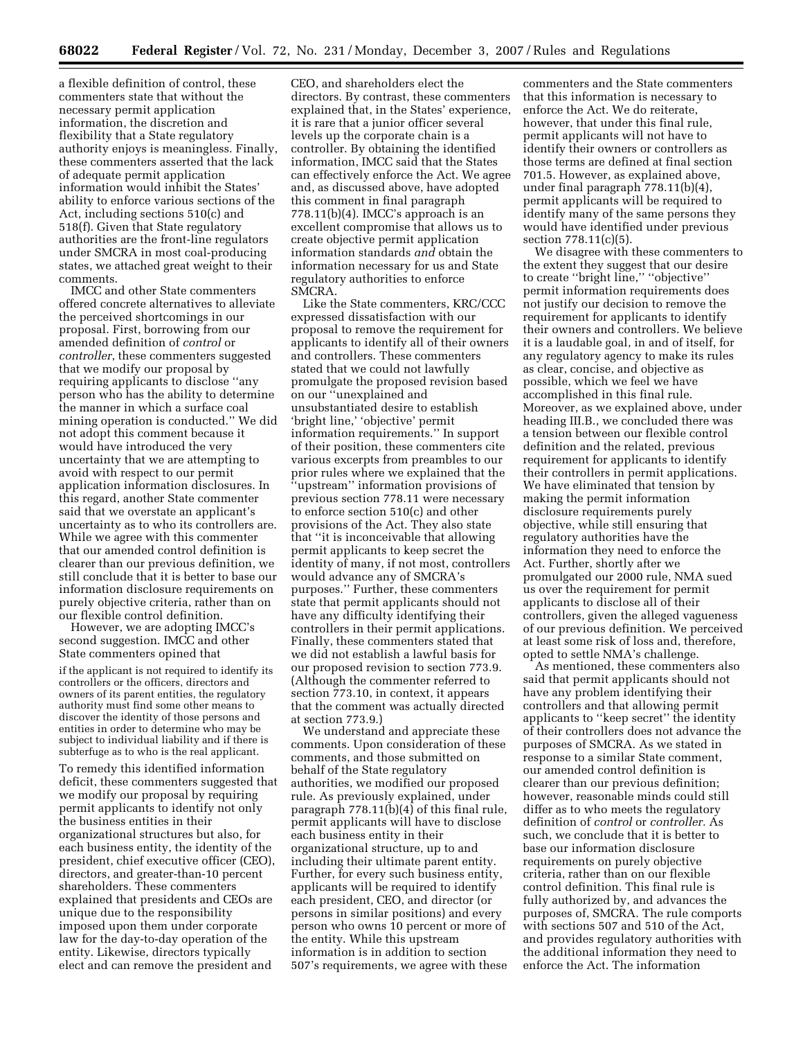a flexible definition of control, these commenters state that without the necessary permit application information, the discretion and flexibility that a State regulatory authority enjoys is meaningless. Finally, these commenters asserted that the lack of adequate permit application information would inhibit the States' ability to enforce various sections of the Act, including sections 510(c) and 518(f). Given that State regulatory authorities are the front-line regulators under SMCRA in most coal-producing states, we attached great weight to their comments.

IMCC and other State commenters offered concrete alternatives to alleviate the perceived shortcomings in our proposal. First, borrowing from our amended definition of *control* or *controller*, these commenters suggested that we modify our proposal by requiring applicants to disclose ''any person who has the ability to determine the manner in which a surface coal mining operation is conducted.'' We did not adopt this comment because it would have introduced the very uncertainty that we are attempting to avoid with respect to our permit application information disclosures. In this regard, another State commenter said that we overstate an applicant's uncertainty as to who its controllers are. While we agree with this commenter that our amended control definition is clearer than our previous definition, we still conclude that it is better to base our information disclosure requirements on purely objective criteria, rather than on our flexible control definition.

However, we are adopting IMCC's second suggestion. IMCC and other State commenters opined that

> if the applicant is not required to identify its controllers or the officers, directors and owners of its parent entities, the regulatory authority must find some other means to discover the identity of those persons and entities in order to determine who may be subject to individual liability and if there is subterfuge as to who is the real applicant.

To remedy this identified information deficit, these commenters suggested that we modify our proposal by requiring permit applicants to identify not only the business entities in their organizational structures but also, for each business entity, the identity of the president, chief executive officer (CEO), directors, and greater-than-10 percent shareholders. These commenters explained that presidents and CEOs are unique due to the responsibility imposed upon them under corporate law for the day-to-day operation of the entity. Likewise, directors typically elect and can remove the president and CEO, and shareholders elect the directors. By contrast, these commenters explained that, in the States' experience, it is rare that a junior officer several levels up the corporate chain is a controller. By obtaining the identified information, IMCC said that the States can effectively enforce the Act. We agree and, as discussed above, have adopted this comment in final paragraph 778.11(b)(4). IMCC's approach is an excellent compromise that allows us to create objective permit application information standards *and* obtain the information necessary for us and State regulatory authorities to enforce SMCRA.

Like the State commenters, KRC/CCC expressed dissatisfaction with our proposal to remove the requirement for applicants to identify all of their owners and controllers. These commenters stated that we could not lawfully promulgate the proposed revision based on our ''unexplained and unsubstantiated desire to establish 'bright line,' 'objective' permit information requirements.'' In support of their position, these commenters cite various excerpts from preambles to our prior rules where we explained that the ''upstream'' information provisions of previous section 778.11 were necessary to enforce section 510(c) and other provisions of the Act. They also state that ''it is inconceivable that allowing permit applicants to keep secret the identity of many, if not most, controllers would advance any of SMCRA's purposes.'' Further, these commenters state that permit applicants should not have any difficulty identifying their controllers in their permit applications. Finally, these commenters stated that we did not establish a lawful basis for our proposed revision to section 773.9. (Although the commenter referred to section 773.10, in context, it appears that the comment was actually directed at section 773.9.)

We understand and appreciate these comments. Upon consideration of these comments, and those submitted on behalf of the State regulatory authorities, we modified our proposed rule. As previously explained, under paragraph 778.11(b)(4) of this final rule, permit applicants will have to disclose each business entity in their organizational structure, up to and including their ultimate parent entity. Further, for every such business entity, applicants will be required to identify each president, CEO, and director (or persons in similar positions) and every person who owns 10 percent or more of the entity. While this upstream information is in addition to section 507's requirements, we agree with these commenters and the State commenters that this information is necessary to enforce the Act. We do reiterate, however, that under this final rule, permit applicants will not have to identify their owners or controllers as those terms are defined at final section 701.5. However, as explained above, under final paragraph 778.11(b)(4), permit applicants will be required to identify many of the same persons they would have identified under previous section 778.11(c)(5).

We disagree with these commenters to the extent they suggest that our desire to create ''bright line,'' ''objective'' permit information requirements does not justify our decision to remove the requirement for applicants to identify their owners and controllers. We believe it is a laudable goal, in and of itself, for any regulatory agency to make its rules as clear, concise, and objective as possible, which we feel we have accomplished in this final rule. Moreover, as we explained above, under heading III.B., we concluded there was a tension between our flexible control definition and the related, previous requirement for applicants to identify their controllers in permit applications. We have eliminated that tension by making the permit information disclosure requirements purely objective, while still ensuring that regulatory authorities have the information they need to enforce the Act. Further, shortly after we promulgated our 2000 rule, NMA sued us over the requirement for permit applicants to disclose all of their controllers, given the alleged vagueness of our previous definition. We perceived at least some risk of loss and, therefore, opted to settle NMA's challenge.

As mentioned, these commenters also said that permit applicants should not have any problem identifying their controllers and that allowing permit applicants to ''keep secret'' the identity of their controllers does not advance the purposes of SMCRA. As we stated in response to a similar State comment, our amended control definition is clearer than our previous definition; however, reasonable minds could still differ as to who meets the regulatory definition of *control* or *controller.* As such, we conclude that it is better to base our information disclosure requirements on purely objective criteria, rather than on our flexible control definition. This final rule is fully authorized by, and advances the purposes of, SMCRA. The rule comports with sections 507 and 510 of the Act, and provides regulatory authorities with the additional information they need to enforce the Act. The information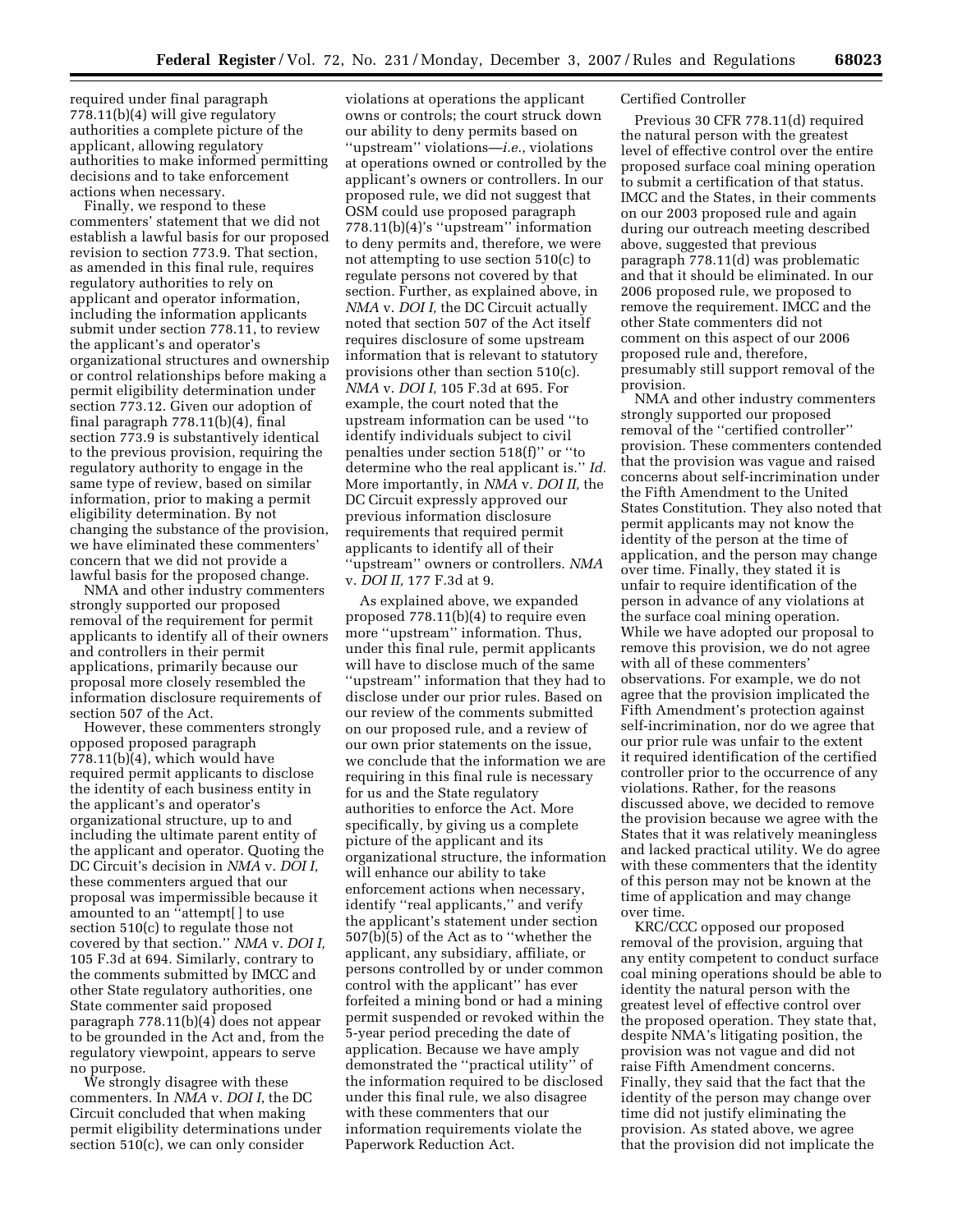required under final paragraph 778.11(b)(4) will give regulatory authorities a complete picture of the applicant, allowing regulatory authorities to make informed permitting decisions and to take enforcement actions when necessary.

Finally, we respond to these commenters' statement that we did not establish a lawful basis for our proposed revision to section 773.9. That section, as amended in this final rule, requires regulatory authorities to rely on applicant and operator information, including the information applicants submit under section 778.11, to review the applicant's and operator's organizational structures and ownership or control relationships before making a permit eligibility determination under section 773.12. Given our adoption of final paragraph 778.11(b)(4), final section 773.9 is substantively identical to the previous provision, requiring the regulatory authority to engage in the same type of review, based on similar information, prior to making a permit eligibility determination. By not changing the substance of the provision, we have eliminated these commenters' concern that we did not provide a lawful basis for the proposed change.

NMA and other industry commenters strongly supported our proposed removal of the requirement for permit applicants to identify all of their owners and controllers in their permit applications, primarily because our proposal more closely resembled the information disclosure requirements of section 507 of the Act.

However, these commenters strongly opposed proposed paragraph 778.11(b)(4), which would have required permit applicants to disclose the identity of each business entity in the applicant's and operator's organizational structure, up to and including the ultimate parent entity of the applicant and operator. Quoting the DC Circuit's decision in *NMA* v. *DOI I,* these commenters argued that our proposal was impermissible because it amounted to an ''attempt[ ] to use section 510(c) to regulate those not covered by that section.'' *NMA* v. *DOI I,* 105 F.3d at 694. Similarly, contrary to the comments submitted by IMCC and other State regulatory authorities, one State commenter said proposed paragraph 778.11(b)(4) does not appear to be grounded in the Act and, from the regulatory viewpoint, appears to serve no purpose.

We strongly disagree with these commenters. In *NMA* v. *DOI I*, the DC Circuit concluded that when making permit eligibility determinations under section 510(c), we can only consider violations at operations the applicant owns or controls; the court struck down our ability to deny permits based on ''upstream'' violations—*i.e.*, violations at operations owned or controlled by the applicant's owners or controllers. In our proposed rule, we did not suggest that OSM could use proposed paragraph 778.11(b)(4)'s ''upstream'' information to deny permits and, therefore, we were not attempting to use section 510(c) to regulate persons not covered by that section. Further, as explained above, in *NMA* v. *DOI I,* the DC Circuit actually noted that section 507 of the Act itself requires disclosure of some upstream information that is relevant to statutory provisions other than section 510(c). *NMA* v. *DOI I,* 105 F.3d at 695. For example, the court noted that the upstream information can be used ''to identify individuals subject to civil penalties under section 518(f)'' or ''to determine who the real applicant is.'' *Id.* More importantly, in *NMA* v. *DOI II,* the DC Circuit expressly approved our previous information disclosure requirements that required permit applicants to identify all of their ''upstream'' owners or controllers. *NMA* v. *DOI II,* 177 F.3d at 9.

As explained above, we expanded proposed 778.11(b)(4) to require even more ''upstream'' information. Thus, under this final rule, permit applicants will have to disclose much of the same ''upstream'' information that they had to disclose under our prior rules. Based on our review of the comments submitted on our proposed rule, and a review of our own prior statements on the issue, we conclude that the information we are requiring in this final rule is necessary for us and the State regulatory authorities to enforce the Act. More specifically, by giving us a complete picture of the applicant and its organizational structure, the information will enhance our ability to take enforcement actions when necessary, identify ''real applicants,'' and verify the applicant's statement under section 507(b)(5) of the Act as to ''whether the applicant, any subsidiary, affiliate, or persons controlled by or under common control with the applicant'' has ever forfeited a mining bond or had a mining permit suspended or revoked within the 5-year period preceding the date of application. Because we have amply demonstrated the ''practical utility'' of the information required to be disclosed under this final rule, we also disagree with these commenters that our information requirements violate the Paperwork Reduction Act.

Certified Controller

Previous 30 CFR 778.11(d) required the natural person with the greatest level of effective control over the entire proposed surface coal mining operation to submit a certification of that status. IMCC and the States, in their comments on our 2003 proposed rule and again during our outreach meeting described above, suggested that previous paragraph 778.11(d) was problematic and that it should be eliminated. In our 2006 proposed rule, we proposed to remove the requirement. IMCC and the other State commenters did not comment on this aspect of our 2006 proposed rule and, therefore, presumably still support removal of the provision.

NMA and other industry commenters strongly supported our proposed removal of the ''certified controller'' provision. These commenters contended that the provision was vague and raised concerns about self-incrimination under the Fifth Amendment to the United States Constitution. They also noted that permit applicants may not know the identity of the person at the time of application, and the person may change over time. Finally, they stated it is unfair to require identification of the person in advance of any violations at the surface coal mining operation. While we have adopted our proposal to remove this provision, we do not agree with all of these commenters' observations. For example, we do not agree that the provision implicated the Fifth Amendment's protection against self-incrimination, nor do we agree that our prior rule was unfair to the extent it required identification of the certified controller prior to the occurrence of any violations. Rather, for the reasons discussed above, we decided to remove the provision because we agree with the States that it was relatively meaningless and lacked practical utility. We do agree with these commenters that the identity of this person may not be known at the time of application and may change over time.

KRC/CCC opposed our proposed removal of the provision, arguing that any entity competent to conduct surface coal mining operations should be able to identity the natural person with the greatest level of effective control over the proposed operation. They state that, despite NMA's litigating position, the provision was not vague and did not raise Fifth Amendment concerns. Finally, they said that the fact that the identity of the person may change over time did not justify eliminating the provision. As stated above, we agree that the provision did not implicate the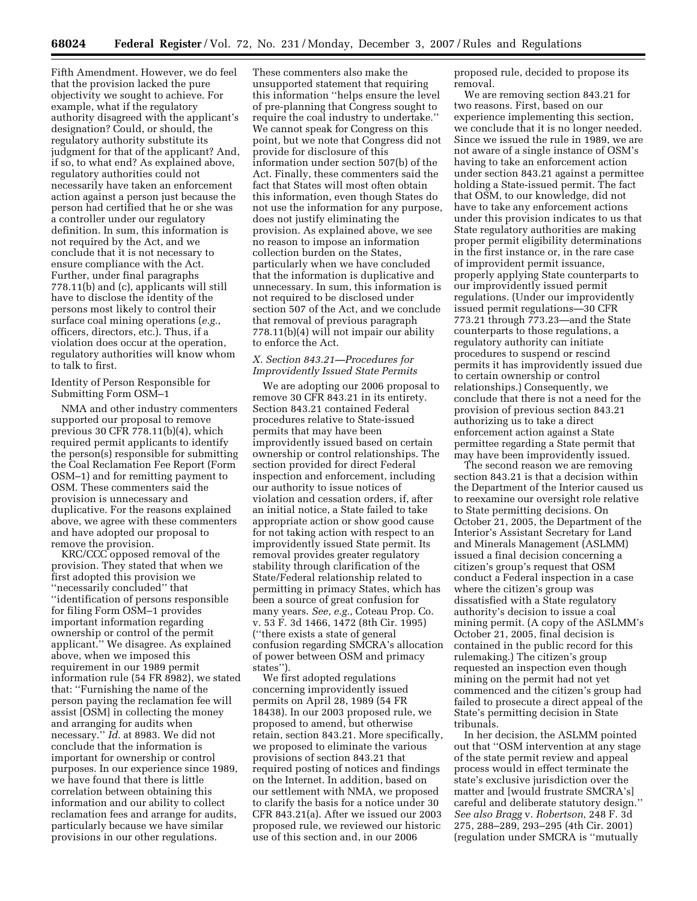Fifth Amendment. However, we do feel that the provision lacked the pure objectivity we sought to achieve. For example, what if the regulatory authority disagreed with the applicant's designation? Could, or should, the regulatory authority substitute its judgment for that of the applicant? And, if so, to what end? As explained above, regulatory authorities could not necessarily have taken an enforcement action against a person just because the person had certified that he or she was a controller under our regulatory definition. In sum, this information is not required by the Act, and we conclude that it is not necessary to ensure compliance with the Act. Further, under final paragraphs 778.11(b) and (c), applicants will still have to disclose the identity of the persons most likely to control their surface coal mining operations (*e.g.*, officers, directors, etc.). Thus, if a violation does occur at the operation, regulatory authorities will know whom to talk to first.

Identity of Person Responsible for Submitting Form OSM–1

NMA and other industry commenters supported our proposal to remove previous 30 CFR 778.11(b)(4), which required permit applicants to identify the person(s) responsible for submitting the Coal Reclamation Fee Report (Form OSM–1) and for remitting payment to OSM. These commenters said the provision is unnecessary and duplicative. For the reasons explained above, we agree with these commenters and have adopted our proposal to remove the provision.

KRC/CCC opposed removal of the provision. They stated that when we first adopted this provision we "necessarily concluded" that "identification of persons responsible for filing Form OSM–1 provides important information regarding ownership or control of the permit applicant." We disagree. As explained above, when we imposed this requirement in our 1989 permit information rule (54 FR 8982), we stated that: "Furnishing the name of the person paying the reclamation fee will assist [OSM] in collecting the money and arranging for audits when necessary." *Id.* at 8983. We did not conclude that the information is important for ownership or control purposes. In our experience since 1989, we have found that there is little correlation between obtaining this information and our ability to collect reclamation fees and arrange for audits, particularly because we have similar provisions in our other regulations.

These commenters also make the unsupported statement that requiring this information "helps ensure the level of pre-planning that Congress sought to require the coal industry to undertake." We cannot speak for Congress on this point, but we note that Congress did not provide for disclosure of this information under section 507(b) of the Act. Finally, these commenters said the fact that States will most often obtain this information, even though States do not use the information for any purpose, does not justify eliminating the provision. As explained above, we see no reason to impose an information collection burden on the States, particularly when we have concluded that the information is duplicative and unnecessary. In sum, this information is not required to be disclosed under section 507 of the Act, and we conclude that removal of previous paragraph 778.11(b)(4) will not impair our ability to enforce the Act.

### *X. Section 843.21—Procedures for Improvidently Issued State Permits*

We are adopting our 2006 proposal to remove 30 CFR 843.21 in its entirety. Section 843.21 contained Federal procedures relative to State-issued permits that may have been improvidently issued based on certain ownership or control relationships. The section provided for direct Federal inspection and enforcement, including our authority to issue notices of violation and cessation orders, if, after an initial notice, a State failed to take appropriate action or show good cause for not taking action with respect to an improvidently issued State permit. Its removal provides greater regulatory stability through clarification of the State/Federal relationship related to permitting in primacy States, which has been a source of great confusion for many years. *See, e.g.,* Coteau Prop. Co. v. 53 F. 3d 1466, 1472 (8th Cir. 1995) ("there exists a state of general confusion regarding SMCRA's allocation of power between OSM and primacy states").

We first adopted regulations concerning improvidently issued permits on April 28, 1989 (54 FR 18438). In our 2003 proposed rule, we proposed to amend, but otherwise retain, section 843.21. More specifically, we proposed to eliminate the various provisions of section 843.21 that required posting of notices and findings on the Internet. In addition, based on our settlement with NMA, we proposed to clarify the basis for a notice under 30 CFR 843.21(a). After we issued our 2003 proposed rule, we reviewed our historic use of this section and, in our 2006 proposed rule, decided to propose its removal.

We are removing section 843.21 for two reasons. First, based on our experience implementing this section, we conclude that it is no longer needed. Since we issued the rule in 1989, we are not aware of a single instance of OSM's having to take an enforcement action under section 843.21 against a permittee holding a State-issued permit. The fact that OSM, to our knowledge, did not have to take any enforcement actions under this provision indicates to us that State regulatory authorities are making proper permit eligibility determinations in the first instance or, in the rare case of improvident permit issuance, properly applying State counterparts to our improvidently issued permit regulations. (Under our improvidently issued permit regulations—30 CFR 773.21 through 773.23—and the State counterparts to those regulations, a regulatory authority can initiate procedures to suspend or rescind permits it has improvidently issued due to certain ownership or control relationships.) Consequently, we conclude that there is not a need for the provision of previous section 843.21 authorizing us to take a direct enforcement action against a State permittee regarding a State permit that may have been improvidently issued.

The second reason we are removing section 843.21 is that a decision within the Department of the Interior caused us to reexamine our oversight role relative to State permitting decisions. On October 21, 2005, the Department of the Interior's Assistant Secretary for Land and Minerals Management (ASLMM) issued a final decision concerning a citizen's group's request that OSM conduct a Federal inspection in a case where the citizen's group was dissatisfied with a State regulatory authority's decision to issue a coal mining permit. (A copy of the ASLMM's October 21, 2005, final decision is contained in the public record for this rulemaking.) The citizen's group requested an inspection even though mining on the permit had not yet commenced and the citizen's group had failed to prosecute a direct appeal of the State's permitting decision in State tribunals.

In her decision, the ASLMM pointed out that "OSM intervention at any stage of the state permit review and appeal process would in effect terminate the state's exclusive jurisdiction over the matter and [would frustrate SMCRA's] careful and deliberate statutory design." *See also Bragg* v. *Robertson,* 248 F. 3d 275, 288–289, 293–295 (4th Cir. 2001) (regulation under SMCRA is "mutually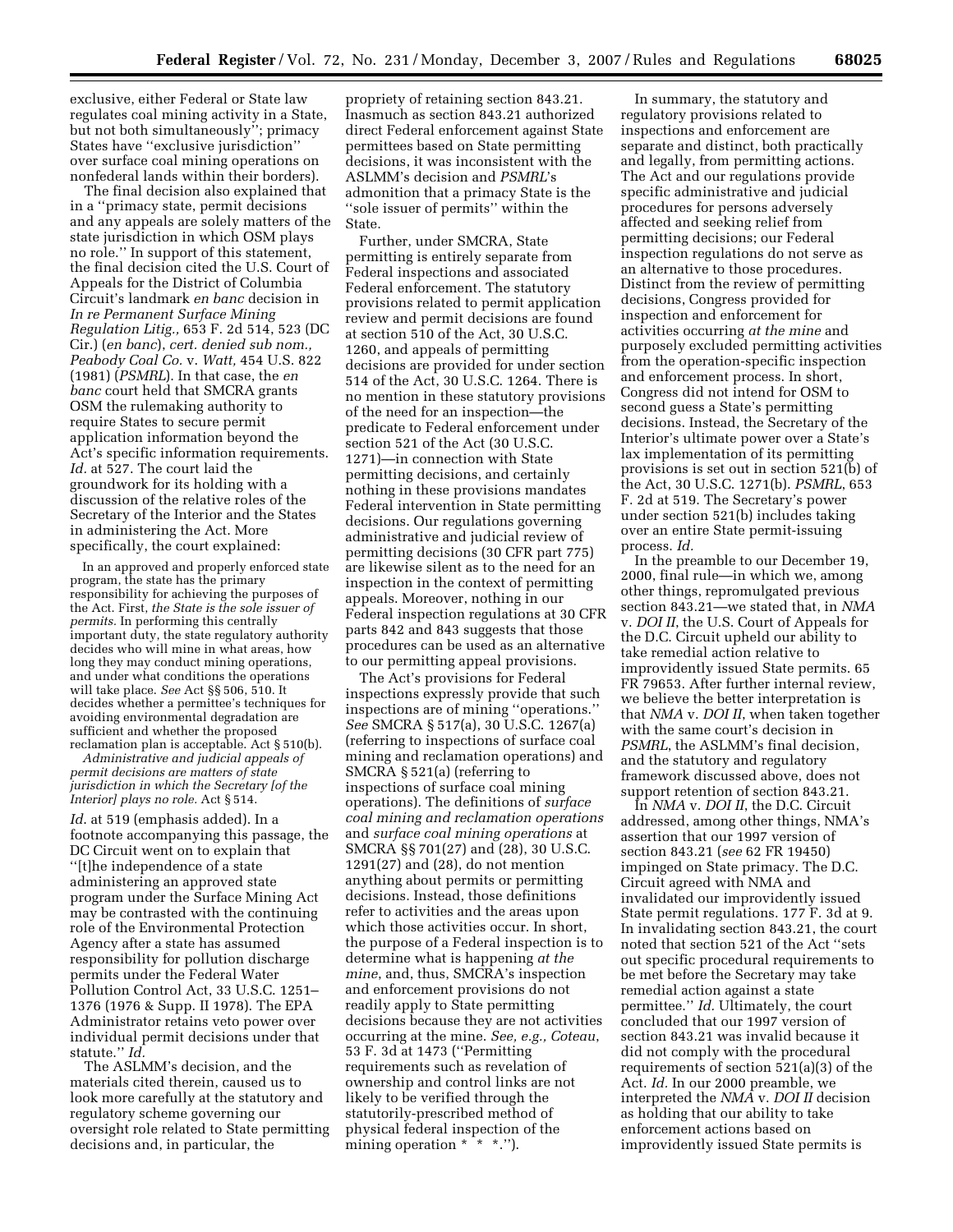exclusive, either Federal or State law regulates coal mining activity in a State, but not both simultaneously''; primacy States have ''exclusive jurisdiction'' over surface coal mining operations on nonfederal lands within their borders).

The final decision also explained that in a ''primacy state, permit decisions and any appeals are solely matters of the state jurisdiction in which OSM plays no role.'' In support of this statement, the final decision cited the U.S. Court of Appeals for the District of Columbia Circuit's landmark *en banc* decision in *In re Permanent Surface Mining Regulation Litig.,* 653 F. 2d 514, 523 (DC Cir.) (*en banc*), *cert. denied sub nom., Peabody Coal Co.* v. *Watt,* 454 U.S. 822 (1981) (*PSMRL*). In that case, the *en banc* court held that SMCRA grants OSM the rulemaking authority to require States to secure permit application information beyond the Act's specific information requirements. *Id.* at 527. The court laid the groundwork for its holding with a discussion of the relative roles of the Secretary of the Interior and the States in administering the Act. More specifically, the court explained:

> In an approved and properly enforced state program, the state has the primary responsibility for achieving the purposes of the Act. First, *the State is the sole issuer of permits.* In performing this centrally important duty, the state regulatory authority decides who will mine in what areas, how long they may conduct mining operations, and under what conditions the operations will take place. *See* Act §§ 506, 510. It decides whether a permittee's techniques for avoiding environmental degradation are sufficient and whether the proposed reclamation plan is acceptable. Act § 510(b).
>
> *Administrative and judicial appeals of permit decisions are matters of state jurisdiction in which the Secretary [of the Interior] plays no role.* Act § 514.

*Id.* at 519 (emphasis added). In a footnote accompanying this passage, the DC Circuit went on to explain that ''[t]he independence of a state administering an approved state program under the Surface Mining Act may be contrasted with the continuing role of the Environmental Protection Agency after a state has assumed responsibility for pollution discharge permits under the Federal Water Pollution Control Act, 33 U.S.C. 1251–1376 (1976 & Supp. II 1978). The EPA Administrator retains veto power over individual permit decisions under that statute.'' *Id.*

The ASLMM's decision, and the materials cited therein, caused us to look more carefully at the statutory and regulatory scheme governing our oversight role related to State permitting decisions and, in particular, the propriety of retaining section 843.21. Inasmuch as section 843.21 authorized direct Federal enforcement against State permittees based on State permitting decisions, it was inconsistent with the ASLMM's decision and *PSMRL*'s admonition that a primacy State is the ''sole issuer of permits'' within the State.

Further, under SMCRA, State permitting is entirely separate from Federal inspections and associated Federal enforcement. The statutory provisions related to permit application review and permit decisions are found at section 510 of the Act, 30 U.S.C. 1260, and appeals of permitting decisions are provided for under section 514 of the Act, 30 U.S.C. 1264. There is no mention in these statutory provisions of the need for an inspection—the predicate to Federal enforcement under section 521 of the Act (30 U.S.C. 1271)—in connection with State permitting decisions, and certainly nothing in these provisions mandates Federal intervention in State permitting decisions. Our regulations governing administrative and judicial review of permitting decisions (30 CFR part 775) are likewise silent as to the need for an inspection in the context of permitting appeals. Moreover, nothing in our Federal inspection regulations at 30 CFR parts 842 and 843 suggests that those procedures can be used as an alternative to our permitting appeal provisions.

The Act's provisions for Federal inspections expressly provide that such inspections are of mining ''operations.'' *See* SMCRA § 517(a), 30 U.S.C. 1267(a) (referring to inspections of surface coal mining and reclamation operations) and SMCRA § 521(a) (referring to inspections of surface coal mining operations). The definitions of *surface coal mining and reclamation operations* and *surface coal mining operations* at SMCRA §§ 701(27) and (28), 30 U.S.C. 1291(27) and (28), do not mention anything about permits or permitting decisions. Instead, those definitions refer to activities and the areas upon which those activities occur. In short, the purpose of a Federal inspection is to determine what is happening *at the mine*, and, thus, SMCRA's inspection and enforcement provisions do not readily apply to State permitting decisions because they are not activities occurring at the mine. *See, e.g., Coteau*, 53 F. 3d at 1473 (''Permitting requirements such as revelation of ownership and control links are not likely to be verified through the statutorily-prescribed method of physical federal inspection of the mining operation * * *.'').

In summary, the statutory and regulatory provisions related to inspections and enforcement are separate and distinct, both practically and legally, from permitting actions. The Act and our regulations provide specific administrative and judicial procedures for persons adversely affected and seeking relief from permitting decisions; our Federal inspection regulations do not serve as an alternative to those procedures. Distinct from the review of permitting decisions, Congress provided for inspection and enforcement for activities occurring *at the mine* and purposely excluded permitting activities from the operation-specific inspection and enforcement process. In short, Congress did not intend for OSM to second guess a State's permitting decisions. Instead, the Secretary of the Interior's ultimate power over a State's lax implementation of its permitting provisions is set out in section 521(b) of the Act, 30 U.S.C. 1271(b). *PSMRL*, 653 F. 2d at 519. The Secretary's power under section 521(b) includes taking over an entire State permit-issuing process. *Id.*

In the preamble to our December 19, 2000, final rule—in which we, among other things, repromulgated previous section 843.21—we stated that, in *NMA* v. *DOI II*, the U.S. Court of Appeals for the D.C. Circuit upheld our ability to take remedial action relative to improvidently issued State permits. 65 FR 79653. After further internal review, we believe the better interpretation is that *NMA* v. *DOI II*, when taken together with the same court's decision in *PSMRL*, the ASLMM's final decision, and the statutory and regulatory framework discussed above, does not support retention of section 843.21.

In *NMA* v. *DOI II*, the D.C. Circuit addressed, among other things, NMA's assertion that our 1997 version of section 843.21 (*see* 62 FR 19450) impinged on State primacy. The D.C. Circuit agreed with NMA and invalidated our improvidently issued State permit regulations. 177 F. 3d at 9. In invalidating section 843.21, the court noted that section 521 of the Act ''sets out specific procedural requirements to be met before the Secretary may take remedial action against a state permittee.'' *Id.* Ultimately, the court concluded that our 1997 version of section 843.21 was invalid because it did not comply with the procedural requirements of section 521(a)(3) of the Act. *Id.* In our 2000 preamble, we interpreted the *NMA* v. *DOI II* decision as holding that our ability to take enforcement actions based on improvidently issued State permits is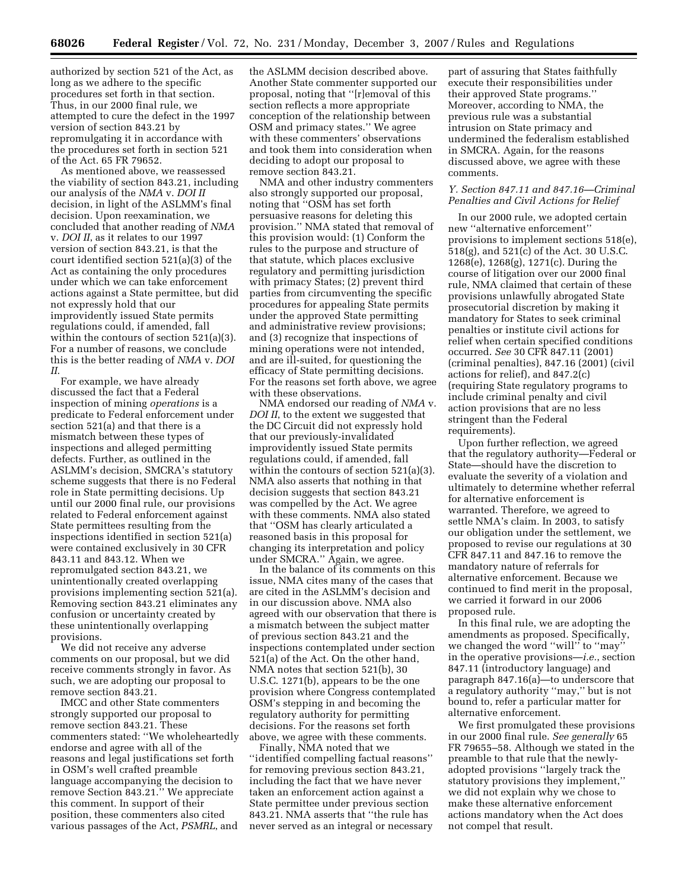authorized by section 521 of the Act, as long as we adhere to the specific procedures set forth in that section. Thus, in our 2000 final rule, we attempted to cure the defect in the 1997 version of section 843.21 by repromulgating it in accordance with the procedures set forth in section 521 of the Act. 65 FR 79652.

As mentioned above, we reassessed the viability of section 843.21, including our analysis of the *NMA* v. *DOI II* decision, in light of the ASLMM's final decision. Upon reexamination, we concluded that another reading of *NMA* v. *DOI II*, as it relates to our 1997 version of section 843.21, is that the court identified section 521(a)(3) of the Act as containing the only procedures under which we can take enforcement actions against a State permittee, but did not expressly hold that our improvidently issued State permits regulations could, if amended, fall within the contours of 521(a)(3). For a number of reasons, we conclude this is the better reading of *NMA* v. *DOI II*.

For example, we have already discussed the fact that a Federal inspection of mining *operations* is a predicate to Federal enforcement under section 521(a) and that there is a mismatch between these types of inspections and alleged permitting defects. Further, as outlined in the ASLMM's decision, SMCRA's statutory scheme suggests that there is no Federal role in State permitting decisions. Up until our 2000 final rule, our provisions related to Federal enforcement against State permittees resulting from the inspections identified in section 521(a) were contained exclusively in 30 CFR 843.11 and 843.12. When we repromulgated section 843.21, we unintentionally created overlapping provisions implementing section 521(a). Removing section 843.21 eliminates any confusion or uncertainty created by these unintentionally overlapping provisions.

We did not receive any adverse comments on our proposal, but we did receive comments strongly in favor. As such, we are adopting our proposal to remove section 843.21.

IMCC and other State commenters strongly supported our proposal to remove section 843.21. These commenters stated: "We wholeheartedly endorse and agree with all of the reasons and legal justifications set forth in OSM's well crafted preamble language accompanying the decision to remove Section 843.21." We appreciate this comment. In support of their position, these commenters also cited various passages of the Act, *PSMRL*, and the ASLMM decision described above. Another State commenter supported our proposal, noting that "[r]emoval of this section reflects a more appropriate conception of the relationship between OSM and primacy states." We agree with these commenters' observations and took them into consideration when deciding to adopt our proposal to remove section 843.21.

NMA and other industry commenters also strongly supported our proposal, noting that "OSM has set forth persuasive reasons for deleting this provision." NMA stated that removal of this provision would: (1) Conform the rules to the purpose and structure of that statute, which places exclusive regulatory and permitting jurisdiction with primacy States; (2) prevent third parties from circumventing the specific procedures for appealing State permits under the approved State permitting and administrative review provisions; and (3) recognize that inspections of mining operations were not intended, and are ill-suited, for questioning the efficacy of State permitting decisions. For the reasons set forth above, we agree with these observations.

NMA endorsed our reading of *NMA* v. *DOI II*, to the extent we suggested that the DC Circuit did not expressly hold that our previously-invalidated improvidently issued State permits regulations could, if amended, fall within the contours of section 521(a)(3). NMA also asserts that nothing in that decision suggests that section 843.21 was compelled by the Act. We agree with these comments. NMA also stated that "OSM has clearly articulated a reasoned basis in this proposal for changing its interpretation and policy under SMCRA." Again, we agree.

In the balance of its comments on this issue, NMA cites many of the cases that are cited in the ASLMM's decision and in our discussion above. NMA also agreed with our observation that there is a mismatch between the subject matter of previous section 843.21 and the inspections contemplated under section 521(a) of the Act. On the other hand, NMA notes that section 521(b), 30 U.S.C. 1271(b), appears to be the one provision where Congress contemplated OSM's stepping in and becoming the regulatory authority for permitting decisions. For the reasons set forth above, we agree with these comments.

Finally, NMA noted that we "identified compelling factual reasons" for removing previous section 843.21, including the fact that we have never taken an enforcement action against a State permittee under previous section 843.21. NMA asserts that "the rule has never served as an integral or necessary part of assuring that States faithfully execute their responsibilities under their approved State programs." Moreover, according to NMA, the previous rule was a substantial intrusion on State primacy and undermined the federalism established in SMCRA. Again, for the reasons discussed above, we agree with these comments.

### *Y. Section 847.11 and 847.16—Criminal Penalties and Civil Actions for Relief*

In our 2000 rule, we adopted certain new "alternative enforcement" provisions to implement sections 518(e), 518(g), and 521(c) of the Act. 30 U.S.C. 1268(e), 1268(g), 1271(c). During the course of litigation over our 2000 final rule, NMA claimed that certain of these provisions unlawfully abrogated State prosecutorial discretion by making it mandatory for States to seek criminal penalties or institute civil actions for relief when certain specified conditions occurred. *See* 30 CFR 847.11 (2001) (criminal penalties), 847.16 (2001) (civil actions for relief), and 847.2(c) (requiring State regulatory programs to include criminal penalty and civil action provisions that are no less stringent than the Federal requirements).

Upon further reflection, we agreed that the regulatory authority—Federal or State—should have the discretion to evaluate the severity of a violation and ultimately to determine whether referral for alternative enforcement is warranted. Therefore, we agreed to settle NMA's claim. In 2003, to satisfy our obligation under the settlement, we proposed to revise our regulations at 30 CFR 847.11 and 847.16 to remove the mandatory nature of referrals for alternative enforcement. Because we continued to find merit in the proposal, we carried it forward in our 2006 proposed rule.

In this final rule, we are adopting the amendments as proposed. Specifically, we changed the word "will" to "may" in the operative provisions—*i.e.*, section 847.11 (introductory language) and paragraph 847.16(a)—to underscore that a regulatory authority "may," but is not bound to, refer a particular matter for alternative enforcement.

We first promulgated these provisions in our 2000 final rule. *See generally* 65 FR 79655–58. Although we stated in the preamble to that rule that the newly-adopted provisions "largely track the statutory provisions they implement," we did not explain why we chose to make these alternative enforcement actions mandatory when the Act does not compel that result.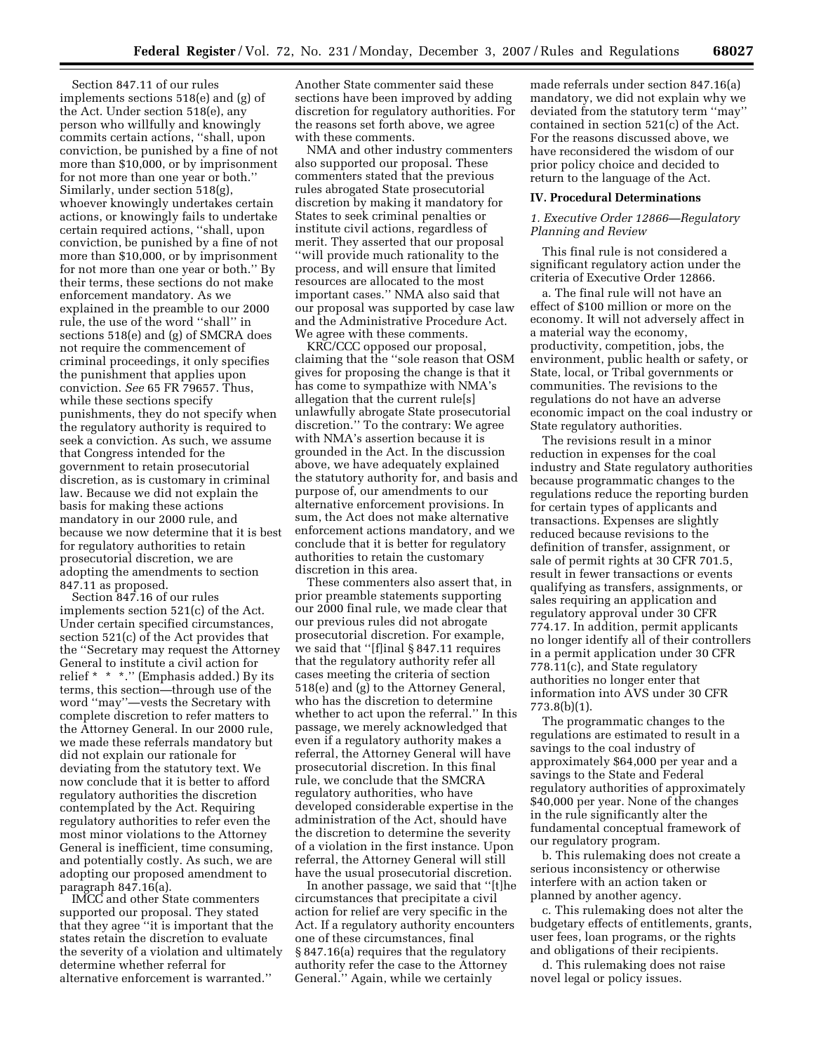Section 847.11 of our rules implements sections 518(e) and (g) of the Act. Under section 518(e), any person who willfully and knowingly commits certain actions, "shall, upon conviction, be punished by a fine of not more than $10,000, or by imprisonment for not more than one year or both." Similarly, under section 518(g), whoever knowingly undertakes certain actions, or knowingly fails to undertake certain required actions, "shall, upon conviction, be punished by a fine of not more than $10,000, or by imprisonment for not more than one year or both." By their terms, these sections do not make enforcement mandatory. As we explained in the preamble to our 2000 rule, the use of the word "shall" in sections 518(e) and (g) of SMCRA does not require the commencement of criminal proceedings, it only specifies the punishment that applies upon conviction. *See* 65 FR 79657. Thus, while these sections specify punishments, they do not specify when the regulatory authority is required to seek a conviction. As such, we assume that Congress intended for the government to retain prosecutorial discretion, as is customary in criminal law. Because we did not explain the basis for making these actions mandatory in our 2000 rule, and because we now determine that it is best for regulatory authorities to retain prosecutorial discretion, we are adopting the amendments to section 847.11 as proposed.

Section 847.16 of our rules implements section 521(c) of the Act. Under certain specified circumstances, section 521(c) of the Act provides that the "Secretary may request the Attorney General to institute a civil action for relief * * *." (Emphasis added.) By its terms, this section—through use of the word "may"—vests the Secretary with complete discretion to refer matters to the Attorney General. In our 2000 rule, we made these referrals mandatory but did not explain our rationale for deviating from the statutory text. We now conclude that it is better to afford regulatory authorities the discretion contemplated by the Act. Requiring regulatory authorities to refer even the most minor violations to the Attorney General is inefficient, time consuming, and potentially costly. As such, we are adopting our proposed amendment to paragraph 847.16(a).

IMCC and other State commenters supported our proposal. They stated that they agree "it is important that the states retain the discretion to evaluate the severity of a violation and ultimately determine whether referral for alternative enforcement is warranted." Another State commenter said these sections have been improved by adding discretion for regulatory authorities. For the reasons set forth above, we agree with these comments.

NMA and other industry commenters also supported our proposal. These commenters stated that the previous rules abrogated State prosecutorial discretion by making it mandatory for States to seek criminal penalties or institute civil actions, regardless of merit. They asserted that our proposal "will provide much rationality to the process, and will ensure that limited resources are allocated to the most important cases." NMA also said that our proposal was supported by case law and the Administrative Procedure Act. We agree with these comments.

KRC/CCC opposed our proposal, claiming that the "sole reason that OSM gives for proposing the change is that it has come to sympathize with NMA's allegation that the current rule[s] unlawfully abrogate State prosecutorial discretion." To the contrary: We agree with NMA's assertion because it is grounded in the Act. In the discussion above, we have adequately explained the statutory authority for, and basis and purpose of, our amendments to our alternative enforcement provisions. In sum, the Act does not make alternative enforcement actions mandatory, and we conclude that it is better for regulatory authorities to retain the customary discretion in this area.

These commenters also assert that, in prior preamble statements supporting our 2000 final rule, we made clear that our previous rules did not abrogate prosecutorial discretion. For example, we said that "[f]inal § 847.11 requires that the regulatory authority refer all cases meeting the criteria of section 518(e) and (g) to the Attorney General, who has the discretion to determine whether to act upon the referral." In this passage, we merely acknowledged that even if a regulatory authority makes a referral, the Attorney General will have prosecutorial discretion. In this final rule, we conclude that the SMCRA regulatory authorities, who have developed considerable expertise in the administration of the Act, should have the discretion to determine the severity of a violation in the first instance. Upon referral, the Attorney General will still have the usual prosecutorial discretion.

In another passage, we said that "[t]he circumstances that precipitate a civil action for relief are very specific in the Act. If a regulatory authority encounters one of these circumstances, final § 847.16(a) requires that the regulatory authority refer the case to the Attorney General." Again, while we certainly made referrals under section 847.16(a) mandatory, we did not explain why we deviated from the statutory term "may" contained in section 521(c) of the Act. For the reasons discussed above, we have reconsidered the wisdom of our prior policy choice and decided to return to the language of the Act.

## IV. Procedural Determinations

### *1. Executive Order 12866—Regulatory Planning and Review*

This final rule is not considered a significant regulatory action under the criteria of Executive Order 12866.

a. The final rule will not have an effect of $100 million or more on the economy. It will not adversely affect in a material way the economy, productivity, competition, jobs, the environment, public health or safety, or State, local, or Tribal governments or communities. The revisions to the regulations do not have an adverse economic impact on the coal industry or State regulatory authorities.

The revisions result in a minor reduction in expenses for the coal industry and State regulatory authorities because programmatic changes to the regulations reduce the reporting burden for certain types of applicants and transactions. Expenses are slightly reduced because revisions to the definition of transfer, assignment, or sale of permit rights at 30 CFR 701.5, result in fewer transactions or events qualifying as transfers, assignments, or sales requiring an application and regulatory approval under 30 CFR 774.17. In addition, permit applicants no longer identify all of their controllers in a permit application under 30 CFR 778.11(c), and State regulatory authorities no longer enter that information into AVS under 30 CFR 773.8(b)(1).

The programmatic changes to the regulations are estimated to result in a savings to the coal industry of approximately $64,000 per year and a savings to the State and Federal regulatory authorities of approximately $40,000 per year. None of the changes in the rule significantly alter the fundamental conceptual framework of our regulatory program.

b. This rulemaking does not create a serious inconsistency or otherwise interfere with an action taken or planned by another agency.

c. This rulemaking does not alter the budgetary effects of entitlements, grants, user fees, loan programs, or the rights and obligations of their recipients.

d. This rulemaking does not raise novel legal or policy issues.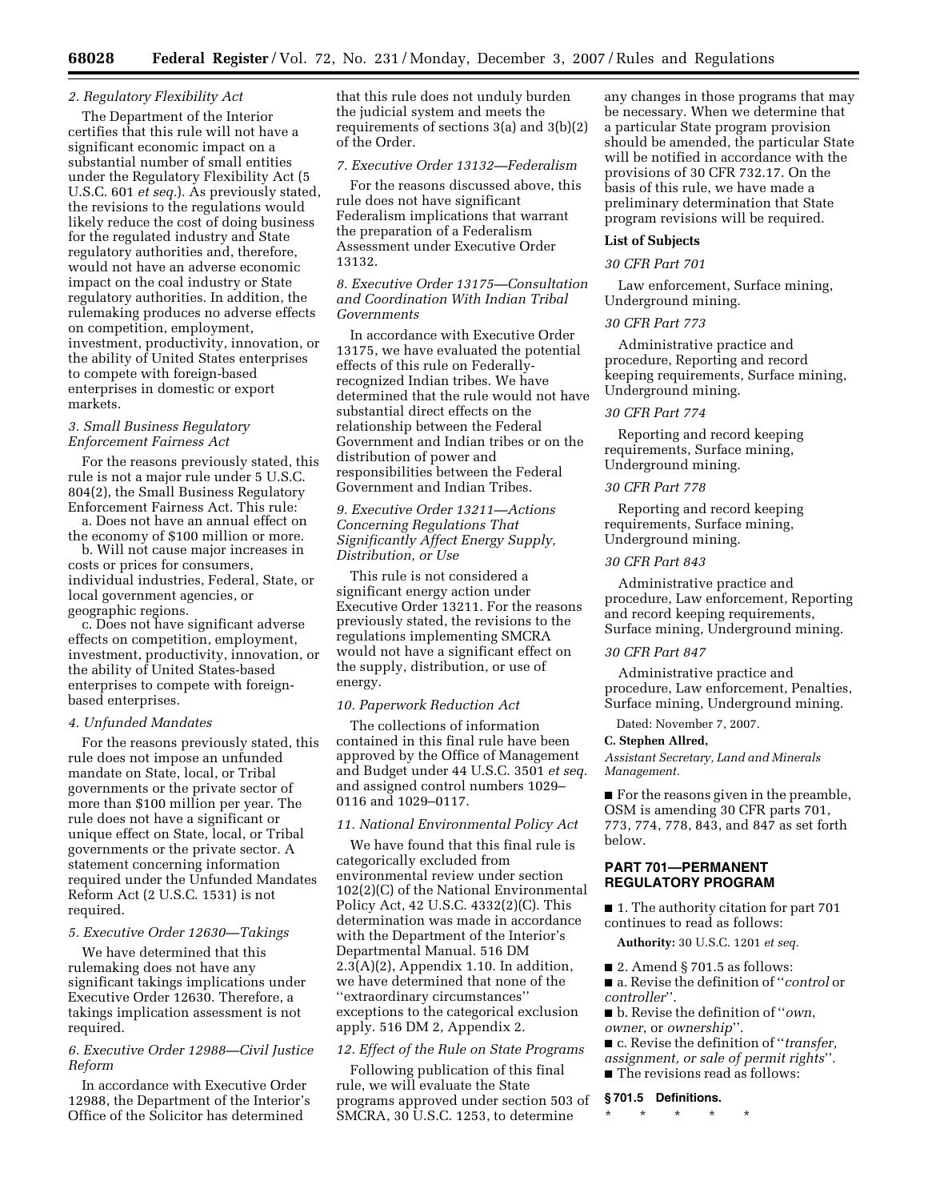### 2. Regulatory Flexibility Act

The Department of the Interior certifies that this rule will not have a significant economic impact on a substantial number of small entities under the Regulatory Flexibility Act (5 U.S.C. 601 *et seq.*). As previously stated, the revisions to the regulations would likely reduce the cost of doing business for the regulated industry and State regulatory authorities and, therefore, would not have an adverse economic impact on the coal industry or State regulatory authorities. In addition, the rulemaking produces no adverse effects on competition, employment, investment, productivity, innovation, or the ability of United States enterprises to compete with foreign-based enterprises in domestic or export markets.

### 3. Small Business Regulatory Enforcement Fairness Act

For the reasons previously stated, this rule is not a major rule under 5 U.S.C. 804(2), the Small Business Regulatory Enforcement Fairness Act. This rule:

a. Does not have an annual effect on the economy of $100 million or more.

b. Will not cause major increases in costs or prices for consumers, individual industries, Federal, State, or local government agencies, or geographic regions.

c. Does not have significant adverse effects on competition, employment, investment, productivity, innovation, or the ability of United States-based enterprises to compete with foreign-based enterprises.

### 4. Unfunded Mandates

For the reasons previously stated, this rule does not impose an unfunded mandate on State, local, or Tribal governments or the private sector of more than $100 million per year. The rule does not have a significant or unique effect on State, local, or Tribal governments or the private sector. A statement concerning information required under the Unfunded Mandates Reform Act (2 U.S.C. 1531) is not required.

### 5. Executive Order 12630—Takings

We have determined that this rulemaking does not have any significant takings implications under Executive Order 12630. Therefore, a takings implication assessment is not required.

### 6. Executive Order 12988—Civil Justice Reform

In accordance with Executive Order 12988, the Department of the Interior's Office of the Solicitor has determined that this rule does not unduly burden the judicial system and meets the requirements of sections 3(a) and 3(b)(2) of the Order.

### 7. Executive Order 13132—Federalism

For the reasons discussed above, this rule does not have significant Federalism implications that warrant the preparation of a Federalism Assessment under Executive Order 13132.

### 8. Executive Order 13175—Consultation and Coordination With Indian Tribal Governments

In accordance with Executive Order 13175, we have evaluated the potential effects of this rule on Federally-recognized Indian tribes. We have determined that the rule would not have substantial direct effects on the relationship between the Federal Government and Indian tribes or on the distribution of power and responsibilities between the Federal Government and Indian Tribes.

### 9. Executive Order 13211—Actions Concerning Regulations That Significantly Affect Energy Supply, Distribution, or Use

This rule is not considered a significant energy action under Executive Order 13211. For the reasons previously stated, the revisions to the regulations implementing SMCRA would not have a significant effect on the supply, distribution, or use of energy.

### 10. Paperwork Reduction Act

The collections of information contained in this final rule have been approved by the Office of Management and Budget under 44 U.S.C. 3501 *et seq.* and assigned control numbers 1029–0116 and 1029–0117.

### 11. National Environmental Policy Act

We have found that this final rule is categorically excluded from environmental review under section 102(2)(C) of the National Environmental Policy Act, 42 U.S.C. 4332(2)(C). This determination was made in accordance with the Department of the Interior's Departmental Manual. 516 DM 2.3(A)(2), Appendix 1.10. In addition, we have determined that none of the "extraordinary circumstances" exceptions to the categorical exclusion apply. 516 DM 2, Appendix 2.

### 12. Effect of the Rule on State Programs

Following publication of this final rule, we will evaluate the State programs approved under section 503 of SMCRA, 30 U.S.C. 1253, to determine any changes in those programs that may be necessary. When we determine that a particular State program provision should be amended, the particular State will be notified in accordance with the provisions of 30 CFR 732.17. On the basis of this rule, we have made a preliminary determination that State program revisions will be required.

## List of Subjects

*30 CFR Part 701*

Law enforcement, Surface mining, Underground mining.

*30 CFR Part 773*

Administrative practice and procedure, Reporting and record keeping requirements, Surface mining, Underground mining.

*30 CFR Part 774*

Reporting and record keeping requirements, Surface mining, Underground mining.

*30 CFR Part 778*

Reporting and record keeping requirements, Surface mining, Underground mining.

*30 CFR Part 843*

Administrative practice and procedure, Law enforcement, Reporting and record keeping requirements, Surface mining, Underground mining.

*30 CFR Part 847*

Administrative practice and procedure, Law enforcement, Penalties, Surface mining, Underground mining.

Dated: November 7, 2007.

**C. Stephen Allred,**

*Assistant Secretary, Land and Minerals Management.*

■ For the reasons given in the preamble, OSM is amending 30 CFR parts 701, 773, 774, 778, 843, and 847 as set forth below.

## PART 701—PERMANENT REGULATORY PROGRAM

■ 1. The authority citation for part 701 continues to read as follows:

**Authority:** 30 U.S.C. 1201 *et seq.*

■ 2. Amend § 701.5 as follows:

■ a. Revise the definition of "*control* or *controller*".

■ b. Revise the definition of "*own*, *owner*, or *ownership*".

■ c. Revise the definition of "*transfer, assignment, or sale of permit rights*".

■ The revisions read as follows:

**§ 701.5 Definitions.**

\* \* \* \* \*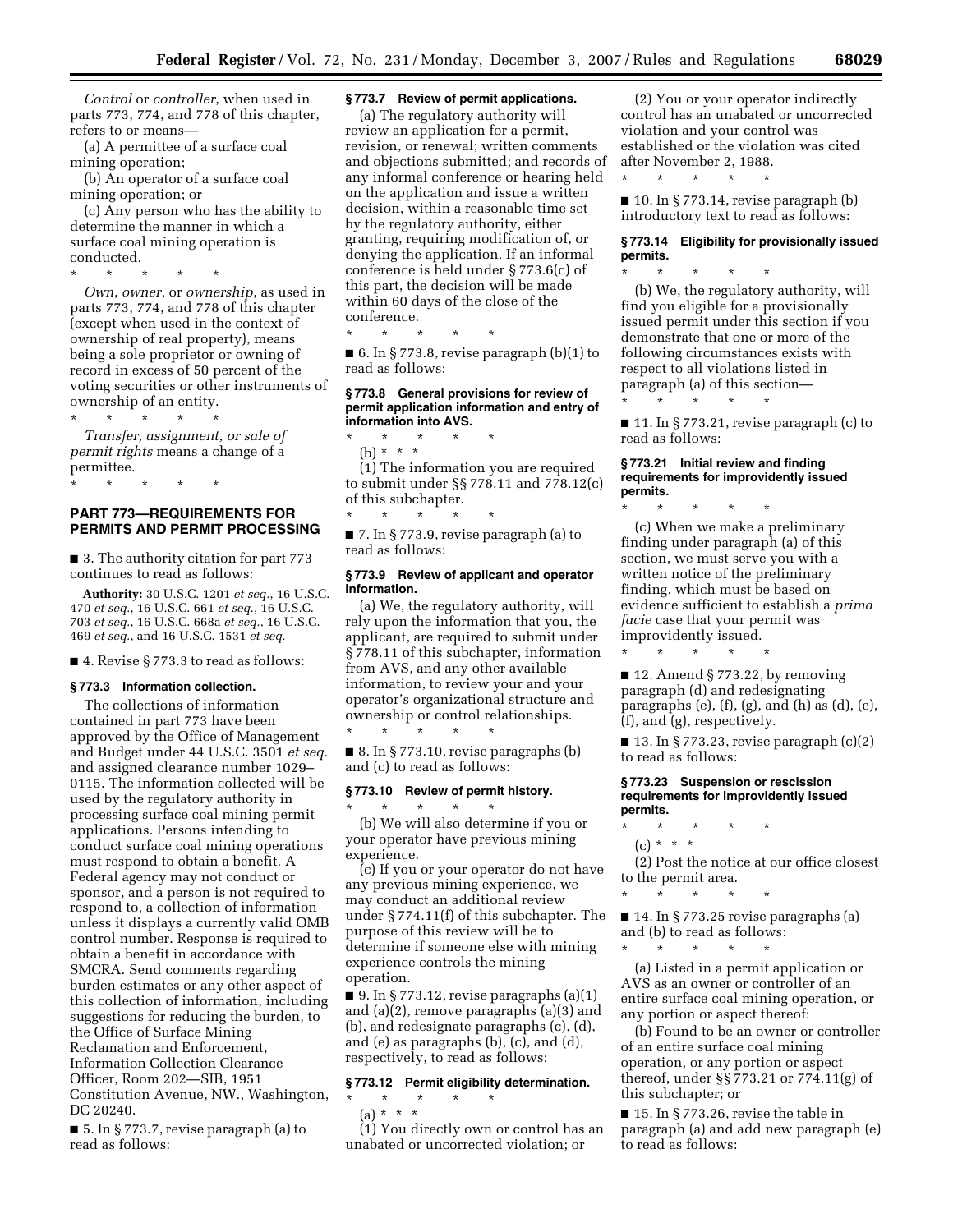*Control* or *controller*, when used in parts 773, 774, and 778 of this chapter, refers to or means—

(a) A permittee of a surface coal mining operation;

(b) An operator of a surface coal mining operation; or

(c) Any person who has the ability to determine the manner in which a surface coal mining operation is conducted.

\* \* \* \* \*

*Own*, *owner*, or *ownership*, as used in parts 773, 774, and 778 of this chapter (except when used in the context of ownership of real property), means being a sole proprietor or owning of record in excess of 50 percent of the voting securities or other instruments of ownership of an entity.

\* \* \* \* \*

*Transfer, assignment, or sale of permit rights* means a change of a permittee.

\* \* \* \* \*

## PART 773—REQUIREMENTS FOR PERMITS AND PERMIT PROCESSING

■ 3. The authority citation for part 773 continues to read as follows:

**Authority:** 30 U.S.C. 1201 *et seq.*, 16 U.S.C. 470 *et seq.*, 16 U.S.C. 661 *et seq.*, 16 U.S.C. 703 *et seq.*, 16 U.S.C. 668a *et seq.*, 16 U.S.C. 469 *et seq.*, and 16 U.S.C. 1531 *et seq.*

■ 4. Revise § 773.3 to read as follows:

### § 773.3 Information collection.

The collections of information contained in part 773 have been approved by the Office of Management and Budget under 44 U.S.C. 3501 *et seq.* and assigned clearance number 1029–0115. The information collected will be used by the regulatory authority in processing surface coal mining permit applications. Persons intending to conduct surface coal mining operations must respond to obtain a benefit. A Federal agency may not conduct or sponsor, and a person is not required to respond to, a collection of information unless it displays a currently valid OMB control number. Response is required to obtain a benefit in accordance with SMCRA. Send comments regarding burden estimates or any other aspect of this collection of information, including suggestions for reducing the burden, to the Office of Surface Mining Reclamation and Enforcement, Information Collection Clearance Officer, Room 202—SIB, 1951 Constitution Avenue, NW., Washington, DC 20240.

■ 5. In § 773.7, revise paragraph (a) to read as follows:

### § 773.7 Review of permit applications.

(a) The regulatory authority will review an application for a permit, revision, or renewal; written comments and objections submitted; and records of any informal conference or hearing held on the application and issue a written decision, within a reasonable time set by the regulatory authority, either granting, requiring modification of, or denying the application. If an informal conference is held under § 773.6(c) of this part, the decision will be made within 60 days of the close of the conference.

\* \* \* \* \*

■ 6. In § 773.8, revise paragraph (b)(1) to read as follows:

### § 773.8 General provisions for review of permit application information and entry of information into AVS.

\* \* \* \* \*

(b) \* \* \*

(1) The information you are required to submit under §§ 778.11 and 778.12(c) of this subchapter.

\* \* \* \* \*

■ 7. In § 773.9, revise paragraph (a) to read as follows:

### § 773.9 Review of applicant and operator information.

(a) We, the regulatory authority, will rely upon the information that you, the applicant, are required to submit under § 778.11 of this subchapter, information from AVS, and any other available information, to review your and your operator's organizational structure and ownership or control relationships.

\* \* \* \* \*

■ 8. In § 773.10, revise paragraphs (b) and (c) to read as follows:

### § 773.10 Review of permit history.

\* \* \* \* \*

(b) We will also determine if you or your operator have previous mining experience.

(c) If you or your operator do not have any previous mining experience, we may conduct an additional review under § 774.11(f) of this subchapter. The purpose of this review will be to determine if someone else with mining experience controls the mining operation.

■ 9. In § 773.12, revise paragraphs (a)(1) and (a)(2), remove paragraphs (a)(3) and (b), and redesignate paragraphs (c), (d), and (e) as paragraphs (b), (c), and (d), respectively, to read as follows:

### § 773.12 Permit eligibility determination.

\* \* \* \* \*

(a) \* \* \*

(1) You directly own or control has an unabated or uncorrected violation; or

(2) You or your operator indirectly control has an unabated or uncorrected violation and your control was established or the violation was cited after November 2, 1988.

\* \* \* \* \*

■ 10. In § 773.14, revise paragraph (b) introductory text to read as follows:

### § 773.14 Eligibility for provisionally issued permits.

\* \* \* \* \*

(b) We, the regulatory authority, will find you eligible for a provisionally issued permit under this section if you demonstrate that one or more of the following circumstances exists with respect to all violations listed in paragraph (a) of this section—

\* \* \* \* \*

■ 11. In § 773.21, revise paragraph (c) to read as follows:

### § 773.21 Initial review and finding requirements for improvidently issued permits.

\* \* \* \* \*

(c) When we make a preliminary finding under paragraph (a) of this section, we must serve you with a written notice of the preliminary finding, which must be based on evidence sufficient to establish a *prima facie* case that your permit was improvidently issued.

\* \* \* \* \*

■ 12. Amend § 773.22, by removing paragraph (d) and redesignating paragraphs (e), (f), (g), and (h) as (d), (e), (f), and (g), respectively.

■ 13. In § 773.23, revise paragraph (c)(2) to read as follows:

### § 773.23 Suspension or rescission requirements for improvidently issued permits.

\* \* \* \* \*

(c) \* \* \*

(2) Post the notice at our office closest to the permit area.

\* \* \* \* \*

■ 14. In § 773.25 revise paragraphs (a) and (b) to read as follows:

\* \* \* \* \*

(a) Listed in a permit application or AVS as an owner or controller of an entire surface coal mining operation, or any portion or aspect thereof:

(b) Found to be an owner or controller of an entire surface coal mining operation, or any portion or aspect thereof, under §§ 773.21 or 774.11(g) of this subchapter; or

■ 15. In § 773.26, revise the table in paragraph (a) and add new paragraph (e) to read as follows: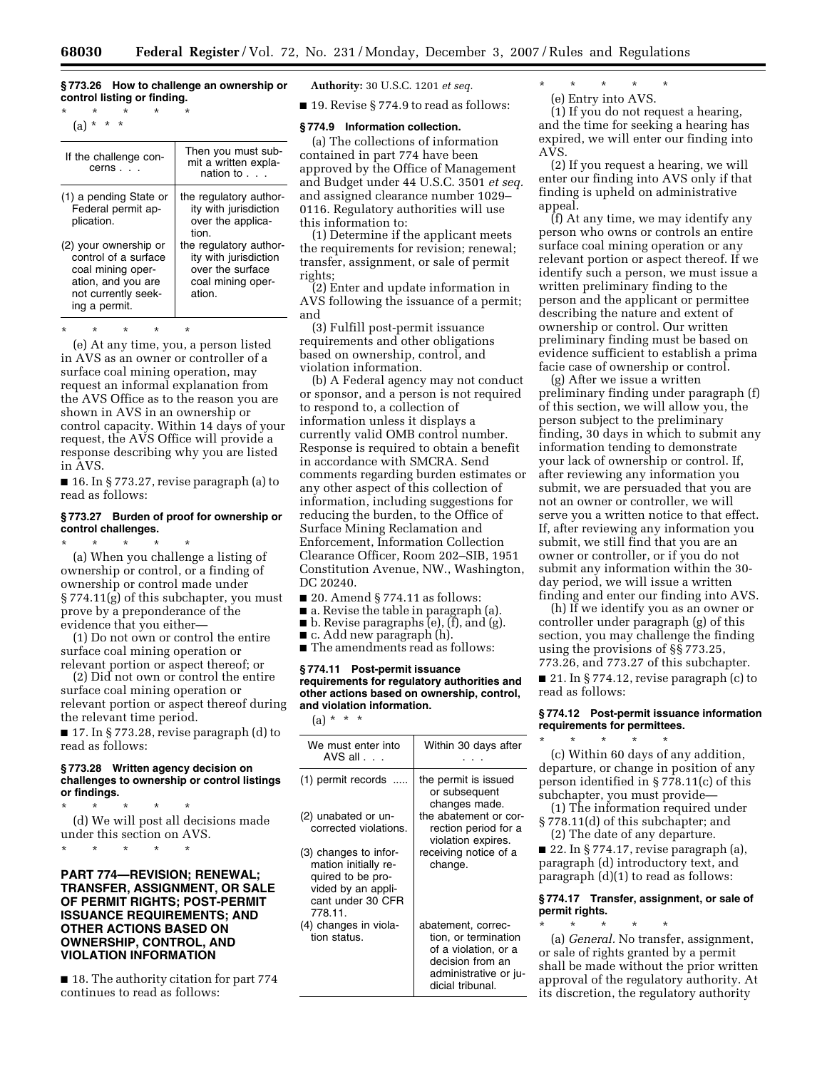### § 773.26 How to challenge an ownership or control listing or finding.

\* \* \* \* \*

(a) \* \* \*

| If the challenge concerns . . . | Then you must submit a written explanation to . . . |
|---|---|
| (1) a pending State or Federal permit application. | the regulatory authority with jurisdiction over the application. |
| (2) your ownership or control of a surface coal mining operation, and you are not currently seeking a permit. | the regulatory authority with jurisdiction over the surface coal mining operation. |

\* \* \* \* \*

(e) At any time, you, a person listed in AVS as an owner or controller of a surface coal mining operation, may request an informal explanation from the AVS Office as to the reason you are shown in AVS in an ownership or control capacity. Within 14 days of your request, the AVS Office will provide a response describing why you are listed in AVS.

■ 16. In § 773.27, revise paragraph (a) to read as follows:

### § 773.27 Burden of proof for ownership or control challenges.

\* \* \* \* \*

(a) When you challenge a listing of ownership or control, or a finding of ownership or control made under § 774.11(g) of this subchapter, you must prove by a preponderance of the evidence that you either—

(1) Do not own or control the entire surface coal mining operation or relevant portion or aspect thereof; or

(2) Did not own or control the entire surface coal mining operation or relevant portion or aspect thereof during the relevant time period.

■ 17. In § 773.28, revise paragraph (d) to read as follows:

### § 773.28 Written agency decision on challenges to ownership or control listings or findings.

\* \* \* \* \*

(d) We will post all decisions made under this section on AVS.

\* \* \* \* \*

## PART 774—REVISION; RENEWAL; TRANSFER, ASSIGNMENT, OR SALE OF PERMIT RIGHTS; POST-PERMIT ISSUANCE REQUIREMENTS; AND OTHER ACTIONS BASED ON OWNERSHIP, CONTROL, AND VIOLATION INFORMATION

■ 18. The authority citation for part 774 continues to read as follows:

**Authority:** 30 U.S.C. 1201 *et seq.*

■ 19. Revise § 774.9 to read as follows:

### § 774.9 Information collection.

(a) The collections of information contained in part 774 have been approved by the Office of Management and Budget under 44 U.S.C. 3501 *et seq.* and assigned clearance number 1029–0116. Regulatory authorities will use this information to:

(1) Determine if the applicant meets the requirements for revision; renewal; transfer, assignment, or sale of permit rights;

(2) Enter and update information in AVS following the issuance of a permit; and

(3) Fulfill post-permit issuance requirements and other obligations based on ownership, control, and violation information.

(b) A Federal agency may not conduct or sponsor, and a person is not required to respond to, a collection of information unless it displays a currently valid OMB control number. Response is required to obtain a benefit in accordance with SMCRA. Send comments regarding burden estimates or any other aspect of this collection of information, including suggestions for reducing the burden, to the Office of Surface Mining Reclamation and Enforcement, Information Collection Clearance Officer, Room 202–SIB, 1951 Constitution Avenue, NW., Washington, DC 20240.

■ 20. Amend § 774.11 as follows:

■ a. Revise the table in paragraph (a).

■ b. Revise paragraphs (e), (f), and (g).

■ c. Add new paragraph (h).

■ The amendments read as follows:

### § 774.11 Post-permit issuance requirements for regulatory authorities and other actions based on ownership, control, and violation information.

(a) \* \* \*

| We must enter into AVS all . . . | Within 30 days after . . . |
|---|---|
| (1) permit records ..... | the permit is issued or subsequent changes made. |
| (2) unabated or uncorrected violations. | the abatement or correction period for a violation expires. |
| (3) changes to information initially required to be provided by an applicant under 30 CFR 778.11. | receiving notice of a change. |
| (4) changes in violation status. | abatement, correction, or termination of a violation, or a decision from an administrative or judicial tribunal. |

\* \* \* \* \*

(e) Entry into AVS.

(1) If you do not request a hearing, and the time for seeking a hearing has expired, we will enter our finding into AVS.

(2) If you request a hearing, we will enter our finding into AVS only if that finding is upheld on administrative appeal.

(f) At any time, we may identify any person who owns or controls an entire surface coal mining operation or any relevant portion or aspect thereof. If we identify such a person, we must issue a written preliminary finding to the person and the applicant or permittee describing the nature and extent of ownership or control. Our written preliminary finding must be based on evidence sufficient to establish a prima facie case of ownership or control.

(g) After we issue a written preliminary finding under paragraph (f) of this section, we will allow you, the person subject to the preliminary finding, 30 days in which to submit any information tending to demonstrate your lack of ownership or control. If, after reviewing any information you submit, we are persuaded that you are not an owner or controller, we will serve you a written notice to that effect. If, after reviewing any information you submit, we still find that you are an owner or controller, or if you do not submit any information within the 30-day period, we will issue a written finding and enter our finding into AVS.

(h) If we identify you as an owner or controller under paragraph (g) of this section, you may challenge the finding using the provisions of §§ 773.25, 773.26, and 773.27 of this subchapter.

■ 21. In § 774.12, revise paragraph (c) to read as follows:

### § 774.12 Post-permit issuance information requirements for permittees.

\* \* \* \* \*

(c) Within 60 days of any addition, departure, or change in position of any person identified in § 778.11(c) of this subchapter, you must provide—

(1) The information required under § 778.11(d) of this subchapter; and

(2) The date of any departure.

■ 22. In § 774.17, revise paragraph (a), paragraph (d) introductory text, and paragraph (d)(1) to read as follows:

### § 774.17 Transfer, assignment, or sale of permit rights.

\* \* \* \* \*

(a) *General.* No transfer, assignment, or sale of rights granted by a permit shall be made without the prior written approval of the regulatory authority. At its discretion, the regulatory authority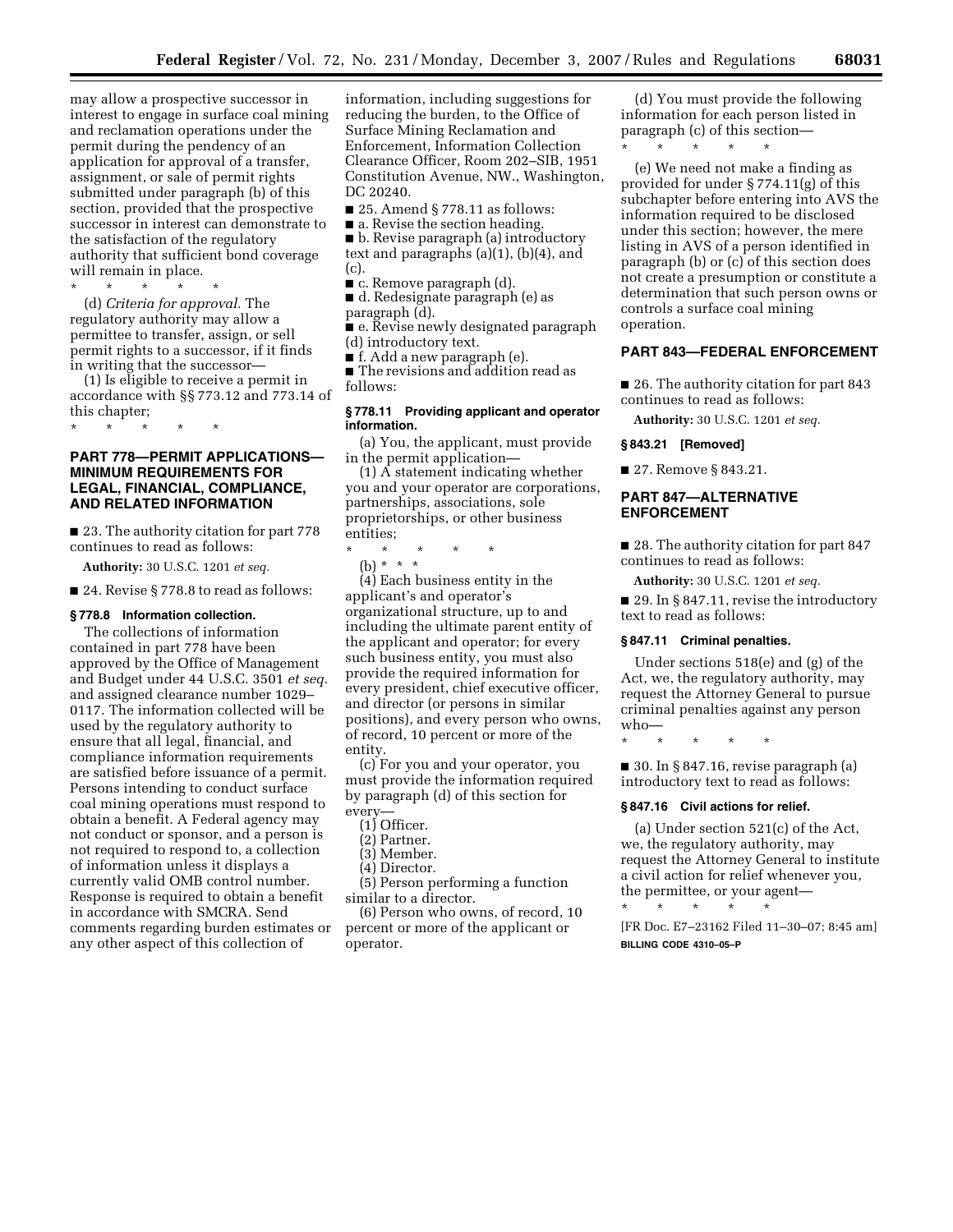may allow a prospective successor in interest to engage in surface coal mining and reclamation operations under the permit during the pendency of an application for approval of a transfer, assignment, or sale of permit rights submitted under paragraph (b) of this section, provided that the prospective successor in interest can demonstrate to the satisfaction of the regulatory authority that sufficient bond coverage will remain in place.

\* \* \* \* \*

(d) *Criteria for approval.* The regulatory authority may allow a permittee to transfer, assign, or sell permit rights to a successor, if it finds in writing that the successor—

(1) Is eligible to receive a permit in accordance with §§ 773.12 and 773.14 of this chapter;

\* \* \* \* \*

## PART 778—PERMIT APPLICATIONS—MINIMUM REQUIREMENTS FOR LEGAL, FINANCIAL, COMPLIANCE, AND RELATED INFORMATION

■ 23. The authority citation for part 778 continues to read as follows:

**Authority:** 30 U.S.C. 1201 *et seq.*

■ 24. Revise § 778.8 to read as follows:

### § 778.8 Information collection.

The collections of information contained in part 778 have been approved by the Office of Management and Budget under 44 U.S.C. 3501 *et seq.* and assigned clearance number 1029–0117. The information collected will be used by the regulatory authority to ensure that all legal, financial, and compliance information requirements are satisfied before issuance of a permit. Persons intending to conduct surface coal mining operations must respond to obtain a benefit. A Federal agency may not conduct or sponsor, and a person is not required to respond to, a collection of information unless it displays a currently valid OMB control number. Response is required to obtain a benefit in accordance with SMCRA. Send comments regarding burden estimates or any other aspect of this collection of information, including suggestions for reducing the burden, to the Office of Surface Mining Reclamation and Enforcement, Information Collection Clearance Officer, Room 202–SIB, 1951 Constitution Avenue, NW., Washington, DC 20240.

■ 25. Amend § 778.11 as follows:

■ a. Revise the section heading.

■ b. Revise paragraph (a) introductory text and paragraphs (a)(1), (b)(4), and (c).

■ c. Remove paragraph (d).

■ d. Redesignate paragraph (e) as paragraph (d).

■ e. Revise newly designated paragraph (d) introductory text.

■ f. Add a new paragraph (e).

■ The revisions and addition read as follows:

### § 778.11 Providing applicant and operator information.

(a) You, the applicant, must provide in the permit application—

(1) A statement indicating whether you and your operator are corporations, partnerships, associations, sole proprietorships, or other business entities;

\* \* \* \* \*

(b) \* \* \*

(4) Each business entity in the applicant's and operator's organizational structure, up to and including the ultimate parent entity of the applicant and operator; for every such business entity, you must also provide the required information for every president, chief executive officer, and director (or persons in similar positions), and every person who owns, of record, 10 percent or more of the entity.

(c) For you and your operator, you must provide the information required by paragraph (d) of this section for every—

(1) Officer.

(2) Partner.

(3) Member.

(4) Director.

(5) Person performing a function similar to a director.

(6) Person who owns, of record, 10 percent or more of the applicant or operator.

(d) You must provide the following information for each person listed in paragraph (c) of this section—

\* \* \* \* \*

(e) We need not make a finding as provided for under § 774.11(g) of this subchapter before entering into AVS the information required to be disclosed under this section; however, the mere listing in AVS of a person identified in paragraph (b) or (c) of this section does not create a presumption or constitute a determination that such person owns or controls a surface coal mining operation.

## PART 843—FEDERAL ENFORCEMENT

■ 26. The authority citation for part 843 continues to read as follows:

**Authority:** 30 U.S.C. 1201 *et seq.*

### § 843.21 [Removed]

■ 27. Remove § 843.21.

## PART 847—ALTERNATIVE ENFORCEMENT

■ 28. The authority citation for part 847 continues to read as follows:

**Authority:** 30 U.S.C. 1201 *et seq.*

■ 29. In § 847.11, revise the introductory text to read as follows:

### § 847.11 Criminal penalties.

Under sections 518(e) and (g) of the Act, we, the regulatory authority, may request the Attorney General to pursue criminal penalties against any person who—

\* \* \* \* \*

■ 30. In § 847.16, revise paragraph (a) introductory text to read as follows:

### § 847.16 Civil actions for relief.

(a) Under section 521(c) of the Act, we, the regulatory authority, may request the Attorney General to institute a civil action for relief whenever you, the permittee, or your agent—

\* \* \* \* \*

[FR Doc. E7–23162 Filed 11–30–07; 8:45 am]

**BILLING CODE 4310–05–P**